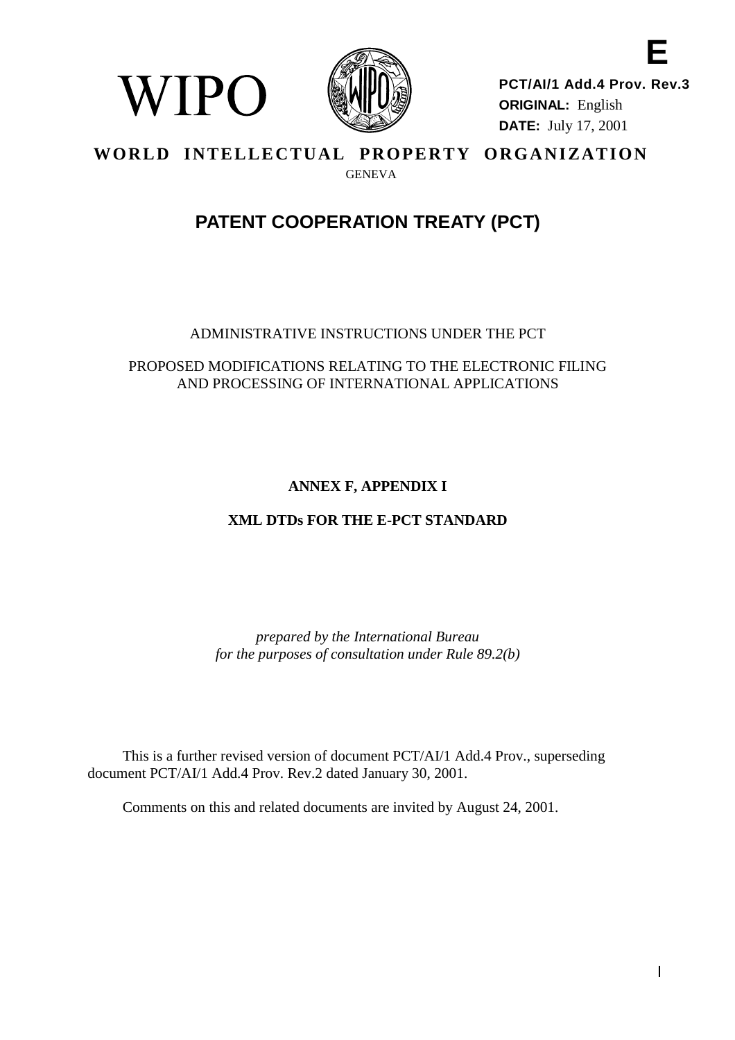E

WIPO

**PCT/AI/1 Add.4 Prov. Rev.3**
**ORIGINAL:** English
**DATE:** July 17, 2001

**WORLD INTELLECTUAL PROPERTY ORGANIZATION**
GENEVA

# PATENT COOPERATION TREATY (PCT)

ADMINISTRATIVE INSTRUCTIONS UNDER THE PCT

PROPOSED MODIFICATIONS RELATING TO THE ELECTRONIC FILING AND PROCESSING OF INTERNATIONAL APPLICATIONS

## ANNEX F, APPENDIX I

## XML DTDs FOR THE E-PCT STANDARD

*prepared by the International Bureau for the purposes of consultation under Rule 89.2(b)*

This is a further revised version of document PCT/AI/1 Add.4 Prov., superseding document PCT/AI/1 Add.4 Prov. Rev.2 dated January 30, 2001.

Comments on this and related documents are invited by August 24, 2001.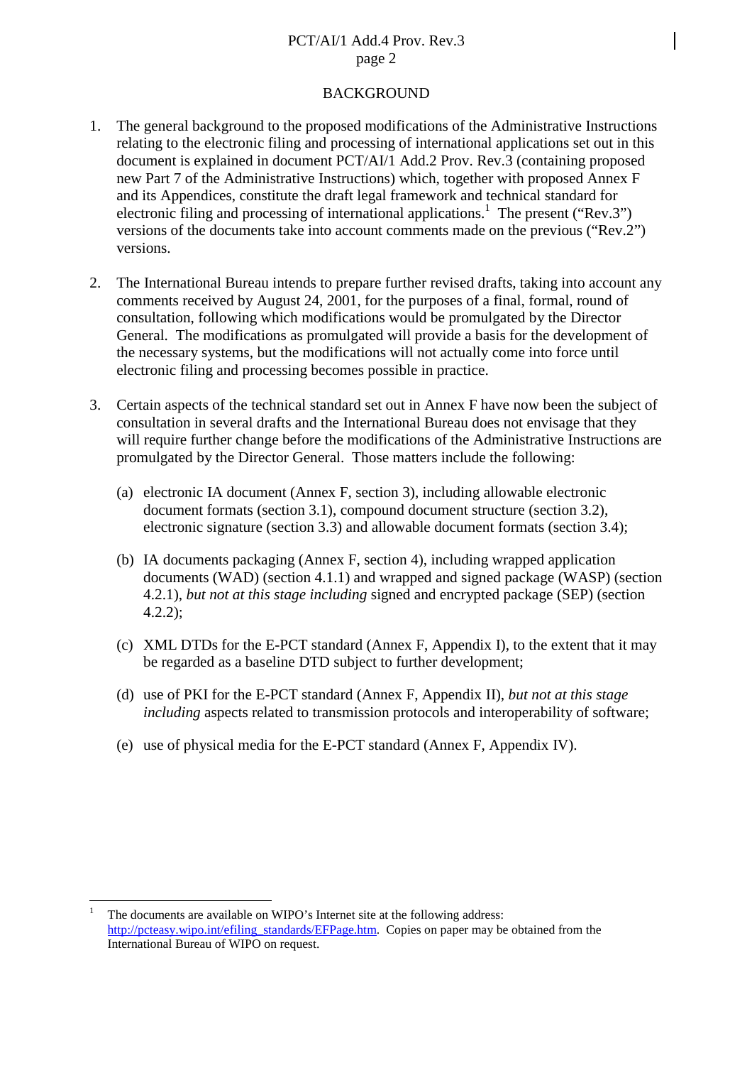## BACKGROUND

1. The general background to the proposed modifications of the Administrative Instructions relating to the electronic filing and processing of international applications set out in this document is explained in document PCT/AI/1 Add.2 Prov. Rev.3 (containing proposed new Part 7 of the Administrative Instructions) which, together with proposed Annex F and its Appendices, constitute the draft legal framework and technical standard for electronic filing and processing of international applications.[1] The present ("Rev.3") versions of the documents take into account comments made on the previous ("Rev.2") versions.

2. The International Bureau intends to prepare further revised drafts, taking into account any comments received by August 24, 2001, for the purposes of a final, formal, round of consultation, following which modifications would be promulgated by the Director General. The modifications as promulgated will provide a basis for the development of the necessary systems, but the modifications will not actually come into force until electronic filing and processing becomes possible in practice.

3. Certain aspects of the technical standard set out in Annex F have now been the subject of consultation in several drafts and the International Bureau does not envisage that they will require further change before the modifications of the Administrative Instructions are promulgated by the Director General. Those matters include the following:

   (a) electronic IA document (Annex F, section 3), including allowable electronic document formats (section 3.1), compound document structure (section 3.2), electronic signature (section 3.3) and allowable document formats (section 3.4);

   (b) IA documents packaging (Annex F, section 4), including wrapped application documents (WAD) (section 4.1.1) and wrapped and signed package (WASP) (section 4.2.1), *but not at this stage including* signed and encrypted package (SEP) (section 4.2.2);

   (c) XML DTDs for the E-PCT standard (Annex F, Appendix I), to the extent that it may be regarded as a baseline DTD subject to further development;

   (d) use of PKI for the E-PCT standard (Annex F, Appendix II), *but not at this stage including* aspects related to transmission protocols and interoperability of software;

   (e) use of physical media for the E-PCT standard (Annex F, Appendix IV).

---

[1] The documents are available on WIPO's Internet site at the following address: http://pcteasy.wipo.int/efiling_standards/EFPage.htm. Copies on paper may be obtained from the International Bureau of WIPO on request.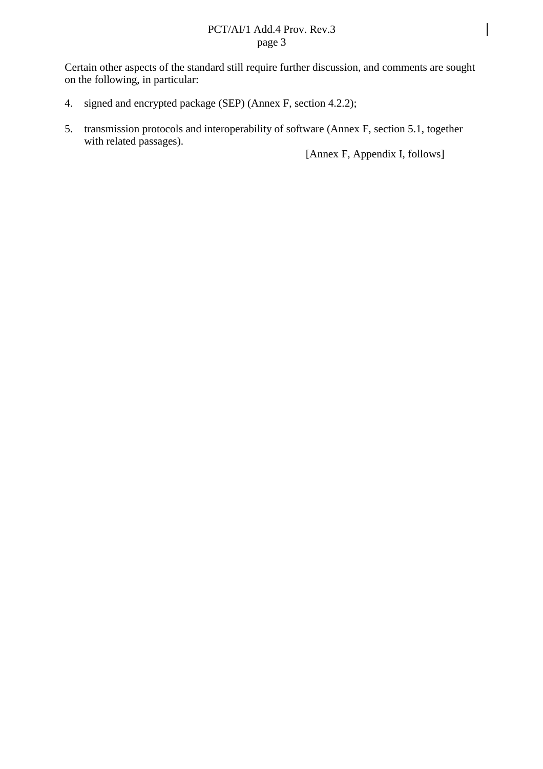Certain other aspects of the standard still require further discussion, and comments are sought on the following, in particular:

4. signed and encrypted package (SEP) (Annex F, section 4.2.2);

5. transmission protocols and interoperability of software (Annex F, section 5.1, together with related passages).

[Annex F, Appendix I, follows]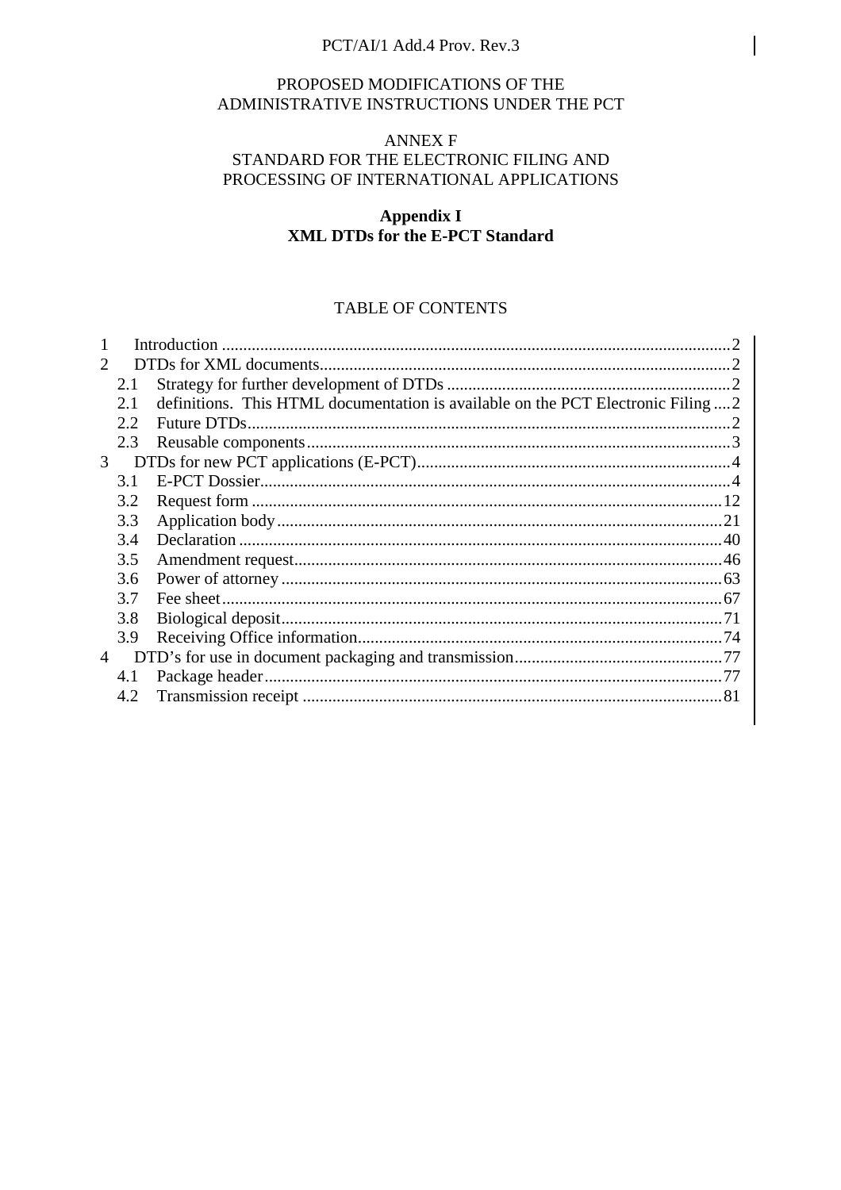PROPOSED MODIFICATIONS OF THE
ADMINISTRATIVE INSTRUCTIONS UNDER THE PCT

ANNEX F
STANDARD FOR THE ELECTRONIC FILING AND
PROCESSING OF INTERNATIONAL APPLICATIONS

**Appendix I**
**XML DTDs for the E-PCT Standard**

TABLE OF CONTENTS

1 Introduction ....................................................................................................................2
2 DTDs for XML documents..............................................................................................2
  2.1 Strategy for further development of DTDs ..................................................................2
  2.1 definitions. This HTML documentation is available on the PCT Electronic Filing ....2
  2.2 Future DTDs................................................................................................................2
  2.3 Reusable components..................................................................................................3
3 DTDs for new PCT applications (E-PCT).........................................................................4
  3.1 E-PCT Dossier.............................................................................................................4
  3.2 Request form .............................................................................................................12
  3.3 Application body.......................................................................................................21
  3.4 Declaration ................................................................................................................40
  3.5 Amendment request....................................................................................................46
  3.6 Power of attorney ......................................................................................................63
  3.7 Fee sheet....................................................................................................................67
  3.8 Biological deposit......................................................................................................71
  3.9 Receiving Office information.....................................................................................74
4 DTD's for use in document packaging and transmission................................................77
  4.1 Package header...........................................................................................................77
  4.2 Transmission receipt .................................................................................................81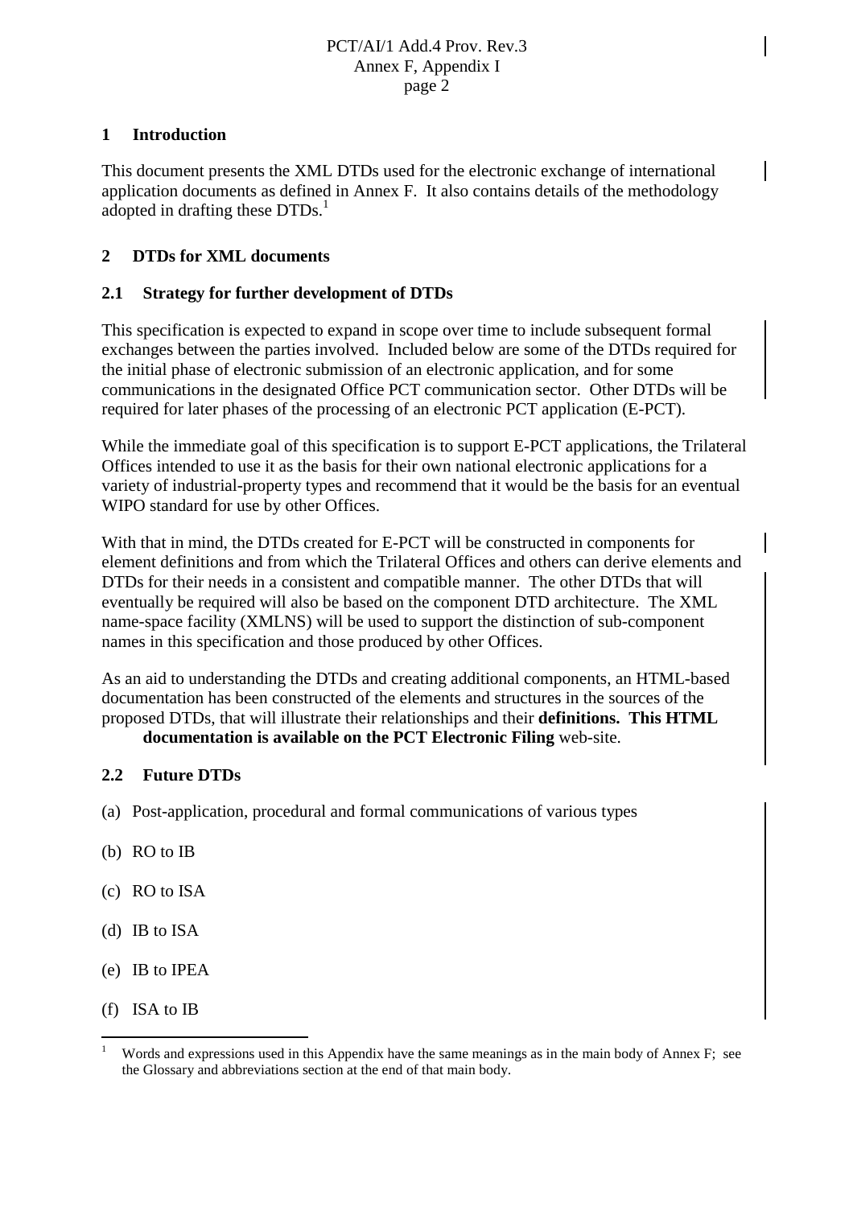## 1 Introduction

This document presents the XML DTDs used for the electronic exchange of international application documents as defined in Annex F. It also contains details of the methodology adopted in drafting these DTDs.[1]

## 2 DTDs for XML documents

### 2.1 Strategy for further development of DTDs

This specification is expected to expand in scope over time to include subsequent formal exchanges between the parties involved. Included below are some of the DTDs required for the initial phase of electronic submission of an electronic application, and for some communications in the designated Office PCT communication sector. Other DTDs will be required for later phases of the processing of an electronic PCT application (E-PCT).

While the immediate goal of this specification is to support E-PCT applications, the Trilateral Offices intended to use it as the basis for their own national electronic applications for a variety of industrial-property types and recommend that it would be the basis for an eventual WIPO standard for use by other Offices.

With that in mind, the DTDs created for E-PCT will be constructed in components for element definitions and from which the Trilateral Offices and others can derive elements and DTDs for their needs in a consistent and compatible manner. The other DTDs that will eventually be required will also be based on the component DTD architecture. The XML name-space facility (XMLNS) will be used to support the distinction of sub-component names in this specification and those produced by other Offices.

As an aid to understanding the DTDs and creating additional components, an HTML-based documentation has been constructed of the elements and structures in the sources of the proposed DTDs, that will illustrate their relationships and their **definitions. This HTML documentation is available on the PCT Electronic Filing** web-site.

### 2.2 Future DTDs

(a) Post-application, procedural and formal communications of various types

(b) RO to IB

(c) RO to ISA

(d) IB to ISA

(e) IB to IPEA

(f) ISA to IB

---

[1] Words and expressions used in this Appendix have the same meanings as in the main body of Annex F; see the Glossary and abbreviations section at the end of that main body.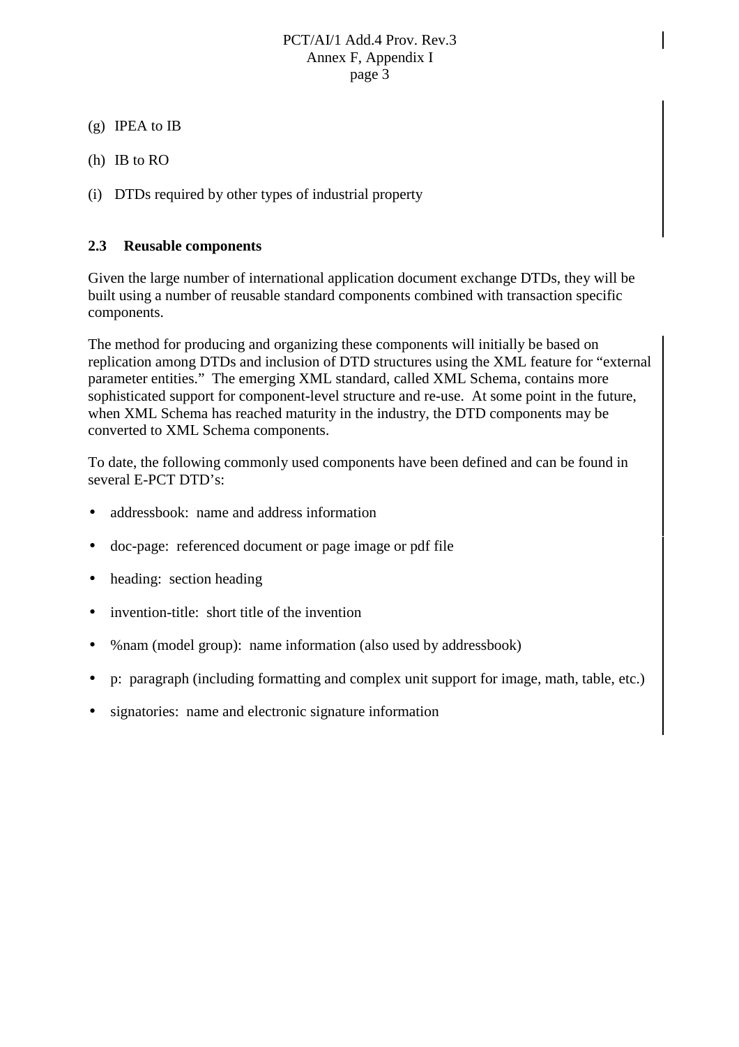(g) IPEA to IB

(h) IB to RO

(i) DTDs required by other types of industrial property

### 2.3 Reusable components

Given the large number of international application document exchange DTDs, they will be built using a number of reusable standard components combined with transaction specific components.

The method for producing and organizing these components will initially be based on replication among DTDs and inclusion of DTD structures using the XML feature for "external parameter entities." The emerging XML standard, called XML Schema, contains more sophisticated support for component-level structure and re-use. At some point in the future, when XML Schema has reached maturity in the industry, the DTD components may be converted to XML Schema components.

To date, the following commonly used components have been defined and can be found in several E-PCT DTD's:

- addressbook: name and address information
- doc-page: referenced document or page image or pdf file
- heading: section heading
- invention-title: short title of the invention
- %nam (model group): name information (also used by addressbook)
- p: paragraph (including formatting and complex unit support for image, math, table, etc.)
- signatories: name and electronic signature information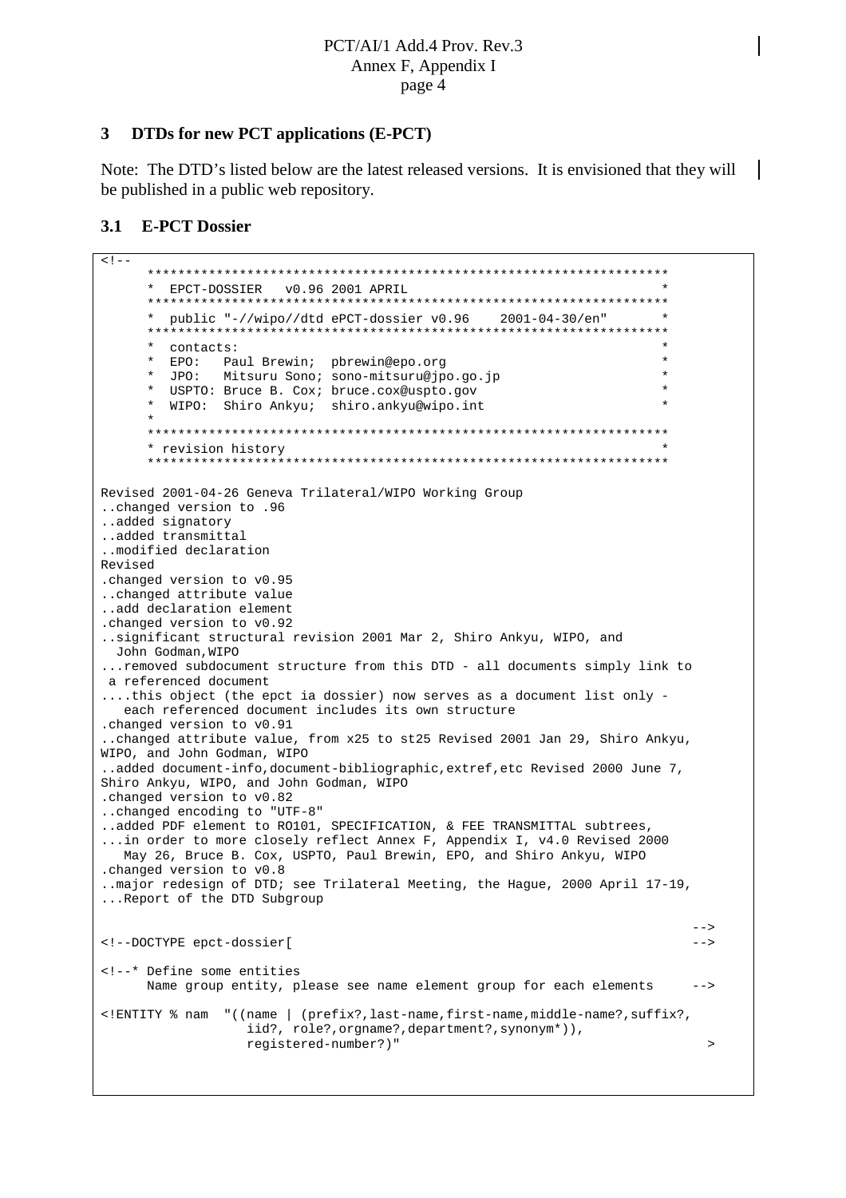## 3 DTDs for new PCT applications (E-PCT)

Note: The DTD's listed below are the latest released versions. It is envisioned that they will be published in a public web repository.

### 3.1 E-PCT Dossier

```
<!--
      *******************************************************************
      *  EPCT-DOSSIER   v0.96 2001 APRIL                                 *
      *******************************************************************
      *  public "-//wipo//dtd ePCT-dossier v0.96    2001-04-30/en"       *
      *******************************************************************
      *  contacts:                                                       *
      *  EPO:   Paul Brewin;  pbrewin@epo.org                            *
      *  JPO:   Mitsuru Sono; sono-mitsuru@jpo.go.jp                     *
      *  USPTO: Bruce B. Cox; bruce.cox@uspto.gov                        *
      *  WIPO:  Shiro Ankyu;  shiro.ankyu@wipo.int                       *
      *                                                                  
      *******************************************************************
      * revision history                                                 *
      *******************************************************************

Revised 2001-04-26 Geneva Trilateral/WIPO Working Group
..changed version to .96
..added signatory
..added transmittal
..modified declaration
Revised
.changed version to v0.95
..changed attribute value
..add declaration element
.changed version to v0.92
..significant structural revision 2001 Mar 2, Shiro Ankyu, WIPO, and
  John Godman,WIPO
...removed subdocument structure from this DTD - all documents simply link to
 a referenced document
....this object (the epct ia dossier) now serves as a document list only -
   each referenced document includes its own structure
.changed version to v0.91
..changed attribute value, from x25 to st25 Revised 2001 Jan 29, Shiro Ankyu,
WIPO, and John Godman, WIPO
..added document-info,document-bibliographic,extref,etc Revised 2000 June 7,
Shiro Ankyu, WIPO, and John Godman, WIPO
.changed version to v0.82
..changed encoding to "UTF-8"
..added PDF element to RO101, SPECIFICATION, & FEE TRANSMITTAL subtrees,
...in order to more closely reflect Annex F, Appendix I, v4.0 Revised 2000
   May 26, Bruce B. Cox, USPTO, Paul Brewin, EPO, and Shiro Ankyu, WIPO
.changed version to v0.8
..major redesign of DTD; see Trilateral Meeting, the Hague, 2000 April 17-19,
...Report of the DTD Subgroup

                                                                            -->
<!--DOCTYPE epct-dossier[                                                    -->

<!--* Define some entities
      Name group entity, please see name element group for each elements     -->

<!ENTITY % nam  "((name | (prefix?,last-name,first-name,middle-name?,suffix?,
                  iid?, role?,orgname?,department?,synonym*)),
                  registered-number?)"                                        >
```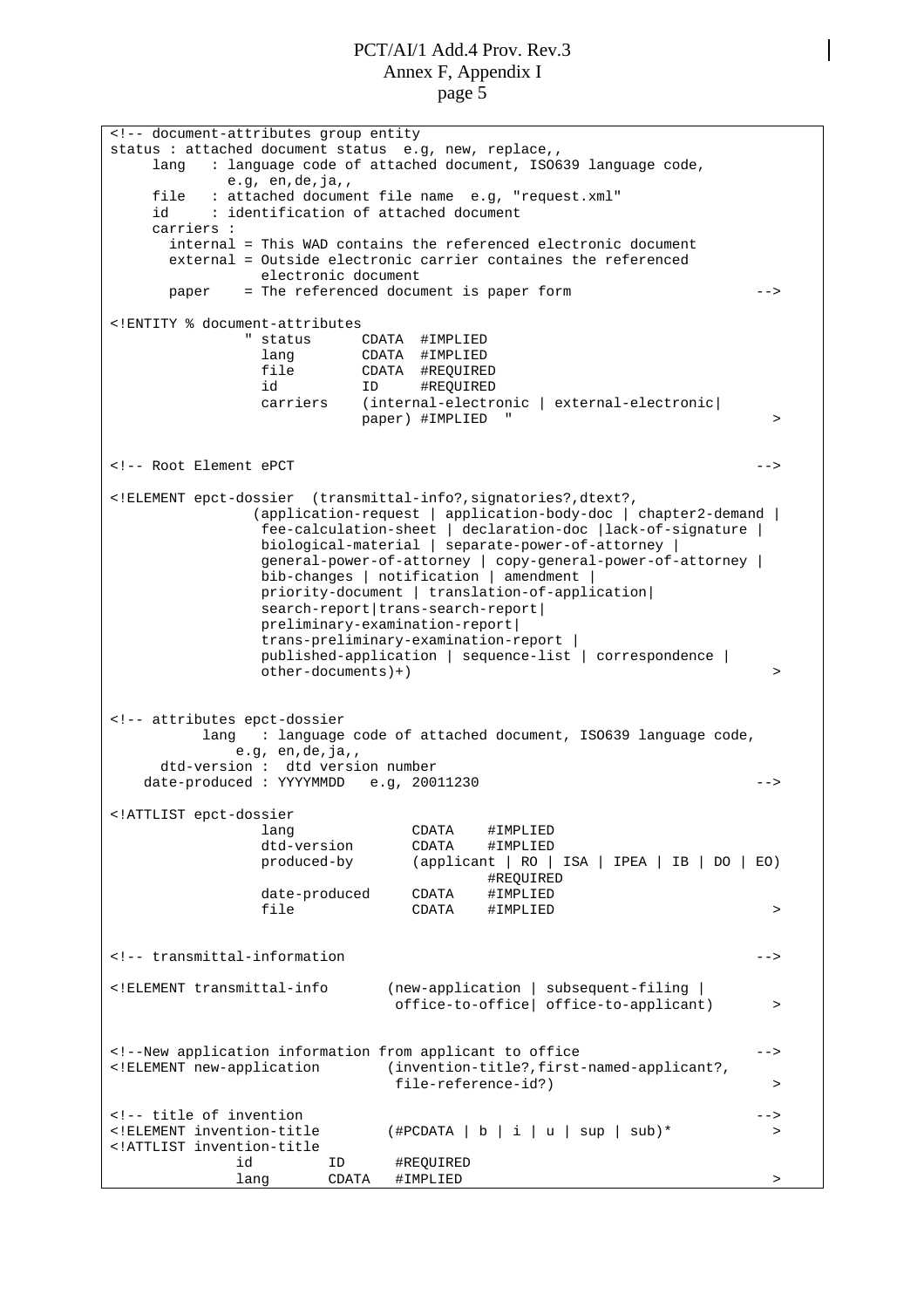```
<!-- document-attributes group entity
status : attached document status  e.g, new, replace,,
     lang   : language code of attached document, ISO639 language code,
             e.g, en,de,ja,,
     file   : attached document file name  e.g, "request.xml"
     id     : identification of attached document
     carriers :
       internal = This WAD contains the referenced electronic document
       external = Outside electronic carrier containes the referenced
                  electronic document
       paper    = The referenced document is paper form                 -->

<!ENTITY % document-attributes
                " status      CDATA  #IMPLIED
                  lang        CDATA  #IMPLIED
                  file        CDATA  #REQUIRED
                  id          ID     #REQUIRED
                  carriers    (internal-electronic | external-electronic|
                              paper) #IMPLIED  "                             >


<!-- Root Element ePCT                                                      -->

<!ELEMENT epct-dossier  (transmittal-info?,signatories?,dtext?,
                 (application-request | application-body-doc | chapter2-demand |
                  fee-calculation-sheet | declaration-doc |lack-of-signature |
                  biological-material | separate-power-of-attorney |
                  general-power-of-attorney | copy-general-power-of-attorney |
                  bib-changes | notification | amendment |
                  priority-document | translation-of-application|
                  search-report|trans-search-report|
                  preliminary-examination-report|
                  trans-preliminary-examination-report |
                  published-application | sequence-list | correspondence |
                  other-documents)+)                                         >


<!-- attributes epct-dossier
           lang   : language code of attached document, ISO639 language code,
               e.g, en,de,ja,,
      dtd-version :  dtd version number
    date-produced : YYYYMMDD   e.g, 20011230                                -->

<!ATTLIST epct-dossier
                  lang              CDATA    #IMPLIED
                  dtd-version       CDATA    #IMPLIED
                  produced-by       (applicant | RO | ISA | IPEA | IB | DO | EO)
                                             #REQUIRED
                  date-produced     CDATA    #IMPLIED
                  file              CDATA    #IMPLIED                        >


<!-- transmittal-information                                                -->

<!ELEMENT transmittal-info       (new-application | subsequent-filing |
                                  office-to-office| office-to-applicant)     >


<!--New application information from applicant to office                   -->
<!ELEMENT new-application        (invention-title?,first-named-applicant?,
                                  file-reference-id?)                        >

<!-- title of invention                                                     -->
<!ELEMENT invention-title        (#PCDATA | b | i | u | sup | sub)*          >
<!ATTLIST invention-title
               id         ID      #REQUIRED
               lang       CDATA   #IMPLIED                                   >
```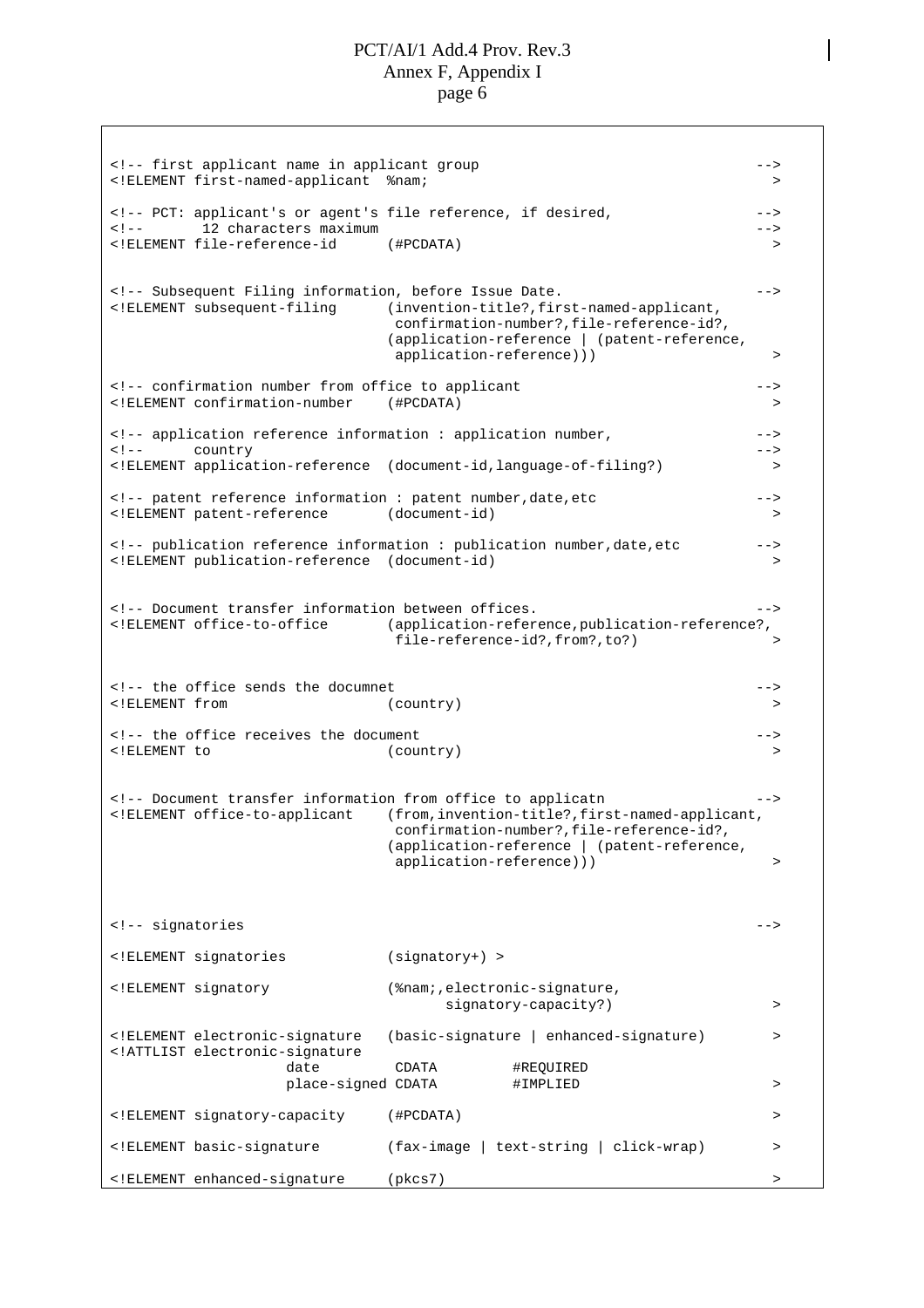```
<!-- first applicant name in applicant group                                -->
<!ELEMENT first-named-applicant  %nam;                                        >

<!-- PCT: applicant's or agent's file reference, if desired,                 -->
<!--      12 characters maximum                                              -->
<!ELEMENT file-reference-id      (#PCDATA)                                    >


<!-- Subsequent Filing information, before Issue Date.                       -->
<!ELEMENT subsequent-filing      (invention-title?,first-named-applicant,
                                  confirmation-number?,file-reference-id?,
                                 (application-reference | (patent-reference,
                                  application-reference)))                    >

<!-- confirmation number from office to applicant                            -->
<!ELEMENT confirmation-number    (#PCDATA)                                    >

<!-- application reference information : application number,                -->
<!--      country                                                            -->
<!ELEMENT application-reference  (document-id,language-of-filing?)            >

<!-- patent reference information : patent number,date,etc                   -->
<!ELEMENT patent-reference       (document-id)                                >

<!-- publication reference information : publication number,date,etc         -->
<!ELEMENT publication-reference  (document-id)                                >


<!-- Document transfer information between offices.                          -->
<!ELEMENT office-to-office       (application-reference,publication-reference?,
                                  file-reference-id?,from?,to?)               >


<!-- the office sends the documnet                                           -->
<!ELEMENT from                   (country)                                    >

<!-- the office receives the document                                        -->
<!ELEMENT to                     (country)                                    >


<!-- Document transfer information from office to applicatn                  -->
<!ELEMENT office-to-applicant    (from,invention-title?,first-named-applicant,
                                  confirmation-number?,file-reference-id?,
                                 (application-reference | (patent-reference,
                                  application-reference)))                    >



<!-- signatories                                                             -->

<!ELEMENT signatories            (signatory+) >

<!ELEMENT signatory              (%nam;,electronic-signature,
                                        signatory-capacity?)                  >

<!ELEMENT electronic-signature   (basic-signature | enhanced-signature)       >
<!ATTLIST electronic-signature
                     date         CDATA         #REQUIRED
                     place-signed CDATA         #IMPLIED                      >

<!ELEMENT signatory-capacity     (#PCDATA)                                    >

<!ELEMENT basic-signature        (fax-image | text-string | click-wrap)       >

<!ELEMENT enhanced-signature     (pkcs7)                                      >
```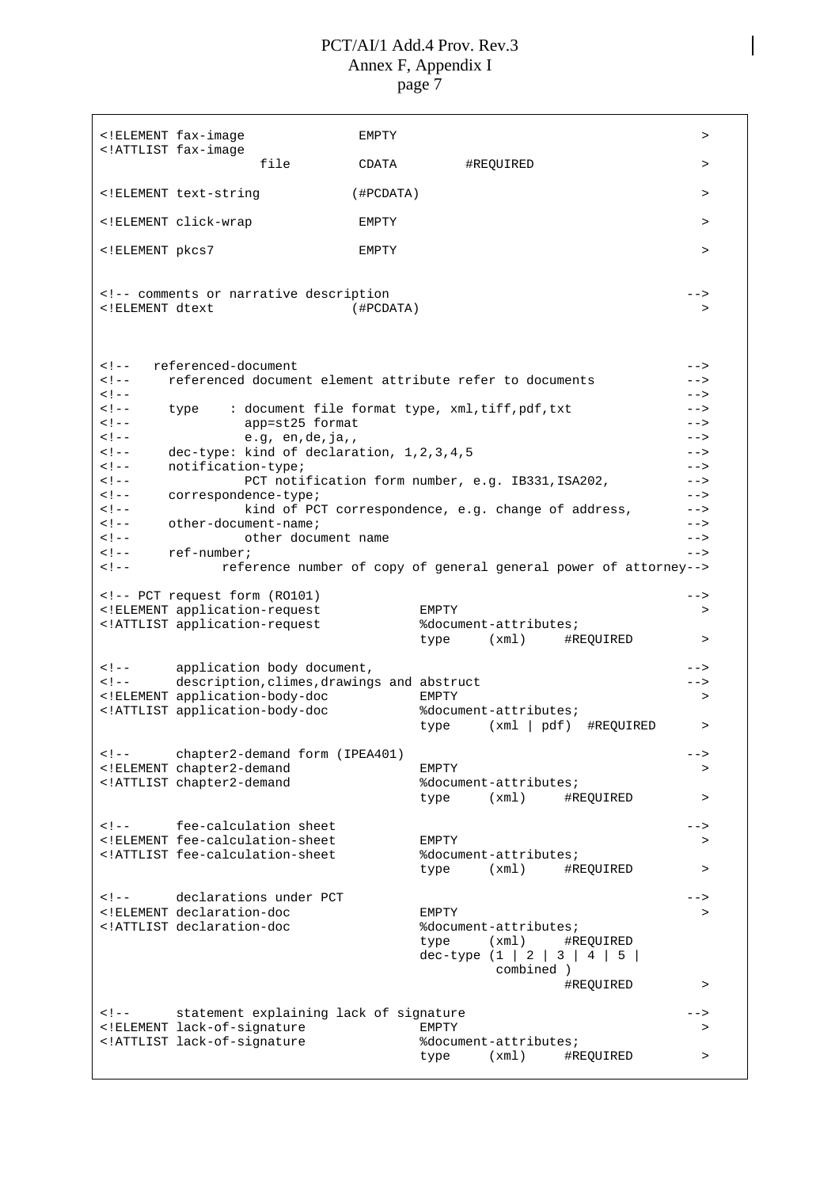```
<!ELEMENT fax-image              EMPTY                                    >
<!ATTLIST fax-image
                file         CDATA          #REQUIRED                     >

<!ELEMENT text-string           (#PCDATA)                                 >

<!ELEMENT click-wrap             EMPTY                                    >

<!ELEMENT pkcs7                  EMPTY                                    >


<!-- comments or narrative description                                  -->
<!ELEMENT dtext                 (#PCDATA)                                 >



<!--   referenced-document                                              -->
<!--     referenced document element attribute refer to documents       -->
<!--                                                                    -->
<!--     type    : document file format type, xml,tiff,pdf,txt          -->
<!--              app=st25 format                                       -->
<!--              e.g, en,de,ja,,                                       -->
<!--     dec-type: kind of declaration, 1,2,3,4,5                       -->
<!--     notification-type;                                             -->
<!--              PCT notification form number, e.g. IB331,ISA202,      -->
<!--     correspondence-type;                                           -->
<!--              kind of PCT correspondence, e.g. change of address,   -->
<!--     other-document-name;                                           -->
<!--              other document name                                   -->
<!--     ref-number;                                                    -->
<!--           reference number of copy of general general power of attorney-->

<!-- PCT request form (RO101)                                           -->
<!ELEMENT application-request            EMPTY                            >
<!ATTLIST application-request            %document-attributes;
                                         type     (xml)     #REQUIRED     >

<!--      application body document,                                    -->
<!--      description,climes,drawings and abstruct                      -->
<!ELEMENT application-body-doc           EMPTY                            >
<!ATTLIST application-body-doc           %document-attributes;
                                         type     (xml | pdf)  #REQUIRED  >

<!--      chapter2-demand form (IPEA401)                                -->
<!ELEMENT chapter2-demand                EMPTY                            >
<!ATTLIST chapter2-demand                %document-attributes;
                                         type     (xml)     #REQUIRED     >

<!--      fee-calculation sheet                                         -->
<!ELEMENT fee-calculation-sheet          EMPTY                            >
<!ATTLIST fee-calculation-sheet          %document-attributes;
                                         type     (xml)     #REQUIRED     >

<!--      declarations under PCT                                        -->
<!ELEMENT declaration-doc                EMPTY                            >
<!ATTLIST declaration-doc                %document-attributes;
                                         type     (xml)     #REQUIRED
                                         dec-type (1 | 2 | 3 | 4 | 5 |
                                                   combined )
                                                            #REQUIRED     >

<!--      statement explaining lack of signature                        -->
<!ELEMENT lack-of-signature              EMPTY                            >
<!ATTLIST lack-of-signature              %document-attributes;
                                         type     (xml)     #REQUIRED     >
```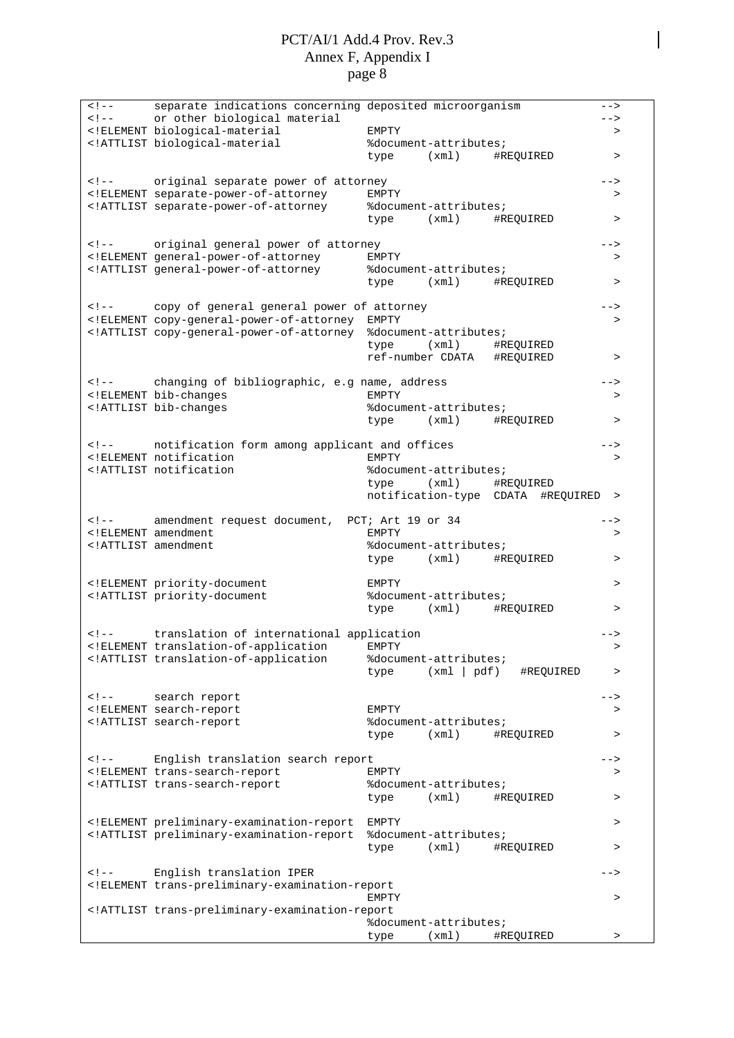```
<!--      separate indications concerning deposited microorganism         -->
<!--      or other biological material                                    -->
<!ELEMENT biological-material              EMPTY                           >
<!ATTLIST biological-material              %document-attributes;
                                           type     (xml)     #REQUIRED    >

<!--      original separate power of attorney                             -->
<!ELEMENT separate-power-of-attorney       EMPTY                           >
<!ATTLIST separate-power-of-attorney       %document-attributes;
                                           type     (xml)     #REQUIRED    >

<!--      original general power of attorney                              -->
<!ELEMENT general-power-of-attorney        EMPTY                           >
<!ATTLIST general-power-of-attorney        %document-attributes;
                                           type     (xml)     #REQUIRED    >

<!--      copy of general general power of attorney                       -->
<!ELEMENT copy-general-power-of-attorney   EMPTY                           >
<!ATTLIST copy-general-power-of-attorney   %document-attributes;
                                           type     (xml)     #REQUIRED
                                           ref-number CDATA   #REQUIRED    >

<!--      changing of bibliographic, e.g name, address                    -->
<!ELEMENT bib-changes                      EMPTY                           >
<!ATTLIST bib-changes                      %document-attributes;
                                           type     (xml)     #REQUIRED    >

<!--      notification form among applicant and offices                   -->
<!ELEMENT notification                     EMPTY                           >
<!ATTLIST notification                     %document-attributes;
                                           type     (xml)     #REQUIRED
                                           notification-type  CDATA  #REQUIRED  >

<!--      amendment request document,  PCT; Art 19 or 34                  -->
<!ELEMENT amendment                        EMPTY                           >
<!ATTLIST amendment                        %document-attributes;
                                           type     (xml)     #REQUIRED    >

<!ELEMENT priority-document                EMPTY                           >
<!ATTLIST priority-document                %document-attributes;
                                           type     (xml)     #REQUIRED    >

<!--      translation of international application                        -->
<!ELEMENT translation-of-application       EMPTY                           >
<!ATTLIST translation-of-application       %document-attributes;
                                           type     (xml | pdf)   #REQUIRED    >

<!--      search report                                                   -->
<!ELEMENT search-report                    EMPTY                           >
<!ATTLIST search-report                    %document-attributes;
                                           type     (xml)     #REQUIRED    >

<!--      English translation search report                               -->
<!ELEMENT trans-search-report              EMPTY                           >
<!ATTLIST trans-search-report              %document-attributes;
                                           type     (xml)     #REQUIRED    >

<!ELEMENT preliminary-examination-report   EMPTY                           >
<!ATTLIST preliminary-examination-report   %document-attributes;
                                           type     (xml)     #REQUIRED    >

<!--      English translation IPER                                        -->
<!ELEMENT trans-preliminary-examination-report
                                           EMPTY                           >
<!ATTLIST trans-preliminary-examination-report
                                           %document-attributes;
                                           type     (xml)     #REQUIRED    >
```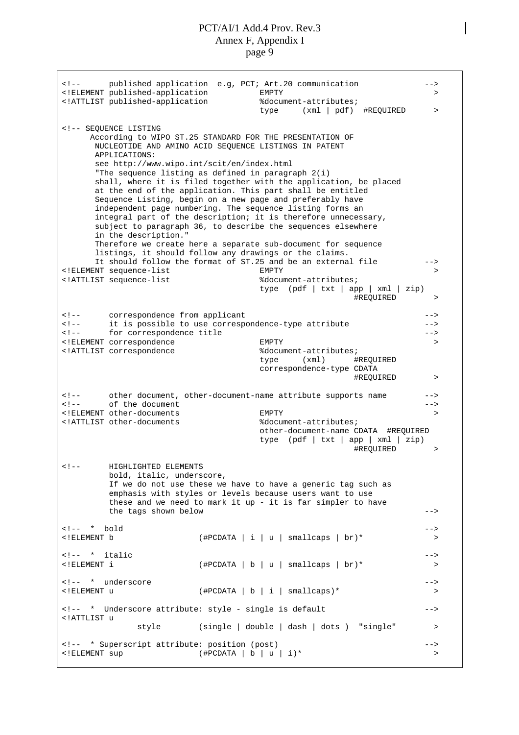```
<!--      published application  e.g, PCT; Art.20 communication            -->
<!ELEMENT published-application           EMPTY                              >
<!ATTLIST published-application           %document-attributes;
                                          type     (xml | pdf)  #REQUIRED    >

<!-- SEQUENCE LISTING
      According to WIPO ST.25 STANDARD FOR THE PRESENTATION OF
       NUCLEOTIDE AND AMINO ACID SEQUENCE LISTINGS IN PATENT
       APPLICATIONS:
       see http://www.wipo.int/scit/en/index.html
       "The sequence listing as defined in paragraph 2(i)
       shall, where it is filed together with the application, be placed
       at the end of the application. This part shall be entitled
       Sequence Listing, begin on a new page and preferably have
       independent page numbering. The sequence listing forms an
       integral part of the description; it is therefore unnecessary,
       subject to paragraph 36, to describe the sequences elsewhere
       in the description."
       Therefore we create here a separate sub-document for sequence
       listings, it should follow any drawings or the claims.
       It should follow the format of ST.25 and be an external file        -->
<!ELEMENT sequence-list                   EMPTY                              >
<!ATTLIST sequence-list                   %document-attributes;
                                          type  (pdf | txt | app | xml | zip)
                                                              #REQUIRED      >

<!--      correspondence from applicant                                    -->
<!--      it is possible to use correspondence-type attribute              -->
<!--      for correspondence title                                         -->
<!ELEMENT correspondence                  EMPTY                              >
<!ATTLIST correspondence                  %document-attributes;
                                          type     (xml)      #REQUIRED
                                          correspondence-type CDATA
                                                              #REQUIRED      >

<!--      other document, other-document-name attribute supports name      -->
<!--      of the document                                                  -->
<!ELEMENT other-documents                 EMPTY                              >
<!ATTLIST other-documents                 %document-attributes;
                                          other-document-name CDATA  #REQUIRED
                                          type  (pdf | txt | app | xml | zip)
                                                              #REQUIRED      >

<!--      HIGHLIGHTED ELEMENTS
          bold, italic, underscore,
          If we do not use these we have to have a generic tag such as
          emphasis with styles or levels because users want to use
          these and we need to mark it up - it is far simpler to have
          the tags shown below                                             -->

<!--  *  bold                                                              -->
<!ELEMENT b                  (#PCDATA | i | u | smallcaps | br)*             >

<!--  *  italic                                                            -->
<!ELEMENT i                  (#PCDATA | b | u | smallcaps | br)*             >

<!--  *  underscore                                                        -->
<!ELEMENT u                  (#PCDATA | b | i | smallcaps)*                  >

<!--  *  Underscore attribute: style - single is default                   -->
<!ATTLIST u
              style        (single | double | dash | dots )  "single"        >

<!--  * Superscript attribute: position (post)                             -->
<!ELEMENT sup                (#PCDATA | b | u | i)*                          >
```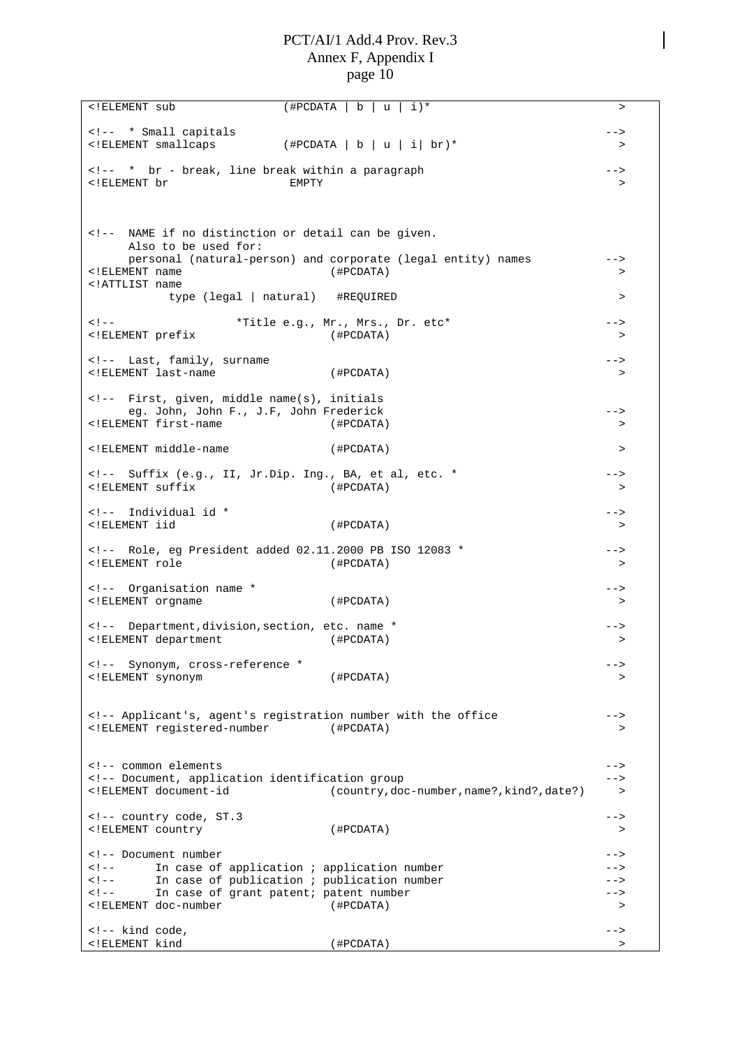```
<!ELEMENT sub                (#PCDATA | b | u | i)*                          >

<!--  * Small capitals                                                        -->
<!ELEMENT smallcaps          (#PCDATA | b | u | i| br)*                       >

<!--  *  br - break, line break within a paragraph                            -->
<!ELEMENT br                  EMPTY                                           >



<!--  NAME if no distinction or detail can be given.
      Also to be used for:
      personal (natural-person) and corporate (legal entity) names           -->
<!ELEMENT name                     (#PCDATA)                                  >
<!ATTLIST name
           type (legal | natural)   #REQUIRED                                 >

<!--                  *Title e.g., Mr., Mrs., Dr. etc*                        -->
<!ELEMENT prefix                   (#PCDATA)                                  >

<!--  Last, family, surname                                                   -->
<!ELEMENT last-name                (#PCDATA)                                  >

<!--  First, given, middle name(s), initials
      eg. John, John F., J.F, John Frederick                                  -->
<!ELEMENT first-name               (#PCDATA)                                  >

<!ELEMENT middle-name              (#PCDATA)                                  >

<!--  Suffix (e.g., II, Jr.Dip. Ing., BA, et al, etc. *                       -->
<!ELEMENT suffix                   (#PCDATA)                                  >

<!--  Individual id *                                                         -->
<!ELEMENT iid                      (#PCDATA)                                  >

<!--  Role, eg President added 02.11.2000 PB ISO 12083 *                      -->
<!ELEMENT role                     (#PCDATA)                                  >

<!--  Organisation name *                                                     -->
<!ELEMENT orgname                  (#PCDATA)                                  >

<!--  Department,division,section, etc. name *                                -->
<!ELEMENT department               (#PCDATA)                                  >

<!--  Synonym, cross-reference *                                              -->
<!ELEMENT synonym                  (#PCDATA)                                  >


<!-- Applicant's, agent's registration number with the office                -->
<!ELEMENT registered-number        (#PCDATA)                                  >


<!-- common elements                                                          -->
<!-- Document, application identification group                               -->
<!ELEMENT document-id              (country,doc-number,name?,kind?,date?)     >

<!-- country code, ST.3                                                       -->
<!ELEMENT country                  (#PCDATA)                                  >

<!-- Document number                                                          -->
<!--      In case of application ; application number                         -->
<!--      In case of publication ; publication number                         -->
<!--      In case of grant patent; patent number                              -->
<!ELEMENT doc-number               (#PCDATA)                                  >

<!-- kind code,                                                               -->
<!ELEMENT kind                     (#PCDATA)                                  >
```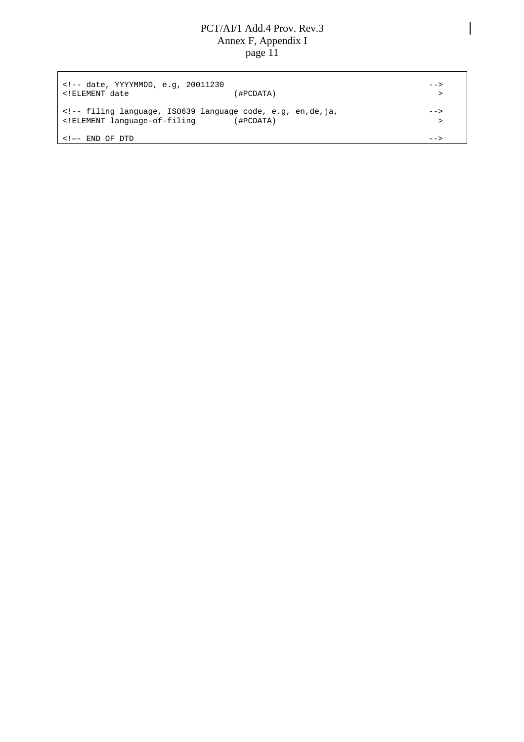```
<!-- date, YYYYMMDD, e.g, 20011230                                          -->
<!ELEMENT date                       (#PCDATA)                               >

<!-- filing language, ISO639 language code, e.g, en,de,ja,                  -->
<!ELEMENT language-of-filing         (#PCDATA)                               >

<!—- END OF DTD                                                             -->
```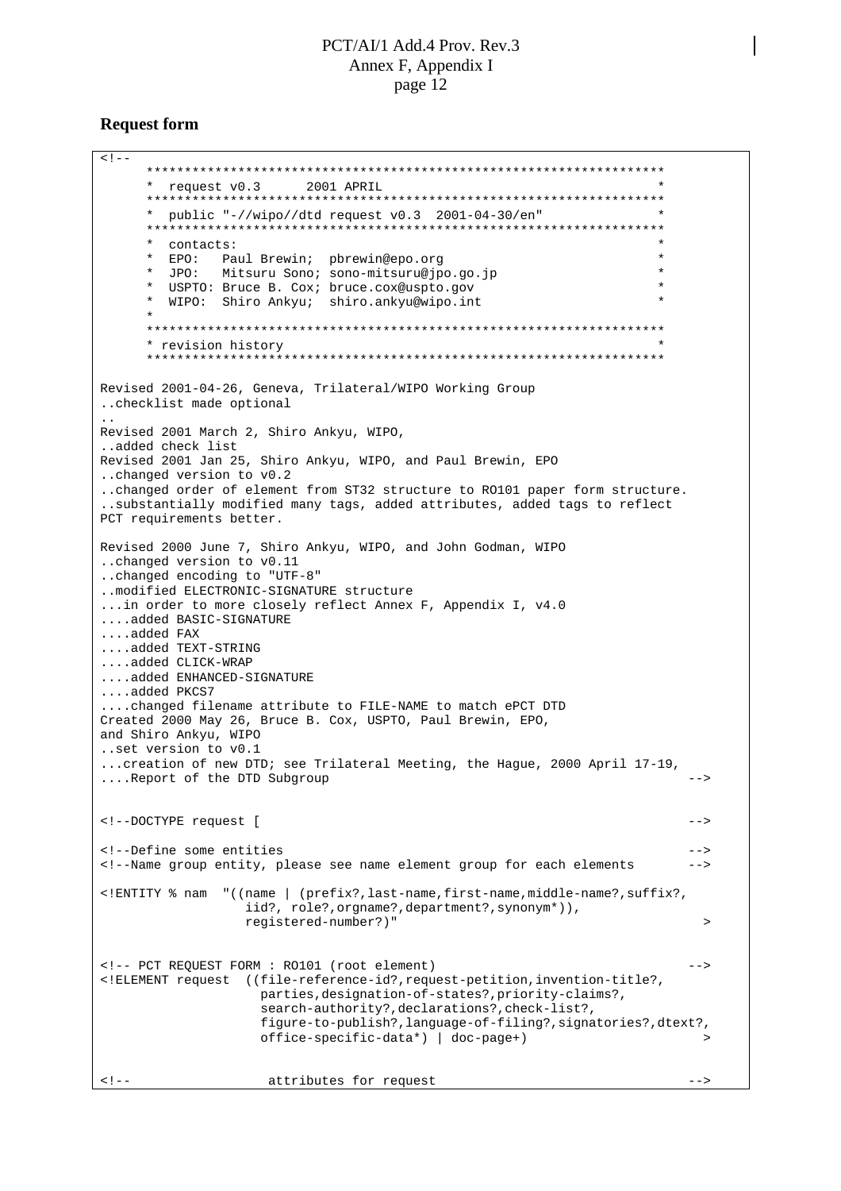**Request form**

```
<!--
      ********************************************************************
      *  request v0.3      2001 APRIL                                    *
      ********************************************************************
      *  public "-//wipo//dtd request v0.3  2001-04-30/en"              *
      ********************************************************************
      *  contacts:                                                       *
      *  EPO:   Paul Brewin;  pbrewin@epo.org                            *
      *  JPO:   Mitsuru Sono; sono-mitsuru@jpo.go.jp                     *
      *  USPTO: Bruce B. Cox; bruce.cox@uspto.gov                        *
      *  WIPO:  Shiro Ankyu;  shiro.ankyu@wipo.int                       *
      *
      ********************************************************************
      * revision history                                                 *
      ********************************************************************

Revised 2001-04-26, Geneva, Trilateral/WIPO Working Group
..checklist made optional
..
Revised 2001 March 2, Shiro Ankyu, WIPO,
..added check list
Revised 2001 Jan 25, Shiro Ankyu, WIPO, and Paul Brewin, EPO
..changed version to v0.2
..changed order of element from ST32 structure to RO101 paper form structure.
..substantially modified many tags, added attributes, added tags to reflect
PCT requirements better.

Revised 2000 June 7, Shiro Ankyu, WIPO, and John Godman, WIPO
..changed version to v0.11
..changed encoding to "UTF-8"
..modified ELECTRONIC-SIGNATURE structure
...in order to more closely reflect Annex F, Appendix I, v4.0
....added BASIC-SIGNATURE
....added FAX
....added TEXT-STRING
....added CLICK-WRAP
....added ENHANCED-SIGNATURE
....added PKCS7
....changed filename attribute to FILE-NAME to match ePCT DTD
Created 2000 May 26, Bruce B. Cox, USPTO, Paul Brewin, EPO,
and Shiro Ankyu, WIPO
..set version to v0.1
...creation of new DTD; see Trilateral Meeting, the Hague, 2000 April 17-19,
....Report of the DTD Subgroup                                              -->


<!--DOCTYPE request [                                                       -->

<!--Define some entities                                                    -->
<!--Name group entity, please see name element group for each elements      -->

<!ENTITY % nam  "((name | (prefix?,last-name,first-name,middle-name?,suffix?,
                   iid?, role?,orgname?,department?,synonym*)),
                   registered-number?)"                                      >


<!-- PCT REQUEST FORM : RO101 (root element)                                -->
<!ELEMENT request  ((file-reference-id?,request-petition,invention-title?,
                    parties,designation-of-states?,priority-claims?,
                    search-authority?,declarations?,check-list?,
                    figure-to-publish?,language-of-filing?,signatories?,dtext?,
                    office-specific-data*) | doc-page+)                      >


<!--                 attributes for request                                 -->
```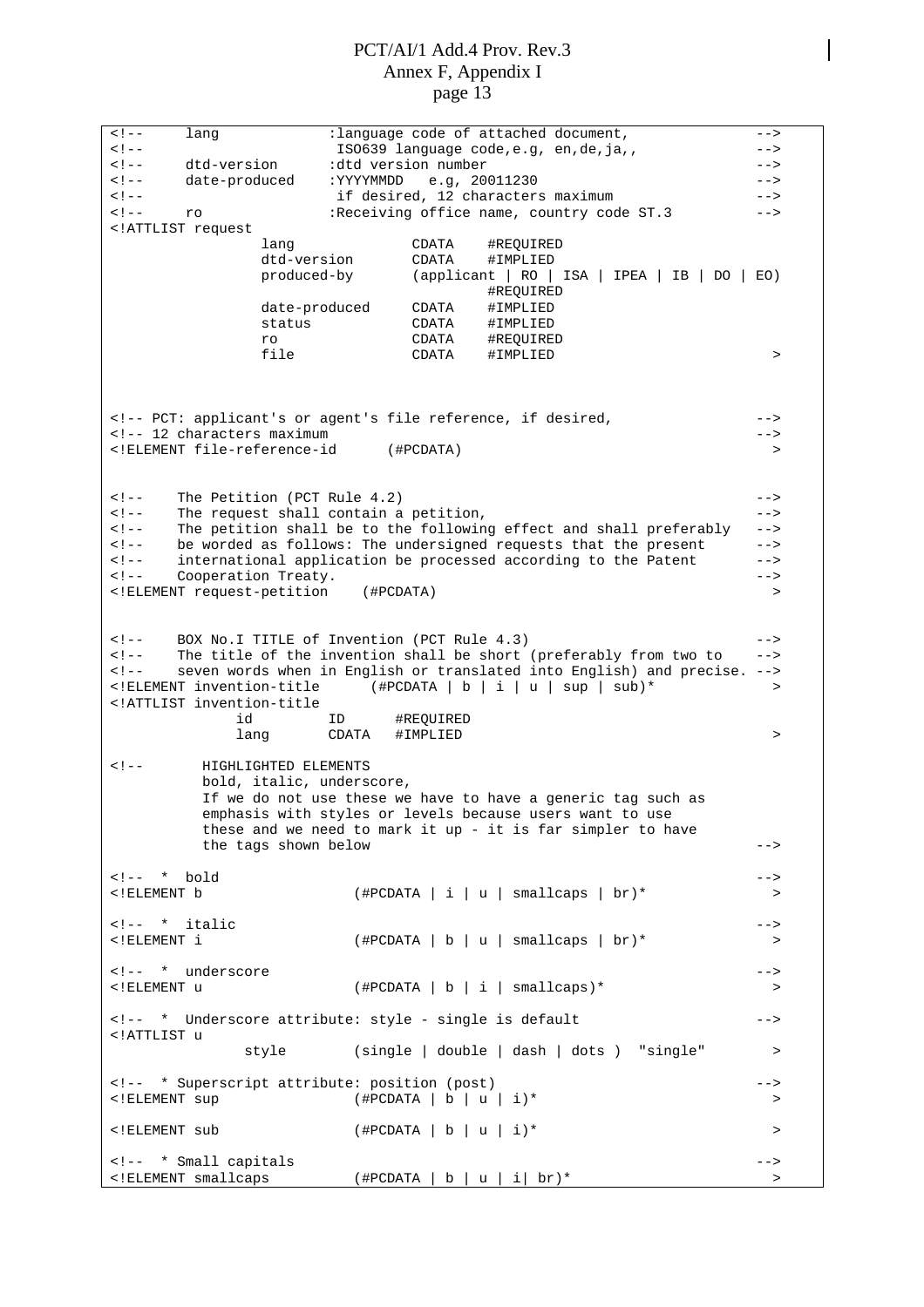```
<!--     lang            :language code of attached document,           -->
<!--                      ISO639 language code,e.g, en,de,ja,,          -->
<!--     dtd-version      :dtd version number                           -->
<!--     date-produced    :YYYYMMDD   e.g, 20011230                     -->
<!--                      if desired, 12 characters maximum             -->
<!--     ro              :Receiving office name, country code ST.3      -->
<!ATTLIST request
                lang              CDATA    #REQUIRED
                dtd-version       CDATA    #IMPLIED
                produced-by       (applicant | RO | ISA | IPEA | IB | DO | EO)
                                           #REQUIRED
                date-produced     CDATA    #IMPLIED
                status            CDATA    #IMPLIED
                ro                CDATA    #REQUIRED
                file              CDATA    #IMPLIED                      >



<!-- PCT: applicant's or agent's file reference, if desired,           -->
<!-- 12 characters maximum                                              -->
<!ELEMENT file-reference-id      (#PCDATA)                               >


<!--    The Petition (PCT Rule 4.2)                                     -->
<!--    The request shall contain a petition,                           -->
<!--    The petition shall be to the following effect and shall preferably  -->
<!--    be worded as follows: The undersigned requests that the present   -->
<!--    international application be processed according to the Patent   -->
<!--    Cooperation Treaty.                                             -->
<!ELEMENT request-petition    (#PCDATA)                                  >


<!--    BOX No.I TITLE of Invention (PCT Rule 4.3)                      -->
<!--    The title of the invention shall be short (preferably from two to  -->
<!--    seven words when in English or translated into English) and precise. -->
<!ELEMENT invention-title      (#PCDATA | b | i | u | sup | sub)*        >
<!ATTLIST invention-title
              id         ID      #REQUIRED
              lang       CDATA   #IMPLIED                                >

<!--       HIGHLIGHTED ELEMENTS
          bold, italic, underscore,
          If we do not use these we have to have a generic tag such as
          emphasis with styles or levels because users want to use
          these and we need to mark it up - it is far simpler to have
          the tags shown below                                          -->

<!--  *  bold                                                           -->
<!ELEMENT b                  (#PCDATA | i | u | smallcaps | br)*         >

<!--  *  italic                                                         -->
<!ELEMENT i                  (#PCDATA | b | u | smallcaps | br)*         >

<!--  *  underscore                                                     -->
<!ELEMENT u                  (#PCDATA | b | i | smallcaps)*              >

<!--  *  Underscore attribute: style - single is default                -->
<!ATTLIST u
             style        (single | double | dash | dots )  "single"     >

<!--  * Superscript attribute: position (post)                          -->
<!ELEMENT sup                (#PCDATA | b | u | i)*                      >

<!ELEMENT sub                (#PCDATA | b | u | i)*                      >

<!--  * Small capitals                                                  -->
<!ELEMENT smallcaps          (#PCDATA | b | u | i| br)*                  >
```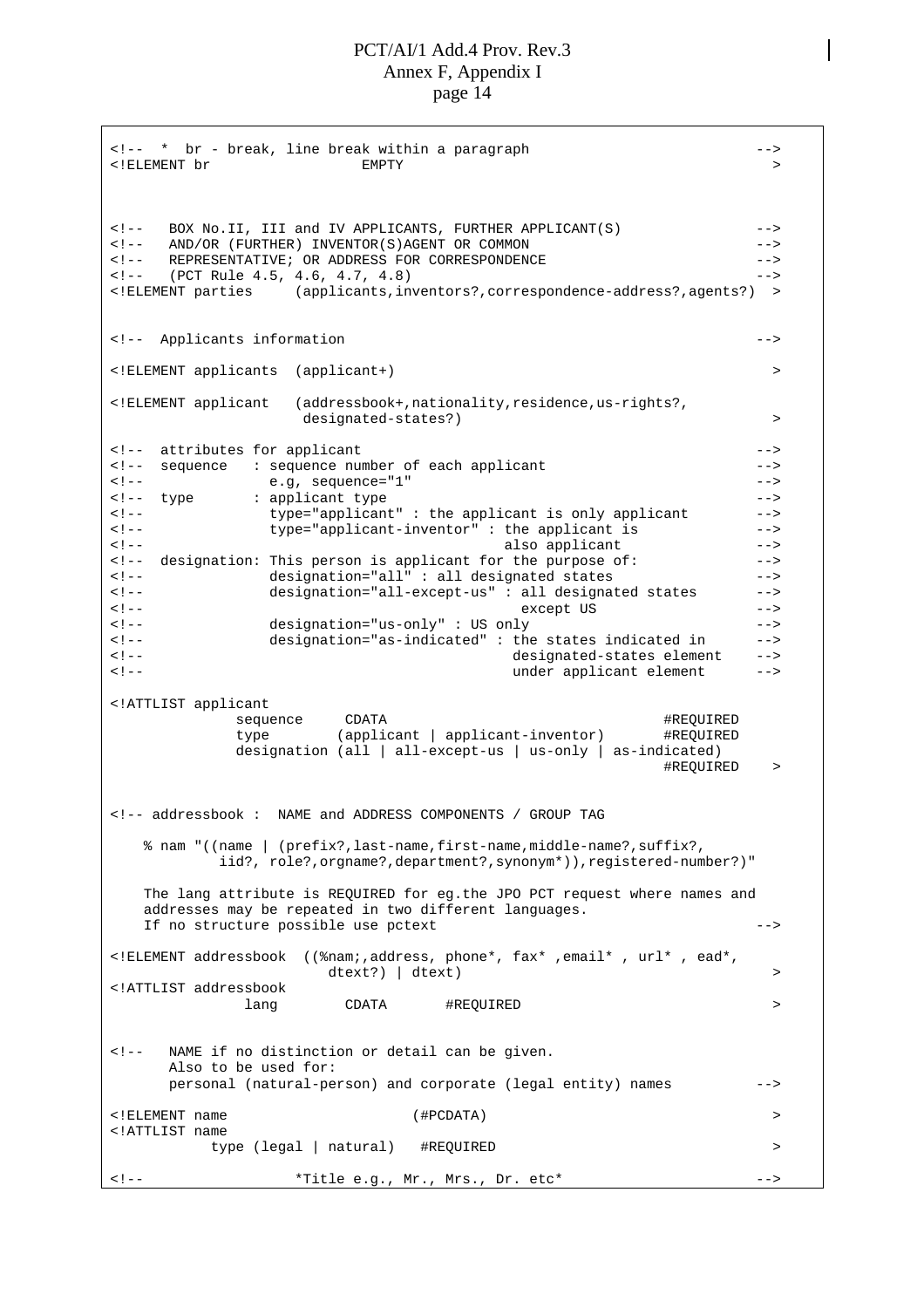```
<!--  *  br - break, line break within a paragraph                          -->
<!ELEMENT br                   EMPTY                                          >



<!--   BOX No.II, III and IV APPLICANTS, FURTHER APPLICANT(S)               -->
<!--   AND/OR (FURTHER) INVENTOR(S)AGENT OR COMMON                          -->
<!--   REPRESENTATIVE; OR ADDRESS FOR CORRESPONDENCE                        -->
<!--   (PCT Rule 4.5, 4.6, 4.7, 4.8)                                        -->
<!ELEMENT parties     (applicants,inventors?,correspondence-address?,agents?)  >


<!--  Applicants information                                                -->

<!ELEMENT applicants  (applicant+)                                            >

<!ELEMENT applicant   (addressbook+,nationality,residence,us-rights?,
                       designated-states?)                                    >

<!--  attributes for applicant                                              -->
<!--  sequence   : sequence number of each applicant                        -->
<!--               e.g, sequence="1"                                        -->
<!--  type       : applicant type                                           -->
<!--               type="applicant" : the applicant is only applicant       -->
<!--               type="applicant-inventor" : the applicant is             -->
<!--                                           also applicant               -->
<!--  designation: This person is applicant for the purpose of:             -->
<!--               designation="all" : all designated states                -->
<!--               designation="all-except-us" : all designated states      -->
<!--                                             except US                  -->
<!--               designation="us-only" : US only                          -->
<!--               designation="as-indicated" : the states indicated in     -->
<!--                                            designated-states element   -->
<!--                                            under applicant element     -->

<!ATTLIST applicant
              sequence     CDATA                                 #REQUIRED
              type        (applicant | applicant-inventor)       #REQUIRED
              designation (all | all-except-us | us-only | as-indicated)
                                                                 #REQUIRED    >


<!-- addressbook :  NAME and ADDRESS COMPONENTS / GROUP TAG

    % nam "((name | (prefix?,last-name,first-name,middle-name?,suffix?,
            iid?, role?,orgname?,department?,synonym*)),registered-number?)"

    The lang attribute is REQUIRED for eg.the JPO PCT request where names and
    addresses may be repeated in two different languages.
    If no structure possible use pctext                                     -->

<!ELEMENT addressbook  ((%nam;,address, phone*, fax* ,email* , url* , ead*,
                       dtext?) | dtext)                                       >
<!ATTLIST addressbook
               lang        CDATA       #REQUIRED                              >


<!--   NAME if no distinction or detail can be given.
       Also to be used for:
       personal (natural-person) and corporate (legal entity) names         -->

<!ELEMENT name                       (#PCDATA)                                >
<!ATTLIST name
           type (legal | natural)   #REQUIRED                                 >

<!--                 *Title e.g., Mr., Mrs., Dr. etc*                       -->
```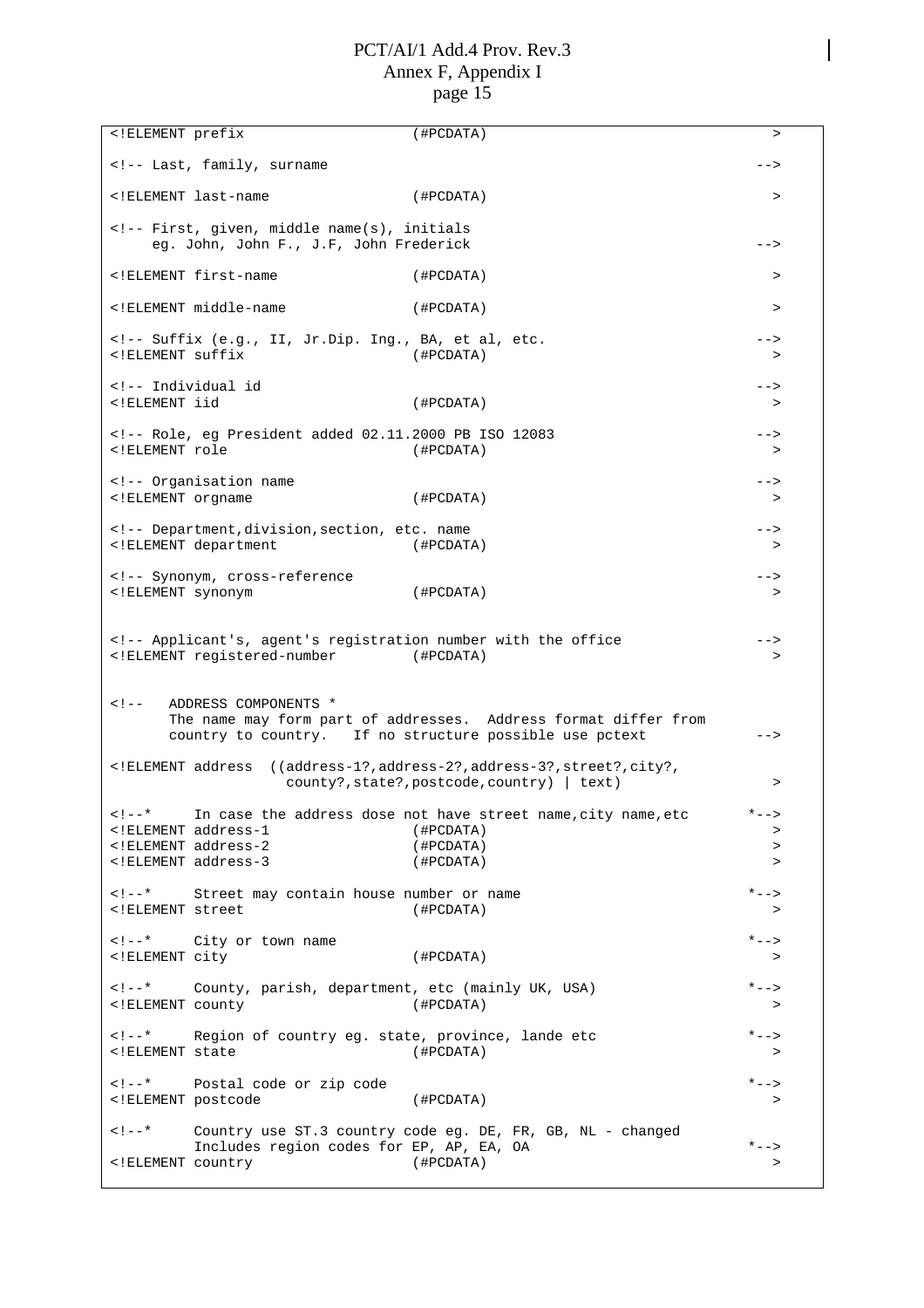```
<!ELEMENT prefix                    (#PCDATA)                                   >

<!-- Last, family, surname                                                    -->

<!ELEMENT last-name                 (#PCDATA)                                   >

<!-- First, given, middle name(s), initials
     eg. John, John F., J.F, John Frederick                                   -->

<!ELEMENT first-name                (#PCDATA)                                   >

<!ELEMENT middle-name               (#PCDATA)                                   >

<!-- Suffix (e.g., II, Jr.Dip. Ing., BA, et al, etc.                          -->
<!ELEMENT suffix                    (#PCDATA)                                   >

<!-- Individual id                                                            -->
<!ELEMENT iid                       (#PCDATA)                                   >

<!-- Role, eg President added 02.11.2000 PB ISO 12083                         -->
<!ELEMENT role                      (#PCDATA)                                   >

<!-- Organisation name                                                        -->
<!ELEMENT orgname                   (#PCDATA)                                   >

<!-- Department,division,section, etc. name                                   -->
<!ELEMENT department                (#PCDATA)                                   >

<!-- Synonym, cross-reference                                                 -->
<!ELEMENT synonym                   (#PCDATA)                                   >


<!-- Applicant's, agent's registration number with the office                 -->
<!ELEMENT registered-number         (#PCDATA)                                   >


<!--   ADDRESS COMPONENTS *
       The name may form part of addresses.  Address format differ from
       country to country.   If no structure possible use pctext              -->

<!ELEMENT address  ((address-1?,address-2?,address-3?,street?,city?,
                     county?,state?,postcode,country) | text)                   >

<!--*     In case the address dose not have street name,city name,etc        *-->
<!ELEMENT address-1                 (#PCDATA)                                   >
<!ELEMENT address-2                 (#PCDATA)                                   >
<!ELEMENT address-3                 (#PCDATA)                                   >

<!--*     Street may contain house number or name                            *-->
<!ELEMENT street                    (#PCDATA)                                   >

<!--*     City or town name                                                  *-->
<!ELEMENT city                      (#PCDATA)                                   >

<!--*     County, parish, department, etc (mainly UK, USA)                   *-->
<!ELEMENT county                    (#PCDATA)                                   >

<!--*     Region of country eg. state, province, lande etc                   *-->
<!ELEMENT state                     (#PCDATA)                                   >

<!--*     Postal code or zip code                                            *-->
<!ELEMENT postcode                  (#PCDATA)                                   >

<!--*     Country use ST.3 country code eg. DE, FR, GB, NL - changed
          Includes region codes for EP, AP, EA, OA                           *-->
<!ELEMENT country                   (#PCDATA)                                   >
```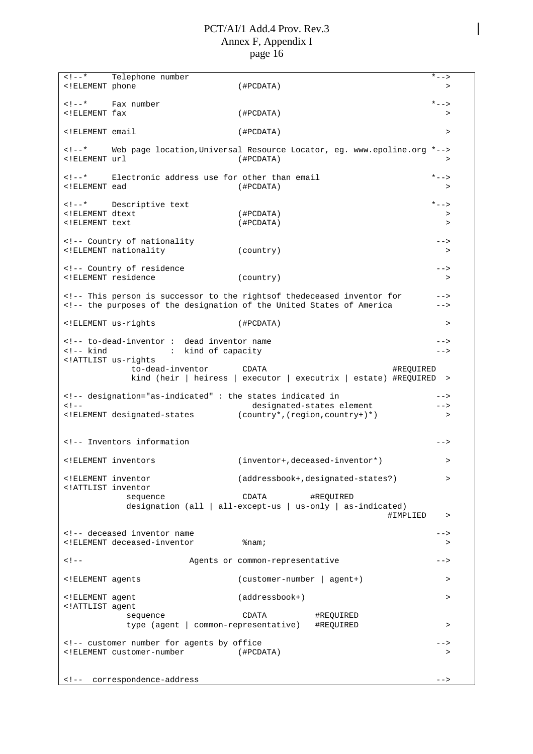```
<!--*      Telephone number                                                    *-->
<!ELEMENT phone                 (#PCDATA)                                          >

<!--*      Fax number                                                          *-->
<!ELEMENT fax                   (#PCDATA)                                          >

<!ELEMENT email                 (#PCDATA)                                          >

<!--*      Web page location,Universal Resource Locator, eg. www.epoline.org *-->
<!ELEMENT url                   (#PCDATA)                                          >

<!--*      Electronic address use for other than email                         *-->
<!ELEMENT ead                   (#PCDATA)                                          >

<!--*      Descriptive text                                                    *-->
<!ELEMENT dtext                 (#PCDATA)                                          >
<!ELEMENT text                  (#PCDATA)                                          >

<!-- Country of nationality                                                     -->
<!ELEMENT nationality           (country)                                          >

<!-- Country of residence                                                       -->
<!ELEMENT residence             (country)                                          >

<!-- This person is successor to the rightsof thedeceased inventor for          -->
<!-- the purposes of the designation of the United States of America            -->

<!ELEMENT us-rights             (#PCDATA)                                          >

<!-- to-dead-inventor :  dead inventor name                                     -->
<!-- kind             :  kind of capacity                                       -->
<!ATTLIST us-rights
             to-dead-inventor       CDATA                          #REQUIRED
             kind (heir | heiress | executor | executrix | estate) #REQUIRED  >

<!-- designation="as-indicated" : the states indicated in                      -->
<!--                              designated-states element                    -->
<!ELEMENT designated-states     (country*,(region,country+)*)                      >


<!-- Inventors information                                                      -->

<!ELEMENT inventors             (inventor+,deceased-inventor*)                     >

<!ELEMENT inventor              (addressbook+,designated-states?)                  >
<!ATTLIST inventor
            sequence             CDATA          #REQUIRED
            designation (all | all-except-us | us-only | as-indicated)
                                                               #IMPLIED    >

<!-- deceased inventor name                                                     -->
<!ELEMENT deceased-inventor      %nam;                                             >

<!--                    Agents or common-representative                         -->

<!ELEMENT agents                (customer-number | agent+)                         >

<!ELEMENT agent                 (addressbook+)                                     >
<!ATTLIST agent
            sequence             CDATA          #REQUIRED
            type (agent | common-representative)   #REQUIRED                      >

<!-- customer number for agents by office                                       -->
<!ELEMENT customer-number       (#PCDATA)                                          >


<!--  correspondence-address                                                    -->
```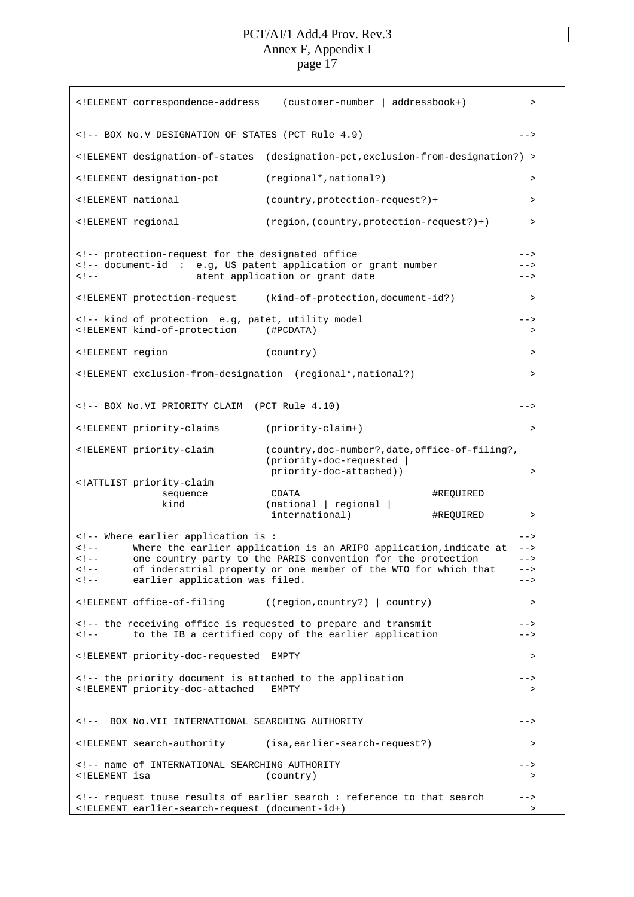```
<!ELEMENT correspondence-address    (customer-number | addressbook+)          >

<!-- BOX No.V DESIGNATION OF STATES (PCT Rule 4.9)                            -->

<!ELEMENT designation-of-states  (designation-pct,exclusion-from-designation?) >

<!ELEMENT designation-pct        (regional*,national?)                         >

<!ELEMENT national               (country,protection-request?)+                >

<!ELEMENT regional               (region,(country,protection-request?)+)       >


<!-- protection-request for the designated office                             -->
<!-- document-id  :  e.g, US patent application or grant number               -->
<!--                atent application or grant date                           -->

<!ELEMENT protection-request     (kind-of-protection,document-id?)             >

<!-- kind of protection  e.g, patet, utility model                            -->
<!ELEMENT kind-of-protection     (#PCDATA)                                     >

<!ELEMENT region                 (country)                                     >

<!ELEMENT exclusion-from-designation  (regional*,national?)                    >


<!-- BOX No.VI PRIORITY CLAIM  (PCT Rule 4.10)                                -->

<!ELEMENT priority-claims        (priority-claim+)                             >

<!ELEMENT priority-claim         (country,doc-number?,date,office-of-filing?,
                                 (priority-doc-requested |
                                  priority-doc-attached))                      >
<!ATTLIST priority-claim
             sequence            CDATA                      #REQUIRED
             kind               (national | regional |
                                 international)             #REQUIRED         >

<!-- Where earlier application is :                                           -->
<!--      Where the earlier application is an ARIPO application,indicate at  -->
<!--      one country party to the PARIS convention for the protection        -->
<!--      of inderstrial property or one member of the WTO for which that     -->
<!--      earlier application was filed.                                      -->

<!ELEMENT office-of-filing       ((region,country?) | country)                 >

<!-- the receiving office is requested to prepare and transmit                -->
<!--      to the IB a certified copy of the earlier application               -->

<!ELEMENT priority-doc-requested  EMPTY                                        >

<!-- the priority document is attached to the application                     -->
<!ELEMENT priority-doc-attached   EMPTY                                        >


<!--  BOX No.VII INTERNATIONAL SEARCHING AUTHORITY                            -->

<!ELEMENT search-authority       (isa,earlier-search-request?)                 >

<!-- name of INTERNATIONAL SEARCHING AUTHORITY                                -->
<!ELEMENT isa                    (country)                                     >

<!-- request touse results of earlier search : reference to that search      -->
<!ELEMENT earlier-search-request (document-id+)                                >
```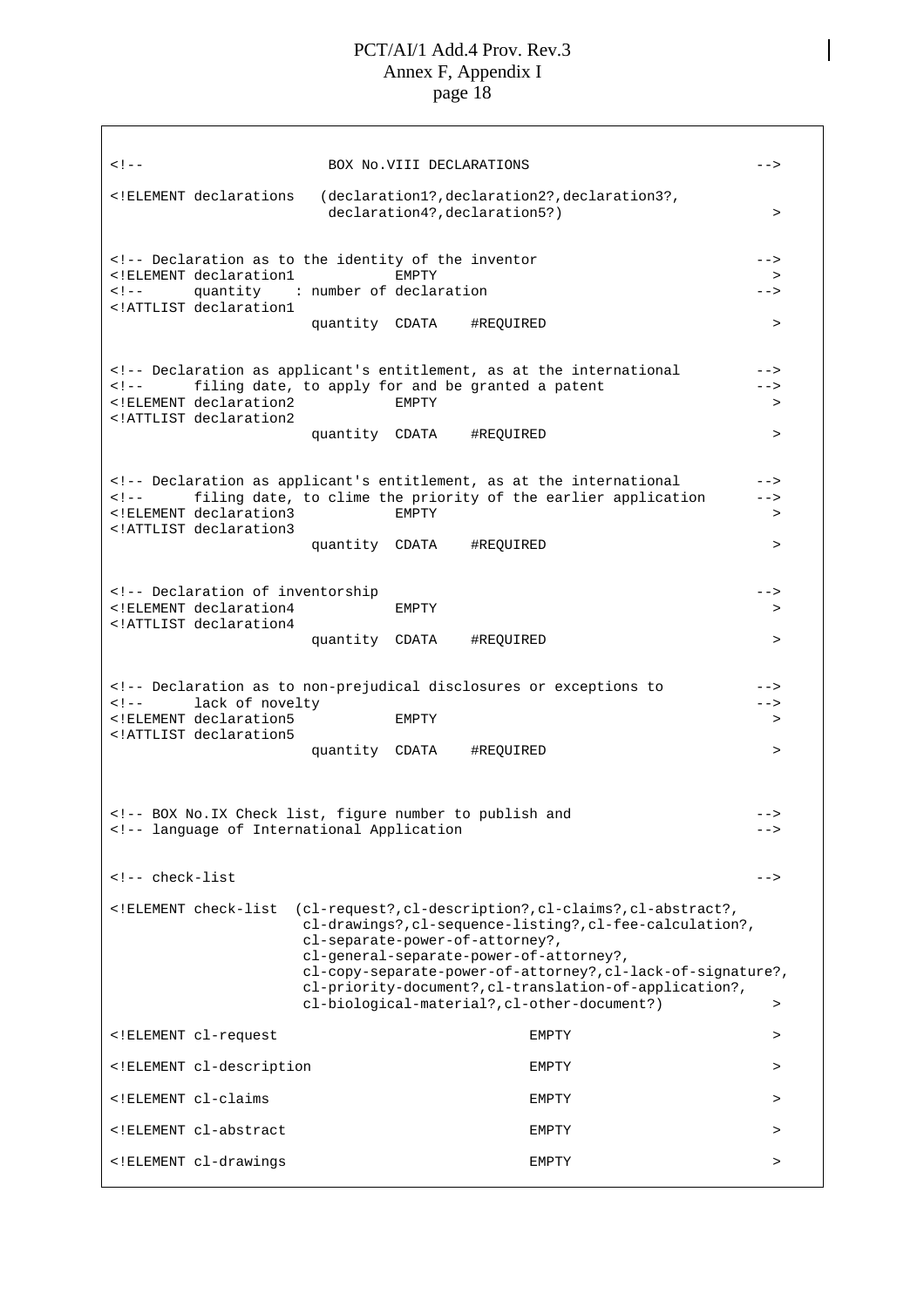```
<!--                     BOX No.VIII DECLARATIONS                              -->

<!ELEMENT declarations   (declaration1?,declaration2?,declaration3?,
                          declaration4?,declaration5?)                          >


<!-- Declaration as to the identity of the inventor                            -->
<!ELEMENT declaration1           EMPTY                                          >
<!--      quantity    : number of declaration                                  -->
<!ATTLIST declaration1
                        quantity  CDATA    #REQUIRED                            >


<!-- Declaration as applicant's entitlement, as at the international           -->
<!--      filing date, to apply for and be granted a patent                    -->
<!ELEMENT declaration2           EMPTY                                          >
<!ATTLIST declaration2
                        quantity  CDATA    #REQUIRED                            >


<!-- Declaration as applicant's entitlement, as at the international           -->
<!--      filing date, to clime the priority of the earlier application        -->
<!ELEMENT declaration3           EMPTY                                          >
<!ATTLIST declaration3
                        quantity  CDATA    #REQUIRED                            >


<!-- Declaration of inventorship                                               -->
<!ELEMENT declaration4           EMPTY                                          >
<!ATTLIST declaration4
                        quantity  CDATA    #REQUIRED                            >


<!-- Declaration as to non-prejudical disclosures or exceptions to             -->
<!--      lack of novelty                                                      -->
<!ELEMENT declaration5           EMPTY                                          >
<!ATTLIST declaration5
                        quantity  CDATA    #REQUIRED                            >



<!-- BOX No.IX Check list, figure number to publish and                        -->
<!-- language of International Application                                     -->


<!-- check-list                                                                -->

<!ELEMENT check-list  (cl-request?,cl-description?,cl-claims?,cl-abstract?,
                       cl-drawings?,cl-sequence-listing?,cl-fee-calculation?,
                       cl-separate-power-of-attorney?,
                       cl-general-separate-power-of-attorney?,
                       cl-copy-separate-power-of-attorney?,cl-lack-of-signature?,
                       cl-priority-document?,cl-translation-of-application?,
                       cl-biological-material?,cl-other-document?)              >

<!ELEMENT cl-request                          EMPTY                             >

<!ELEMENT cl-description                      EMPTY                             >

<!ELEMENT cl-claims                           EMPTY                             >

<!ELEMENT cl-abstract                         EMPTY                             >

<!ELEMENT cl-drawings                         EMPTY                             >
```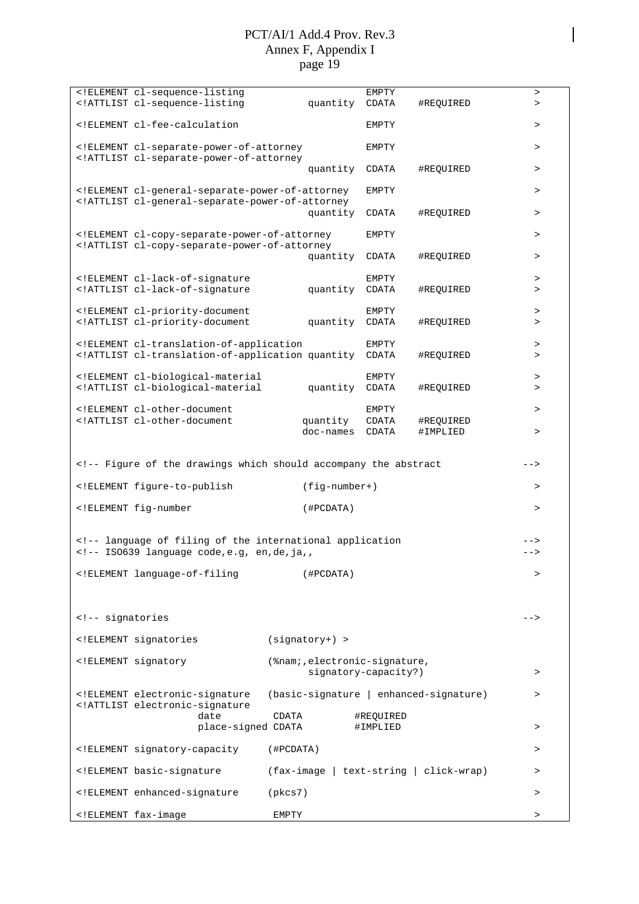```
<!ELEMENT cl-sequence-listing                          EMPTY                          >
<!ATTLIST cl-sequence-listing           quantity  CDATA     #REQUIRED                 >

<!ELEMENT cl-fee-calculation                           EMPTY                          >

<!ELEMENT cl-separate-power-of-attorney                EMPTY                          >
<!ATTLIST cl-separate-power-of-attorney
                                        quantity  CDATA     #REQUIRED                 >

<!ELEMENT cl-general-separate-power-of-attorney        EMPTY                          >
<!ATTLIST cl-general-separate-power-of-attorney
                                        quantity  CDATA     #REQUIRED                 >

<!ELEMENT cl-copy-separate-power-of-attorney           EMPTY                          >
<!ATTLIST cl-copy-separate-power-of-attorney
                                        quantity  CDATA     #REQUIRED                 >

<!ELEMENT cl-lack-of-signature                         EMPTY                          >
<!ATTLIST cl-lack-of-signature          quantity  CDATA     #REQUIRED                 >

<!ELEMENT cl-priority-document                         EMPTY                          >
<!ATTLIST cl-priority-document          quantity  CDATA     #REQUIRED                 >

<!ELEMENT cl-translation-of-application                EMPTY                          >
<!ATTLIST cl-translation-of-application quantity  CDATA     #REQUIRED                 >

<!ELEMENT cl-biological-material                       EMPTY                          >
<!ATTLIST cl-biological-material        quantity  CDATA     #REQUIRED                 >

<!ELEMENT cl-other-document                            EMPTY                          >
<!ATTLIST cl-other-document            quantity   CDATA     #REQUIRED
                                       doc-names  CDATA     #IMPLIED                  >


<!-- Figure of the drawings which should accompany the abstract                     -->

<!ELEMENT figure-to-publish            (fig-number+)                                  >

<!ELEMENT fig-number                   (#PCDATA)                                      >


<!-- language of filing of the international application                            -->
<!-- ISO639 language code,e.g, en,de,ja,,                                           -->

<!ELEMENT language-of-filing           (#PCDATA)                                      >



<!-- signatories                                                                    -->

<!ELEMENT signatories            (signatory+) >

<!ELEMENT signatory              (%nam;,electronic-signature,
                                        signatory-capacity?)                          >

<!ELEMENT electronic-signature   (basic-signature | enhanced-signature)               >
<!ATTLIST electronic-signature
                    date         CDATA        #REQUIRED
                    place-signed CDATA        #IMPLIED                                >

<!ELEMENT signatory-capacity     (#PCDATA)                                            >

<!ELEMENT basic-signature        (fax-image | text-string | click-wrap)               >

<!ELEMENT enhanced-signature     (pkcs7)                                              >

<!ELEMENT fax-image               EMPTY                                               >
```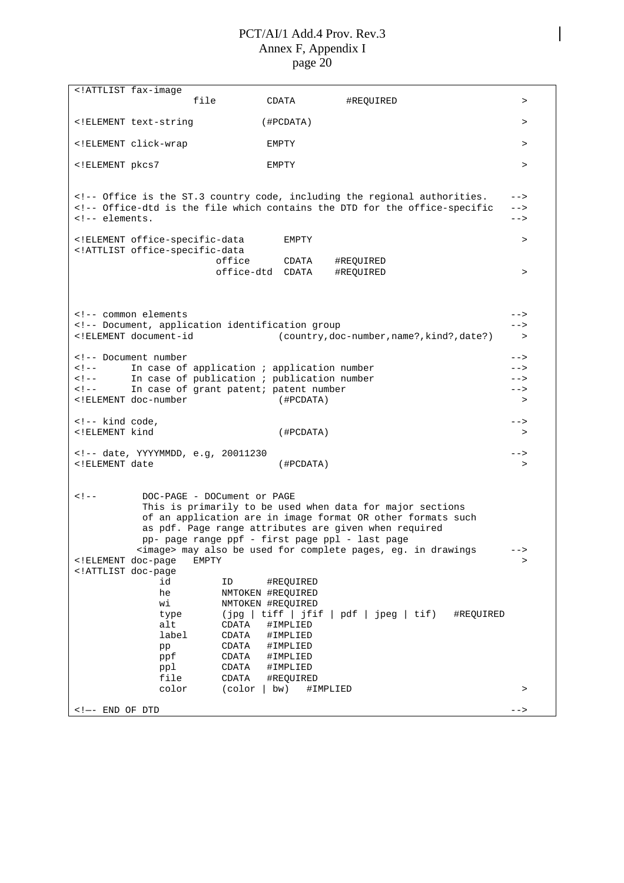```
<!ATTLIST fax-image
                    file         CDATA         #REQUIRED                       >

<!ELEMENT text-string          (#PCDATA)                                       >

<!ELEMENT click-wrap             EMPTY                                         >

<!ELEMENT pkcs7                  EMPTY                                         >


<!-- Office is the ST.3 country code, including the regional authorities.    -->
<!-- Office-dtd is the file which contains the DTD for the office-specific   -->
<!-- elements.                                                               -->

<!ELEMENT office-specific-data       EMPTY                                     >
<!ATTLIST office-specific-data
                        office      CDATA    #REQUIRED
                        office-dtd  CDATA    #REQUIRED                         >



<!-- common elements                                                         -->
<!-- Document, application identification group                              -->
<!ELEMENT document-id              (country,doc-number,name?,kind?,date?)      >

<!-- Document number                                                         -->
<!--       In case of application ; application number                       -->
<!--       In case of publication ; publication number                       -->
<!--       In case of grant patent; patent number                            -->
<!ELEMENT doc-number               (#PCDATA)                                   >

<!-- kind code,                                                              -->
<!ELEMENT kind                     (#PCDATA)                                   >

<!-- date, YYYYMMDD, e.g, 20011230                                           -->
<!ELEMENT date                     (#PCDATA)                                   >


<!--        DOC-PAGE - DOCument or PAGE
            This is primarily to be used when data for major sections
            of an application are in image format OR other formats such
            as pdf. Page range attributes are given when required
            pp- page range ppf - first page ppl - last page
           <image> may also be used for complete pages, eg. in drawings      -->
<!ELEMENT doc-page   EMPTY                                                     >
<!ATTLIST doc-page
               id         ID      #REQUIRED
               he         NMTOKEN #REQUIRED
               wi         NMTOKEN #REQUIRED
               type       (jpg | tiff | jfif | pdf | jpeg | tif)   #REQUIRED
               alt        CDATA   #IMPLIED
               label      CDATA   #IMPLIED
               pp         CDATA   #IMPLIED
               ppf        CDATA   #IMPLIED
               ppl        CDATA   #IMPLIED
               file       CDATA   #REQUIRED
               color      (color | bw)   #IMPLIED                              >

<!—- END OF DTD                                                              -->
```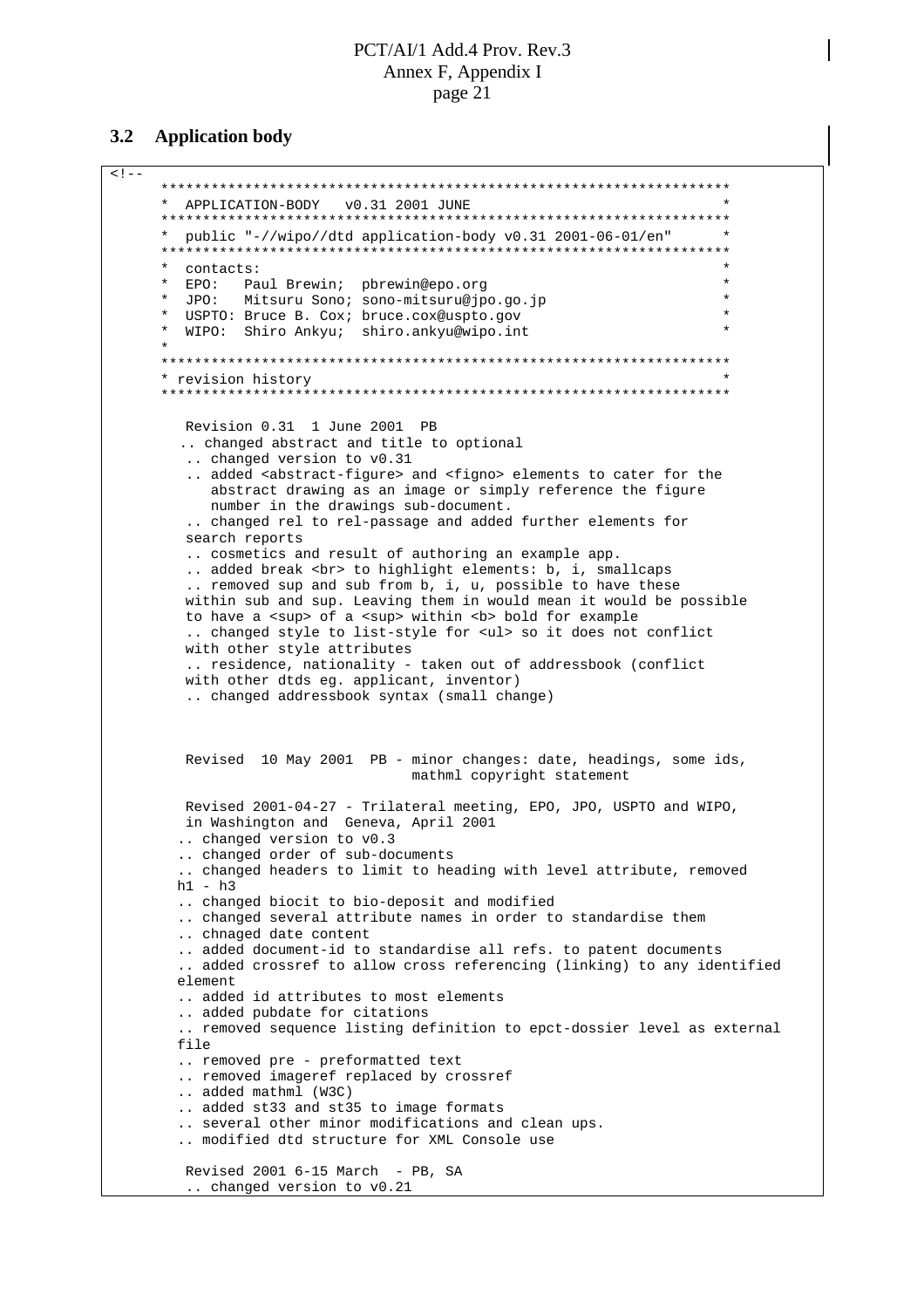### 3.2 Application body

```
<!--
     ********************************************************************
     *  APPLICATION-BODY   v0.31 2001 JUNE                               *
     ********************************************************************
     *  public "-//wipo//dtd application-body v0.31 2001-06-01/en"      *
     ********************************************************************
     *  contacts:                                                       *
     *  EPO:   Paul Brewin;  pbrewin@epo.org                            *
     *  JPO:   Mitsuru Sono; sono-mitsuru@jpo.go.jp                     *
     *  USPTO: Bruce B. Cox; bruce.cox@uspto.gov                        *
     *  WIPO:  Shiro Ankyu;  shiro.ankyu@wipo.int                       *
     *
     ********************************************************************
     * revision history                                                 *
     ********************************************************************

        Revision 0.31  1 June 2001  PB
       .. changed abstract and title to optional
        .. changed version to v0.31
        .. added <abstract-figure> and <figno> elements to cater for the
           abstract drawing as an image or simply reference the figure
           number in the drawings sub-document.
        .. changed rel to rel-passage and added further elements for
        search reports
        .. cosmetics and result of authoring an example app.
        .. added break <br> to highlight elements: b, i, smallcaps
        .. removed sup and sub from b, i, u, possible to have these
        within sub and sup. Leaving them in would mean it would be possible
        to have a <sup> of a <sup> within <b> bold for example
        .. changed style to list-style for <ul> so it does not conflict
        with other style attributes
        .. residence, nationality - taken out of addressbook (conflict
        with other dtds eg. applicant, inventor)
        .. changed addressbook syntax (small change)



        Revised  10 May 2001  PB - minor changes: date, headings, some ids,
                                 mathml copyright statement

        Revised 2001-04-27 - Trilateral meeting, EPO, JPO, USPTO and WIPO,
        in Washington and  Geneva, April 2001
       .. changed version to v0.3
       .. changed order of sub-documents
       .. changed headers to limit to heading with level attribute, removed
       h1 - h3
       .. changed biocit to bio-deposit and modified
       .. changed several attribute names in order to standardise them
       .. chnaged date content
       .. added document-id to standardise all refs. to patent documents
       .. added crossref to allow cross referencing (linking) to any identified
       element
       .. added id attributes to most elements
       .. added pubdate for citations
       .. removed sequence listing definition to epct-dossier level as external
       file
       .. removed pre - preformatted text
       .. removed imageref replaced by crossref
       .. added mathml (W3C)
       .. added st33 and st35 to image formats
       .. several other minor modifications and clean ups.
       .. modified dtd structure for XML Console use

        Revised 2001 6-15 March  - PB, SA
        .. changed version to v0.21
```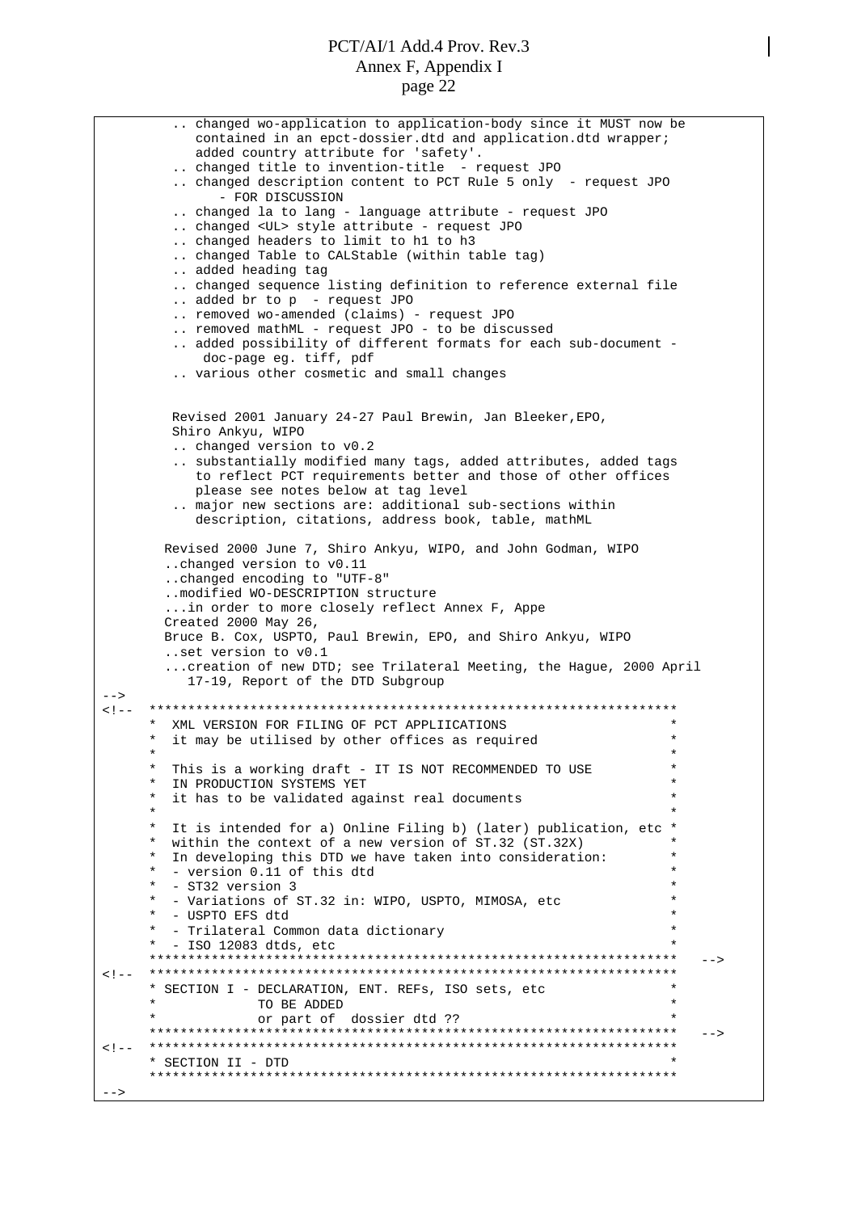```
         .. changed wo-application to application-body since it MUST now be
            contained in an epct-dossier.dtd and application.dtd wrapper;
            added country attribute for 'safety'.
         .. changed title to invention-title  - request JPO
         .. changed description content to PCT Rule 5 only  - request JPO
              - FOR DISCUSSION
         .. changed la to lang - language attribute - request JPO
         .. changed <UL> style attribute - request JPO
         .. changed headers to limit to h1 to h3
         .. changed Table to CALStable (within table tag)
         .. added heading tag
         .. changed sequence listing definition to reference external file
         .. added br to p  - request JPO
         .. removed wo-amended (claims) - request JPO
         .. removed mathML - request JPO - to be discussed
         .. added possibility of different formats for each sub-document -
              doc-page eg. tiff, pdf
         .. various other cosmetic and small changes


        Revised 2001 January 24-27 Paul Brewin, Jan Bleeker,EPO,
        Shiro Ankyu, WIPO
         .. changed version to v0.2
         .. substantially modified many tags, added attributes, added tags
            to reflect PCT requirements better and those of other offices
            please see notes below at tag level
         .. major new sections are: additional sub-sections within
            description, citations, address book, table, mathML

       Revised 2000 June 7, Shiro Ankyu, WIPO, and John Godman, WIPO
        ..changed version to v0.11
        ..changed encoding to "UTF-8"
        ..modified WO-DESCRIPTION structure
        ...in order to more closely reflect Annex F, Appe
       Created 2000 May 26,
       Bruce B. Cox, USPTO, Paul Brewin, EPO, and Shiro Ankyu, WIPO
        ..set version to v0.1
        ...creation of new DTD; see Trilateral Meeting, the Hague, 2000 April
           17-19, Report of the DTD Subgroup
-->
<!--  *******************************************************************
      *  XML VERSION FOR FILING OF PCT APPLIICATIONS                    *
      *  it may be utilised by other offices as required                *
      *                                                                 *
      *  This is a working draft - IT IS NOT RECOMMENDED TO USE         *
      *  IN PRODUCTION SYSTEMS YET                                      *
      *  it has to be validated against real documents                  *
      *                                                                 *
      *  It is intended for a) Online Filing b) (later) publication, etc *
      *  within the context of a new version of ST.32 (ST.32X)          *
      *  In developing this DTD we have taken into consideration:       *
      *  - version 0.11 of this dtd                                     *
      *  - ST32 version 3                                               *
      *  - Variations of ST.32 in: WIPO, USPTO, MIMOSA, etc             *
      *  - USPTO EFS dtd                                                *
      *  - Trilateral Common data dictionary                            *
      *  - ISO 12083 dtds, etc                                          *
      *******************************************************************  -->
<!--  *******************************************************************
      * SECTION I - DECLARATION, ENT. REFs, ISO sets, etc               *
      *             TO BE ADDED                                         *
      *             or part of  dossier dtd ??                          *
      *******************************************************************  -->
<!--  *******************************************************************
      * SECTION II - DTD                                                *
      *******************************************************************
-->
```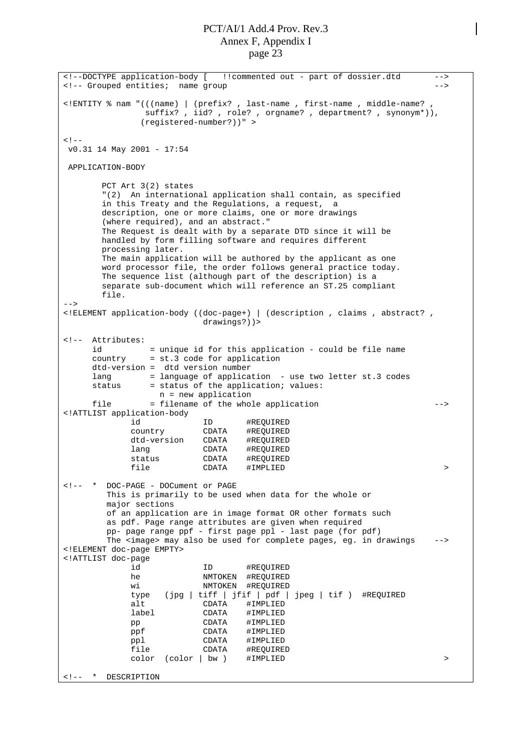```
<!--DOCTYPE application-body [   !!commented out - part of dossier.dtd       -->
<!-- Grouped entities;  name group                                             -->

<!ENTITY % nam "(((name) | (prefix? , last-name , first-name , middle-name? ,
                suffix? , iid? , role? , orgname? , department? , synonym*)),
               (registered-number?))" >

<!--
 v0.31 14 May 2001 - 17:54

 APPLICATION-BODY

        PCT Art 3(2) states
        "(2)  An international application shall contain, as specified
        in this Treaty and the Regulations, a request,  a
        description, one or more claims, one or more drawings
        (where required), and an abstract."
        The Request is dealt with by a separate DTD since it will be
        handled by form filling software and requires different
        processing later.
        The main application will be authored by the applicant as one
        word processor file, the order follows general practice today.
        The sequence list (although part of the description) is a
        separate sub-document which will reference an ST.25 compliant
        file.
-->
<!ELEMENT application-body ((doc-page+) | (description , claims , abstract? ,
                             drawings?))>

<!--  Attributes:
      id          = unique id for this application - could be file name
      country     = st.3 code for application
      dtd-version =  dtd version number
      lang        = language of application  - use two letter st.3 codes
      status      = status of the application; values:
                    n = new application
      file        = filename of the whole application                       -->
<!ATTLIST application-body
              id             ID       #REQUIRED
              country        CDATA    #REQUIRED
              dtd-version    CDATA    #REQUIRED
              lang           CDATA    #REQUIRED
              status         CDATA    #REQUIRED
              file           CDATA    #IMPLIED                               >

<!--  *  DOC-PAGE - DOCument or PAGE
         This is primarily to be used when data for the whole or
         major sections
         of an application are in image format OR other formats such
         as pdf. Page range attributes are given when required
         pp- page range ppf - first page ppl - last page (for pdf)
         The <image> may also be used for complete pages, eg. in drawings    -->
<!ELEMENT doc-page EMPTY>
<!ATTLIST doc-page
              id             ID       #REQUIRED
              he             NMTOKEN  #REQUIRED
              wi             NMTOKEN  #REQUIRED
              type   (jpg | tiff | jfif | pdf | jpeg | tif )  #REQUIRED
              alt            CDATA    #IMPLIED
              label          CDATA    #IMPLIED
              pp             CDATA    #IMPLIED
              ppf            CDATA    #IMPLIED
              ppl            CDATA    #IMPLIED
              file           CDATA    #REQUIRED
              color  (color | bw )    #IMPLIED                               >

<!--  *  DESCRIPTION
```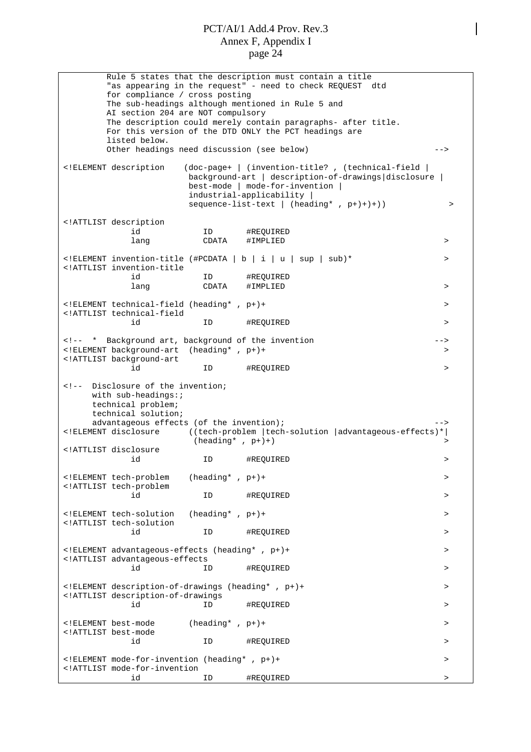```
        Rule 5 states that the description must contain a title
        "as appearing in the request" - need to check REQUEST  dtd
        for compliance / cross posting
        The sub-headings although mentioned in Rule 5 and
        AI section 204 are NOT compulsory
        The description could merely contain paragraphs- after title.
        For this version of the DTD ONLY the PCT headings are
        listed below.
        Other headings need discussion (see below)                          -->

<!ELEMENT description    (doc-page+ | (invention-title? , (technical-field |
                          background-art | description-of-drawings|disclosure |
                          best-mode | mode-for-invention |
                          industrial-applicability |
                          sequence-list-text | (heading* , p+)+)+))              >

<!ATTLIST description
            id             ID       #REQUIRED
            lang           CDATA    #IMPLIED                                    >

<!ELEMENT invention-title (#PCDATA | b | i | u | sup | sub)*                    >
<!ATTLIST invention-title
            id             ID       #REQUIRED
            lang           CDATA    #IMPLIED                                    >

<!ELEMENT technical-field (heading* , p+)+                                      >
<!ATTLIST technical-field
            id             ID       #REQUIRED                                   >

<!--  *  Background art, background of the invention                        -->
<!ELEMENT background-art  (heading* , p+)+                                      >
<!ATTLIST background-art
            id             ID       #REQUIRED                                   >

<!--  Disclosure of the invention;
      with sub-headings:;
      technical problem;
      technical solution;
      advantageous effects (of the invention);                              -->
<!ELEMENT disclosure      ((tech-problem |tech-solution |advantageous-effects)*|
                           (heading* , p+)+)                                    >
<!ATTLIST disclosure
            id             ID       #REQUIRED                                   >

<!ELEMENT tech-problem    (heading* , p+)+                                      >
<!ATTLIST tech-problem
            id             ID       #REQUIRED                                   >

<!ELEMENT tech-solution   (heading* , p+)+                                      >
<!ATTLIST tech-solution
            id             ID       #REQUIRED                                   >

<!ELEMENT advantageous-effects (heading* , p+)+                                 >
<!ATTLIST advantageous-effects
            id             ID       #REQUIRED                                   >

<!ELEMENT description-of-drawings (heading* , p+)+                              >
<!ATTLIST description-of-drawings
            id             ID       #REQUIRED                                   >

<!ELEMENT best-mode       (heading* , p+)+                                      >
<!ATTLIST best-mode
            id             ID       #REQUIRED                                   >

<!ELEMENT mode-for-invention (heading* , p+)+                                   >
<!ATTLIST mode-for-invention
            id             ID       #REQUIRED                                   >
```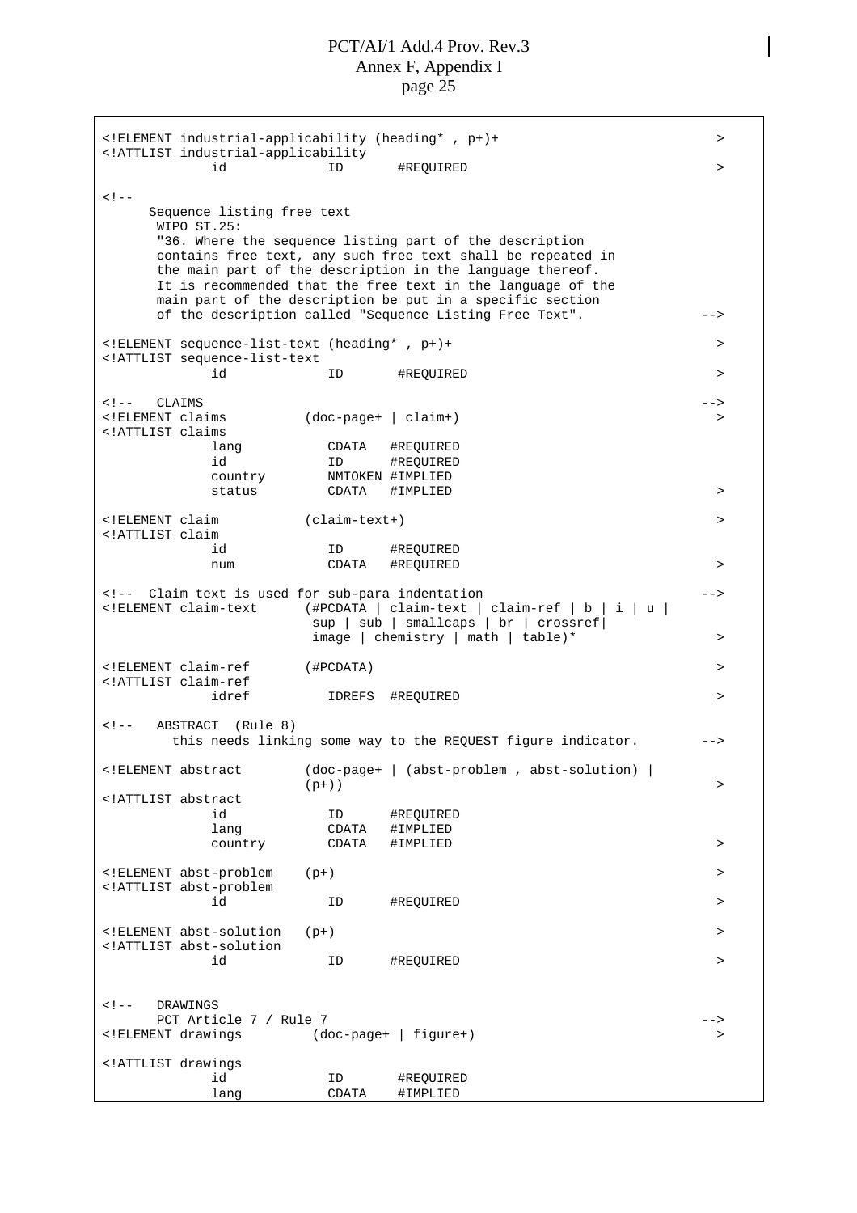```
<!ELEMENT industrial-applicability (heading* , p+)+                          >
<!ATTLIST industrial-applicability
              id             ID       #REQUIRED                              >

<!--
      Sequence listing free text
       WIPO ST.25:
       "36. Where the sequence listing part of the description
       contains free text, any such free text shall be repeated in
       the main part of the description in the language thereof.
       It is recommended that the free text in the language of the
       main part of the description be put in a specific section
       of the description called "Sequence Listing Free Text".             -->

<!ELEMENT sequence-list-text (heading* , p+)+                                >
<!ATTLIST sequence-list-text
              id             ID       #REQUIRED                              >

<!--   CLAIMS                                                                -->
<!ELEMENT claims          (doc-page+ | claim+)                               >
<!ATTLIST claims
              lang           CDATA   #REQUIRED
              id             ID      #REQUIRED
              country        NMTOKEN #IMPLIED
              status         CDATA   #IMPLIED                                >

<!ELEMENT claim           (claim-text+)                                      >
<!ATTLIST claim
              id             ID      #REQUIRED
              num            CDATA   #REQUIRED                               >

<!--  Claim text is used for sub-para indentation                            -->
<!ELEMENT claim-text      (#PCDATA | claim-text | claim-ref | b | i | u |
                           sup | sub | smallcaps | br | crossref|
                           image | chemistry | math | table)*                >

<!ELEMENT claim-ref       (#PCDATA)                                          >
<!ATTLIST claim-ref
              idref          IDREFS  #REQUIRED                               >

<!--   ABSTRACT  (Rule 8)
         this needs linking some way to the REQUEST figure indicator.        -->

<!ELEMENT abstract        (doc-page+ | (abst-problem , abst-solution) |
                          (p+))                                              >
<!ATTLIST abstract
              id             ID      #REQUIRED
              lang           CDATA   #IMPLIED
              country        CDATA   #IMPLIED                                >

<!ELEMENT abst-problem    (p+)                                               >
<!ATTLIST abst-problem
              id             ID      #REQUIRED                               >

<!ELEMENT abst-solution   (p+)                                               >
<!ATTLIST abst-solution
              id             ID      #REQUIRED                               >


<!--   DRAWINGS
       PCT Article 7 / Rule 7                                                -->
<!ELEMENT drawings         (doc-page+ | figure+)                             >

<!ATTLIST drawings
              id             ID       #REQUIRED
              lang           CDATA    #IMPLIED
```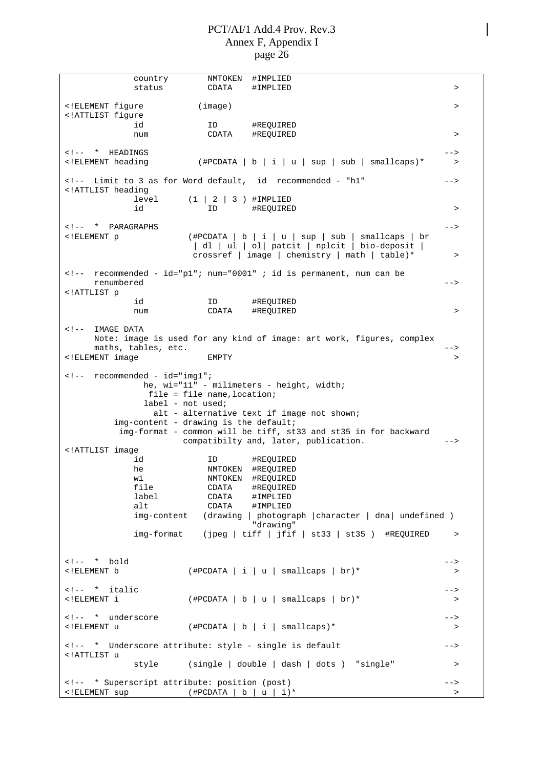```
            country        NMTOKEN  #IMPLIED
            status         CDATA    #IMPLIED                               >

<!ELEMENT figure          (image)                                          >
<!ATTLIST figure
            id             ID       #REQUIRED
            num            CDATA    #REQUIRED                              >

<!--  *  HEADINGS                                                         -->
<!ELEMENT heading         (#PCDATA | b | i | u | sup | sub | smallcaps)*   >

<!--  Limit to 3 as for Word default,  id  recommended - "h1"            -->
<!ATTLIST heading
            level      (1 | 2 | 3 ) #IMPLIED
            id             ID       #REQUIRED                              >

<!--  *  PARAGRAPHS                                                       -->
<!ELEMENT p              (#PCDATA | b | i | u | sup | sub | smallcaps | br
                          | dl | ul | ol| patcit | nplcit | bio-deposit |
                          crossref | image | chemistry | math | table)*    >

<!--  recommended - id="p1"; num="0001" ; id is permanent, num can be
      renumbered                                                         -->
<!ATTLIST p
            id             ID       #REQUIRED
            num            CDATA    #REQUIRED                              >

<!--  IMAGE DATA
      Note: image is used for any kind of image: art work, figures, complex
      maths, tables, etc.                                                -->
<!ELEMENT image            EMPTY                                           >

<!--  recommended - id="img1";
              he, wi="11" - milimeters - height, width;
               file = file name,location;
              label - not used;
                alt - alternative text if image not shown;
         img-content - drawing is the default;
          img-format - common will be tiff, st33 and st35 in for backward
                    compatibilty and, later, publication.                -->
<!ATTLIST image
            id             ID       #REQUIRED
            he             NMTOKEN  #REQUIRED
            wi             NMTOKEN  #REQUIRED
            file           CDATA    #REQUIRED
            label          CDATA    #IMPLIED
            alt            CDATA    #IMPLIED
            img-content   (drawing | photograph |character | dna| undefined )
                                    "drawing"
            img-format    (jpeg | tiff | jfif | st33 | st35 )  #REQUIRED   >


<!--  *  bold                                                             -->
<!ELEMENT b              (#PCDATA | i | u | smallcaps | br)*               >

<!--  *  italic                                                           -->
<!ELEMENT i              (#PCDATA | b | u | smallcaps | br)*               >

<!--  *  underscore                                                       -->
<!ELEMENT u              (#PCDATA | b | i | smallcaps)*                    >

<!--  *  Underscore attribute: style - single is default                 -->
<!ATTLIST u
            style      (single | double | dash | dots )  "single"          >

<!--  * Superscript attribute: position (post)                           -->
<!ELEMENT sup            (#PCDATA | b | u | i)*                            >
```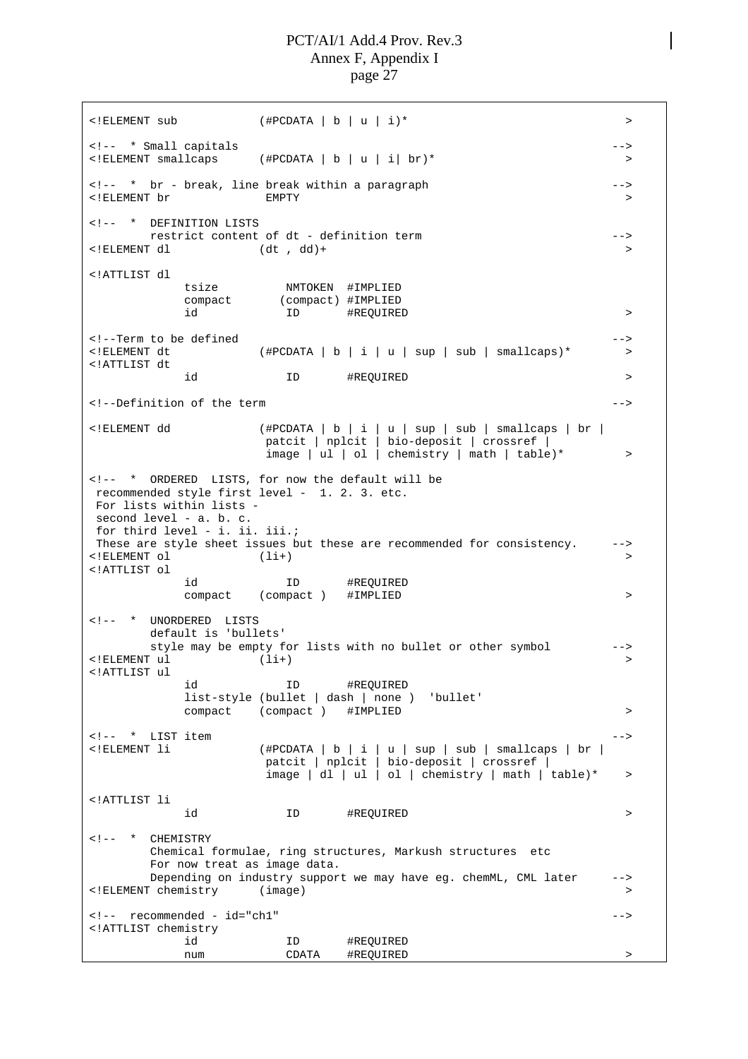```
<!ELEMENT sub            (#PCDATA | b | u | i)*                                >

<!--  * Small capitals                                                        -->
<!ELEMENT smallcaps      (#PCDATA | b | u | i| br)*                            >

<!--  *  br - break, line break within a paragraph                            -->
<!ELEMENT br              EMPTY                                                >

<!--  *  DEFINITION LISTS
         restrict content of dt - definition term                             -->
<!ELEMENT dl             (dt , dd)+                                            >

<!ATTLIST dl
              tsize          NMTOKEN  #IMPLIED
              compact       (compact) #IMPLIED
              id             ID       #REQUIRED                                >

<!--Term to be defined                                                        -->
<!ELEMENT dt             (#PCDATA | b | i | u | sup | sub | smallcaps)*        >
<!ATTLIST dt
              id             ID       #REQUIRED                                >

<!--Definition of the term                                                    -->

<!ELEMENT dd             (#PCDATA | b | i | u | sup | sub | smallcaps | br |
                          patcit | nplcit | bio-deposit | crossref |
                          image | ul | ol | chemistry | math | table)*         >

<!--  *  ORDERED  LISTS, for now the default will be
 recommended style first level -  1. 2. 3. etc.
 For lists within lists -
 second level - a. b. c.
 for third level - i. ii. iii.;
 These are style sheet issues but these are recommended for consistency.     -->
<!ELEMENT ol             (li+)                                                 >
<!ATTLIST ol
              id             ID       #REQUIRED
              compact    (compact )   #IMPLIED                                 >

<!--  *  UNORDERED  LISTS
         default is 'bullets'
         style may be empty for lists with no bullet or other symbol          -->
<!ELEMENT ul             (li+)                                                 >
<!ATTLIST ul
              id             ID       #REQUIRED
              list-style (bullet | dash | none )  'bullet'
              compact    (compact )   #IMPLIED                                 >

<!--  *  LIST item                                                            -->
<!ELEMENT li             (#PCDATA | b | i | u | sup | sub | smallcaps | br |
                          patcit | nplcit | bio-deposit | crossref |
                          image | dl | ul | ol | chemistry | math | table)*    >

<!ATTLIST li
              id             ID       #REQUIRED                                >

<!--  *  CHEMISTRY
         Chemical formulae, ring structures, Markush structures  etc
         For now treat as image data.
         Depending on industry support we may have eg. chemML, CML later      -->
<!ELEMENT chemistry      (image)                                               >

<!--  recommended - id="ch1"                                                  -->
<!ATTLIST chemistry
              id             ID       #REQUIRED
              num            CDATA    #REQUIRED                                >
```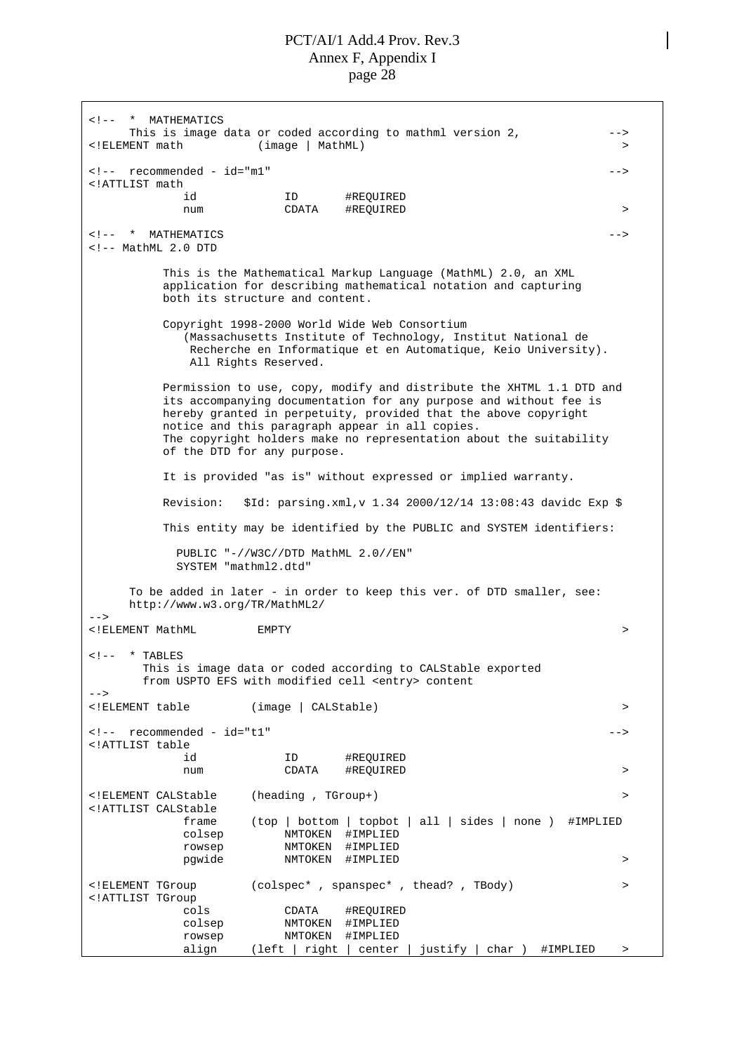```
<!--  *  MATHEMATICS
      This is image data or coded according to mathml version 2,            -->
<!ELEMENT math           (image | MathML)                                     >

<!--  recommended - id="m1"                                                  -->
<!ATTLIST math
              id             ID       #REQUIRED
              num            CDATA    #REQUIRED                               >

<!--  *  MATHEMATICS                                                         -->
<!-- MathML 2.0 DTD

           This is the Mathematical Markup Language (MathML) 2.0, an XML
           application for describing mathematical notation and capturing
           both its structure and content.

           Copyright 1998-2000 World Wide Web Consortium
              (Massachusetts Institute of Technology, Institut National de
               Recherche en Informatique et en Automatique, Keio University).
               All Rights Reserved.

           Permission to use, copy, modify and distribute the XHTML 1.1 DTD and
           its accompanying documentation for any purpose and without fee is
           hereby granted in perpetuity, provided that the above copyright
           notice and this paragraph appear in all copies.
           The copyright holders make no representation about the suitability
           of the DTD for any purpose.

           It is provided "as is" without expressed or implied warranty.

           Revision:   $Id: parsing.xml,v 1.34 2000/12/14 13:08:43 davidc Exp $

           This entity may be identified by the PUBLIC and SYSTEM identifiers:

             PUBLIC "-//W3C//DTD MathML 2.0//EN"
             SYSTEM "mathml2.dtd"

      To be added in later - in order to keep this ver. of DTD smaller, see:
      http://www.w3.org/TR/MathML2/
-->
<!ELEMENT MathML         EMPTY                                                >

<!--  * TABLES
        This is image data or coded according to CALStable exported
        from USPTO EFS with modified cell <entry> content
-->
<!ELEMENT table         (image | CALStable)                                   >

<!--  recommended - id="t1"                                                  -->
<!ATTLIST table
              id             ID       #REQUIRED
              num            CDATA    #REQUIRED                               >

<!ELEMENT CALStable     (heading , TGroup+)                                   >
<!ATTLIST CALStable
              frame     (top | bottom | topbot | all | sides | none )  #IMPLIED
              colsep         NMTOKEN  #IMPLIED
              rowsep         NMTOKEN  #IMPLIED
              pgwide         NMTOKEN  #IMPLIED                                >

<!ELEMENT TGroup        (colspec* , spanspec* , thead? , TBody)               >
<!ATTLIST TGroup
              cols           CDATA    #REQUIRED
              colsep         NMTOKEN  #IMPLIED
              rowsep         NMTOKEN  #IMPLIED
              align     (left | right | center | justify | char )  #IMPLIED    >
```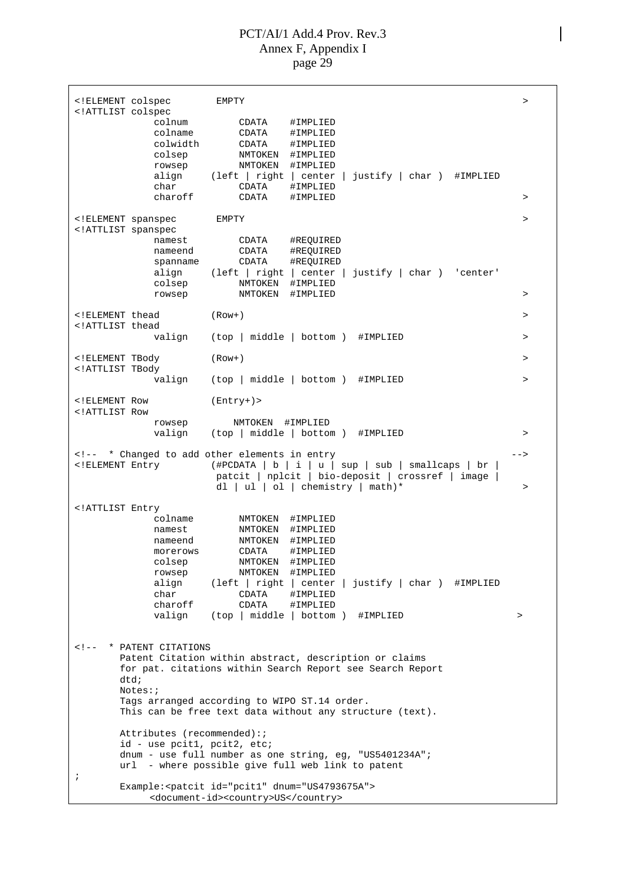```
<!ELEMENT colspec        EMPTY                                                >
<!ATTLIST colspec
              colnum         CDATA    #IMPLIED
              colname        CDATA    #IMPLIED
              colwidth       CDATA    #IMPLIED
              colsep         NMTOKEN  #IMPLIED
              rowsep         NMTOKEN  #IMPLIED
              align     (left | right | center | justify | char )  #IMPLIED
              char           CDATA    #IMPLIED
              charoff        CDATA    #IMPLIED                                >

<!ELEMENT spanspec       EMPTY                                                >
<!ATTLIST spanspec
              namest         CDATA    #REQUIRED
              nameend        CDATA    #REQUIRED
              spanname       CDATA    #REQUIRED
              align     (left | right | center | justify | char )  'center'
              colsep         NMTOKEN  #IMPLIED
              rowsep         NMTOKEN  #IMPLIED                                >

<!ELEMENT thead         (Row+)                                                >
<!ATTLIST thead
              valign    (top | middle | bottom )  #IMPLIED                    >

<!ELEMENT TBody         (Row+)                                                >
<!ATTLIST TBody
              valign    (top | middle | bottom )  #IMPLIED                    >

<!ELEMENT Row           (Entry+)>
<!ATTLIST Row
              rowsep        NMTOKEN  #IMPLIED
              valign    (top | middle | bottom )  #IMPLIED                    >

<!--  * Changed to add other elements in entry                               -->
<!ELEMENT Entry         (#PCDATA | b | i | u | sup | sub | smallcaps | br |
                         patcit | nplcit | bio-deposit | crossref | image |
                         dl | ul | ol | chemistry | math)*                    >

<!ATTLIST Entry
              colname        NMTOKEN  #IMPLIED
              namest         NMTOKEN  #IMPLIED
              nameend        NMTOKEN  #IMPLIED
              morerows       CDATA    #IMPLIED
              colsep         NMTOKEN  #IMPLIED
              rowsep         NMTOKEN  #IMPLIED
              align     (left | right | center | justify | char )  #IMPLIED
              char           CDATA    #IMPLIED
              charoff        CDATA    #IMPLIED
              valign    (top | middle | bottom )  #IMPLIED                   >


<!--  * PATENT CITATIONS
        Patent Citation within abstract, description or claims
        for pat. citations within Search Report see Search Report
        dtd;
        Notes:;
        Tags arranged according to WIPO ST.14 order.
        This can be free text data without any structure (text).

        Attributes (recommended):;
        id - use pcit1, pcit2, etc;
        dnum - use full number as one string, eg, "US5401234A";
        url  - where possible give full web link to patent
;
        Example:<patcit id="pcit1" dnum="US4793675A">
             <document-id><country>US</country>
```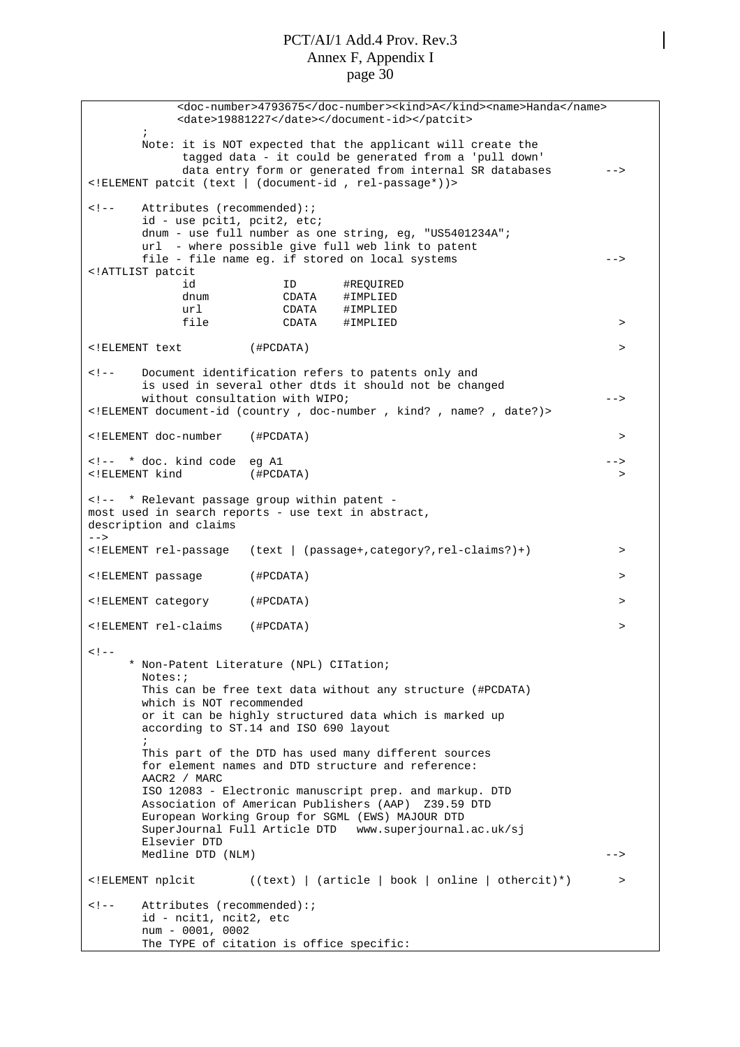```
            <doc-number>4793675</doc-number><kind>A</kind><name>Handa</name>
            <date>19881227</date></document-id></patcit>
        ;
        Note: it is NOT expected that the applicant will create the
              tagged data - it could be generated from a 'pull down'
              data entry form or generated from internal SR databases        -->
<!ELEMENT patcit (text | (document-id , rel-passage*))>

<!--    Attributes (recommended):;
        id - use pcit1, pcit2, etc;
        dnum - use full number as one string, eg, "US5401234A";
        url  - where possible give full web link to patent
        file - file name eg. if stored on local systems                      -->
<!ATTLIST patcit
              id            ID       #REQUIRED
              dnum          CDATA    #IMPLIED
              url           CDATA    #IMPLIED
              file          CDATA    #IMPLIED                                 >

<!ELEMENT text          (#PCDATA)                                             >

<!--    Document identification refers to patents only and
        is used in several other dtds it should not be changed
        without consultation with WIPO;                                      -->
<!ELEMENT document-id (country , doc-number , kind? , name? , date?)>

<!ELEMENT doc-number    (#PCDATA)                                             >

<!--  * doc. kind code  eg A1                                                -->
<!ELEMENT kind          (#PCDATA)                                             >

<!--  * Relevant passage group within patent -
most used in search reports - use text in abstract,
description and claims
-->
<!ELEMENT rel-passage   (text | (passage+,category?,rel-claims?)+)            >

<!ELEMENT passage       (#PCDATA)                                             >

<!ELEMENT category      (#PCDATA)                                             >

<!ELEMENT rel-claims    (#PCDATA)                                             >

<!--
      * Non-Patent Literature (NPL) CITation;
        Notes:;
        This can be free text data without any structure (#PCDATA)
        which is NOT recommended
        or it can be highly structured data which is marked up
        according to ST.14 and ISO 690 layout
        ;
        This part of the DTD has used many different sources
        for element names and DTD structure and reference:
        AACR2 / MARC
        ISO 12083 - Electronic manuscript prep. and markup. DTD
        Association of American Publishers (AAP)  Z39.59 DTD
        European Working Group for SGML (EWS) MAJOUR DTD
        SuperJournal Full Article DTD   www.superjournal.ac.uk/sj
        Elsevier DTD
        Medline DTD (NLM)                                                    -->

<!ELEMENT nplcit        ((text) | (article | book | online | othercit)*)      >

<!--    Attributes (recommended):;
        id - ncit1, ncit2, etc
        num - 0001, 0002
        The TYPE of citation is office specific:
```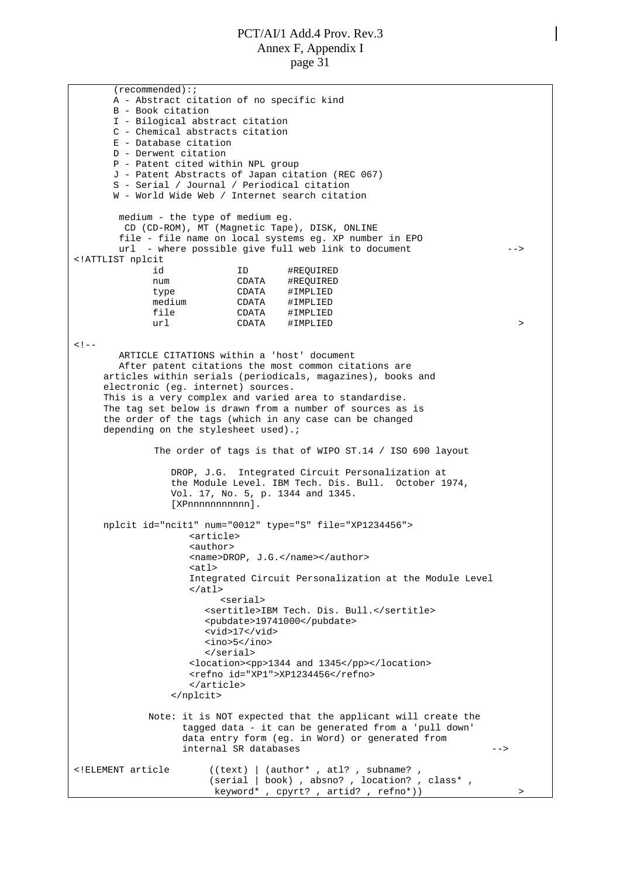```
       (recommended):;
       A - Abstract citation of no specific kind
       B - Book citation
       I - Bilogical abstract citation
       C - Chemical abstracts citation
       E - Database citation
       D - Derwent citation
       P - Patent cited within NPL group
       J - Patent Abstracts of Japan citation (REC 067)
       S - Serial / Journal / Periodical citation
       W - World Wide Web / Internet search citation

        medium - the type of medium eg.
         CD (CD-ROM), MT (Magnetic Tape), DISK, ONLINE
        file - file name on local systems eg. XP number in EPO
        url  - where possible give full web link to document             -->
<!ATTLIST nplcit
              id             ID       #REQUIRED
              num            CDATA    #REQUIRED
              type           CDATA    #IMPLIED
              medium         CDATA    #IMPLIED
              file           CDATA    #IMPLIED
              url            CDATA    #IMPLIED                                >

<!--
        ARTICLE CITATIONS within a 'host' document
        After patent citations the most common citations are
     articles within serials (periodicals, magazines), books and
     electronic (eg. internet) sources.
     This is a very complex and varied area to standardise.
     The tag set below is drawn from a number of sources as is
     the order of the tags (which in any case can be changed
     depending on the stylesheet used).;

              The order of tags is that of WIPO ST.14 / ISO 690 layout

                 DROP, J.G.  Integrated Circuit Personalization at
                 the Module Level. IBM Tech. Dis. Bull.  October 1974,
                 Vol. 17, No. 5, p. 1344 and 1345.
                 [XPnnnnnnnnnnn].

     nplcit id="ncit1" num="0012" type="S" file="XP1234456">
                    <article>
                    <author>
                    <name>DROP, J.G.</name></author>
                    <atl>
                    Integrated Circuit Personalization at the Module Level
                    </atl>
                         <serial>
                      <sertitle>IBM Tech. Dis. Bull.</sertitle>
                      <pubdate>19741000</pubdate>
                      <vid>17</vid>
                      <ino>5</ino>
                      </serial>
                    <location><pp>1344 and 1345</pp></location>
                    <refno id="XP1">XP1234456</refno>
                    </article>
                 </nplcit>

             Note: it is NOT expected that the applicant will create the
                   tagged data - it can be generated from a 'pull down'
                   data entry form (eg. in Word) or generated from
                   internal SR databases                                  -->

<!ELEMENT article       ((text) | (author* , atl? , subname? ,
                        (serial | book) , absno? , location? , class* ,
                         keyword* , cpyrt? , artid? , refno*))                >
```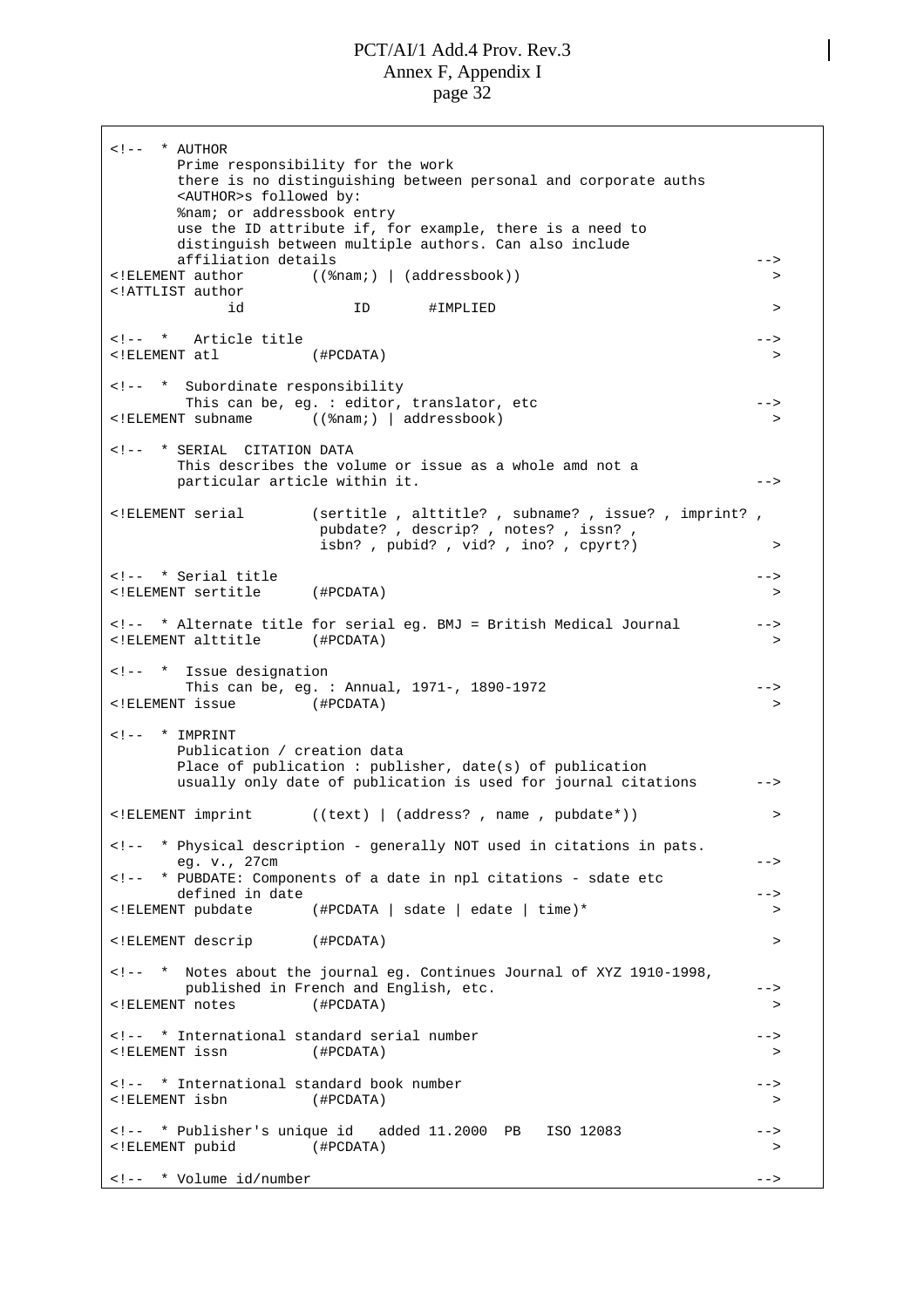```
<!--  * AUTHOR
        Prime responsibility for the work
        there is no distinguishing between personal and corporate auths
        <AUTHOR>s followed by:
        %nam; or addressbook entry
        use the ID attribute if, for example, there is a need to
        distinguish between multiple authors. Can also include
        affiliation details                                                      -->
<!ELEMENT author        ((%nam;) | (addressbook))                                  >
<!ATTLIST author
              id             ID       #IMPLIED                                     >

<!--  *   Article title                                                          -->
<!ELEMENT atl           (#PCDATA)                                                  >

<!--  *  Subordinate responsibility
         This can be, eg. : editor, translator, etc                              -->
<!ELEMENT subname       ((%nam;) | addressbook)                                    >

<!--  * SERIAL  CITATION DATA
        This describes the volume or issue as a whole amd not a
        particular article within it.                                            -->

<!ELEMENT serial        (sertitle , alttitle? , subname? , issue? , imprint? ,
                         pubdate? , descrip? , notes? , issn? ,
                         isbn? , pubid? , vid? , ino? , cpyrt?)                    >

<!--  * Serial title                                                             -->
<!ELEMENT sertitle      (#PCDATA)                                                  >

<!--  * Alternate title for serial eg. BMJ = British Medical Journal            -->
<!ELEMENT alttitle      (#PCDATA)                                                  >

<!--  *  Issue designation
         This can be, eg. : Annual, 1971-, 1890-1972                             -->
<!ELEMENT issue         (#PCDATA)                                                  >

<!--  * IMPRINT
        Publication / creation data
        Place of publication : publisher, date(s) of publication
        usually only date of publication is used for journal citations          -->

<!ELEMENT imprint       ((text) | (address? , name , pubdate*))                    >

<!--  * Physical description - generally NOT used in citations in pats.
        eg. v., 27cm                                                             -->
<!--  * PUBDATE: Components of a date in npl citations - sdate etc
        defined in date                                                          -->
<!ELEMENT pubdate       (#PCDATA | sdate | edate | time)*                          >

<!ELEMENT descrip       (#PCDATA)                                                  >

<!--  *  Notes about the journal eg. Continues Journal of XYZ 1910-1998,
         published in French and English, etc.                                   -->
<!ELEMENT notes         (#PCDATA)                                                  >

<!--  * International standard serial number                                     -->
<!ELEMENT issn          (#PCDATA)                                                  >

<!--  * International standard book number                                       -->
<!ELEMENT isbn          (#PCDATA)                                                  >

<!--  * Publisher's unique id   added 11.2000  PB   ISO 12083                    -->
<!ELEMENT pubid         (#PCDATA)                                                  >

<!--  * Volume id/number                                                         -->
```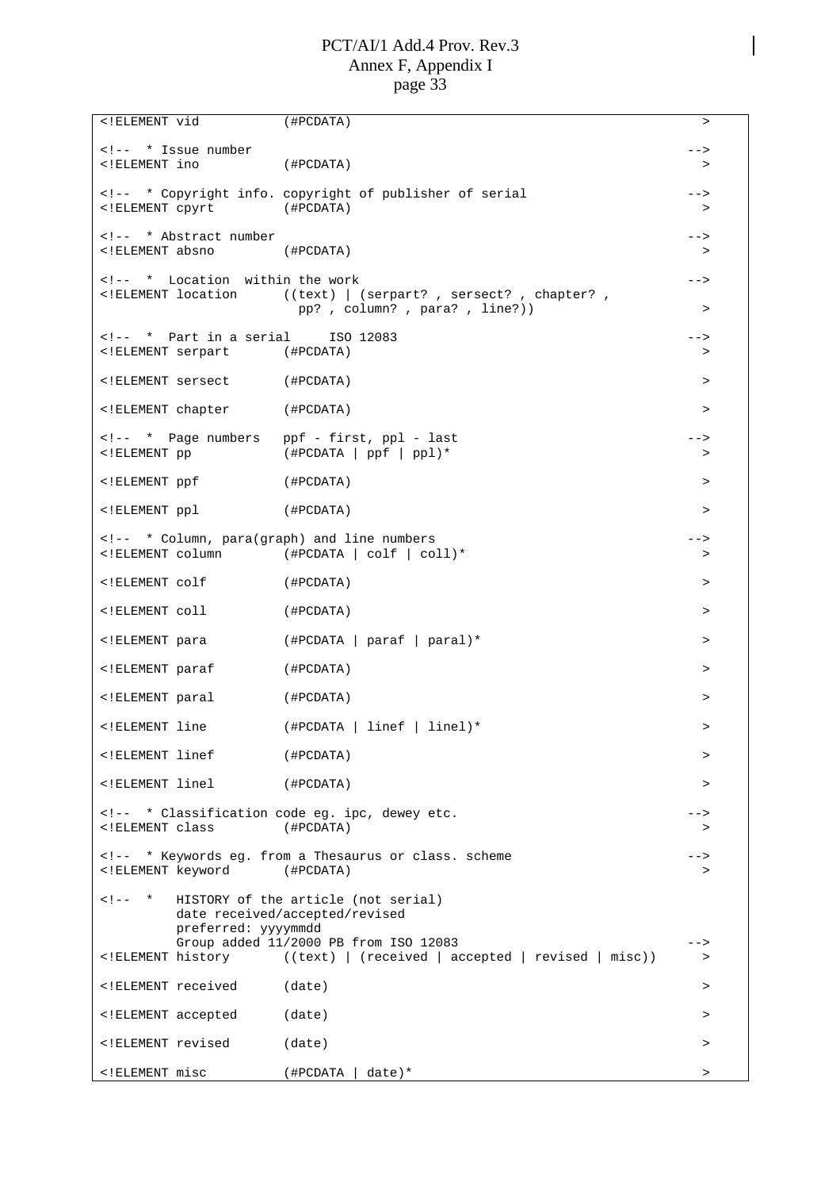```
<!ELEMENT vid           (#PCDATA)                                              >

<!--  * Issue number                                                        -->
<!ELEMENT ino           (#PCDATA)                                              >

<!--  * Copyright info. copyright of publisher of serial                    -->
<!ELEMENT cpyrt         (#PCDATA)                                              >

<!--  * Abstract number                                                     -->
<!ELEMENT absno         (#PCDATA)                                              >

<!--  *  Location  within the work                                          -->
<!ELEMENT location      ((text) | (serpart? , sersect? , chapter? ,
                          pp? , column? , para? , line?))                      >

<!--  *  Part in a serial     ISO 12083                                     -->
<!ELEMENT serpart       (#PCDATA)                                              >

<!ELEMENT sersect       (#PCDATA)                                              >

<!ELEMENT chapter       (#PCDATA)                                              >

<!--  *  Page numbers   ppf - first, ppl - last                             -->
<!ELEMENT pp            (#PCDATA | ppf | ppl)*                                 >

<!ELEMENT ppf           (#PCDATA)                                              >

<!ELEMENT ppl           (#PCDATA)                                              >

<!--  * Column, para(graph) and line numbers                                -->
<!ELEMENT column        (#PCDATA | colf | coll)*                               >

<!ELEMENT colf          (#PCDATA)                                              >

<!ELEMENT coll          (#PCDATA)                                              >

<!ELEMENT para          (#PCDATA | paraf | paral)*                             >

<!ELEMENT paraf         (#PCDATA)                                              >

<!ELEMENT paral         (#PCDATA)                                              >

<!ELEMENT line          (#PCDATA | linef | linel)*                             >

<!ELEMENT linef         (#PCDATA)                                              >

<!ELEMENT linel         (#PCDATA)                                              >

<!--  * Classification code eg. ipc, dewey etc.                             -->
<!ELEMENT class         (#PCDATA)                                              >

<!--  * Keywords eg. from a Thesaurus or class. scheme                      -->
<!ELEMENT keyword       (#PCDATA)                                              >

<!--  *   HISTORY of the article (not serial)
          date received/accepted/revised
          preferred: yyyymmdd
          Group added 11/2000 PB from ISO 12083                             -->
<!ELEMENT history       ((text) | (received | accepted | revised | misc))      >

<!ELEMENT received      (date)                                                 >

<!ELEMENT accepted      (date)                                                 >

<!ELEMENT revised       (date)                                                 >

<!ELEMENT misc          (#PCDATA | date)*                                      >
```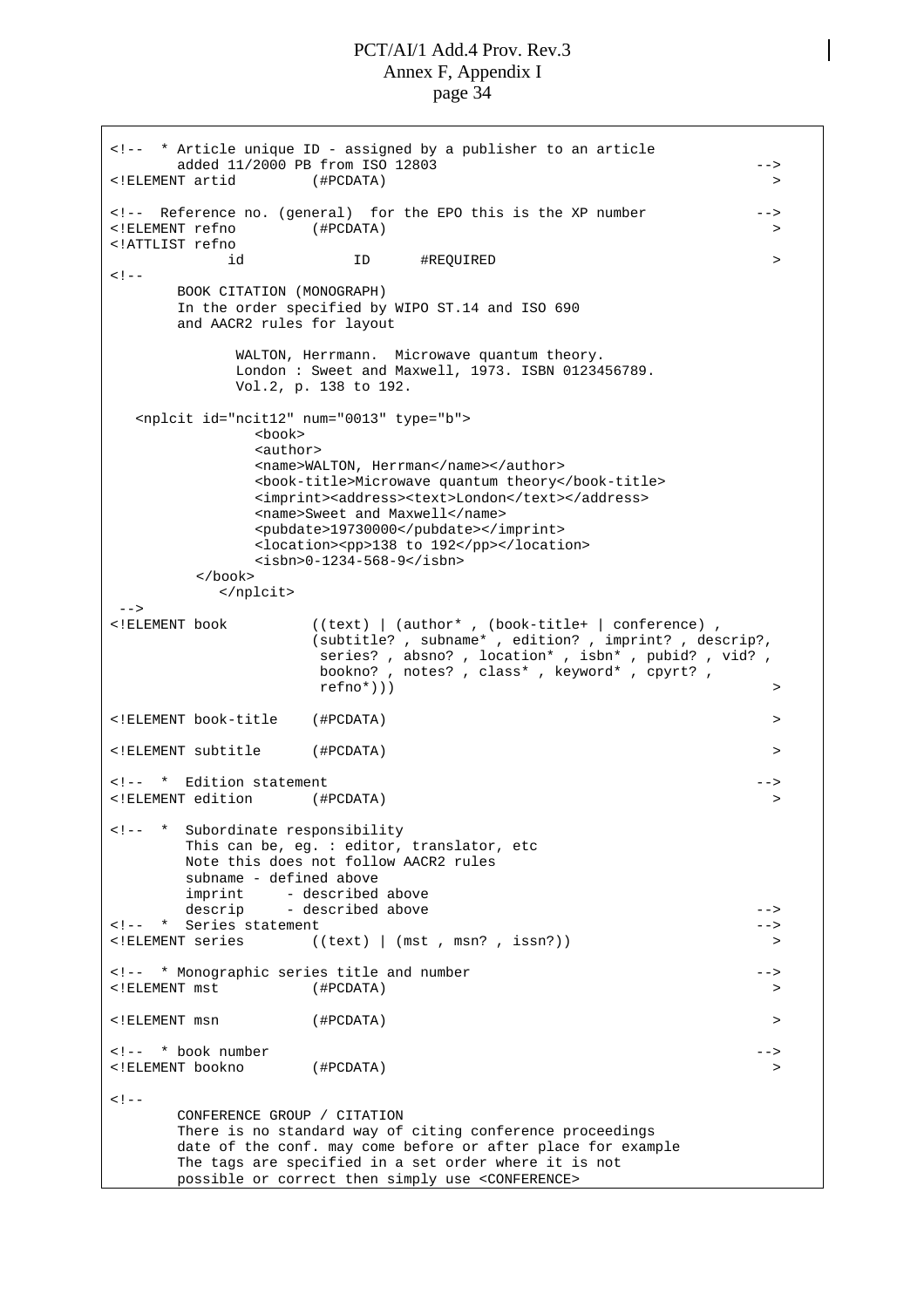```
<!--  * Article unique ID - assigned by a publisher to an article
        added 11/2000 PB from ISO 12803                                         -->
<!ELEMENT artid         (#PCDATA)                                               >

<!--  Reference no. (general)  for the EPO this is the XP number                -->
<!ELEMENT refno         (#PCDATA)                                               >
<!ATTLIST refno
              id             ID      #REQUIRED                                  >
<!--
        BOOK CITATION (MONOGRAPH)
        In the order specified by WIPO ST.14 and ISO 690
        and AACR2 rules for layout

               WALTON, Herrmann.  Microwave quantum theory.
               London : Sweet and Maxwell, 1973. ISBN 0123456789.
               Vol.2, p. 138 to 192.

   <nplcit id="ncit12" num="0013" type="b">
                 <book>
                 <author>
                 <name>WALTON, Herrman</name></author>
                 <book-title>Microwave quantum theory</book-title>
                 <imprint><address><text>London</text></address>
                 <name>Sweet and Maxwell</name>
                 <pubdate>19730000</pubdate></imprint>
                 <location><pp>138 to 192</pp></location>
                 <isbn>0-1234-568-9</isbn>
          </book>
             </nplcit>
 -->
<!ELEMENT book          ((text) | (author* , (book-title+ | conference) ,
                        (subtitle? , subname* , edition? , imprint? , descrip?,
                         series? , absno? , location* , isbn* , pubid? , vid? ,
                         bookno? , notes? , class* , keyword* , cpyrt? ,
                         refno*)))                                              >

<!ELEMENT book-title    (#PCDATA)                                               >

<!ELEMENT subtitle      (#PCDATA)                                               >

<!--  *  Edition statement                                                      -->
<!ELEMENT edition       (#PCDATA)                                               >

<!--  *  Subordinate responsibility
         This can be, eg. : editor, translator, etc
         Note this does not follow AACR2 rules
         subname - defined above
         imprint     - described above
         descrip     - described above                                          -->
<!--  *  Series statement                                                       -->
<!ELEMENT series        ((text) | (mst , msn? , issn?))                         >

<!--  * Monographic series title and number                                     -->
<!ELEMENT mst           (#PCDATA)                                               >

<!ELEMENT msn           (#PCDATA)                                               >

<!--  * book number                                                             -->
<!ELEMENT bookno        (#PCDATA)                                               >

<!--
        CONFERENCE GROUP / CITATION
        There is no standard way of citing conference proceedings
        date of the conf. may come before or after place for example
        The tags are specified in a set order where it is not
        possible or correct then simply use <CONFERENCE>
```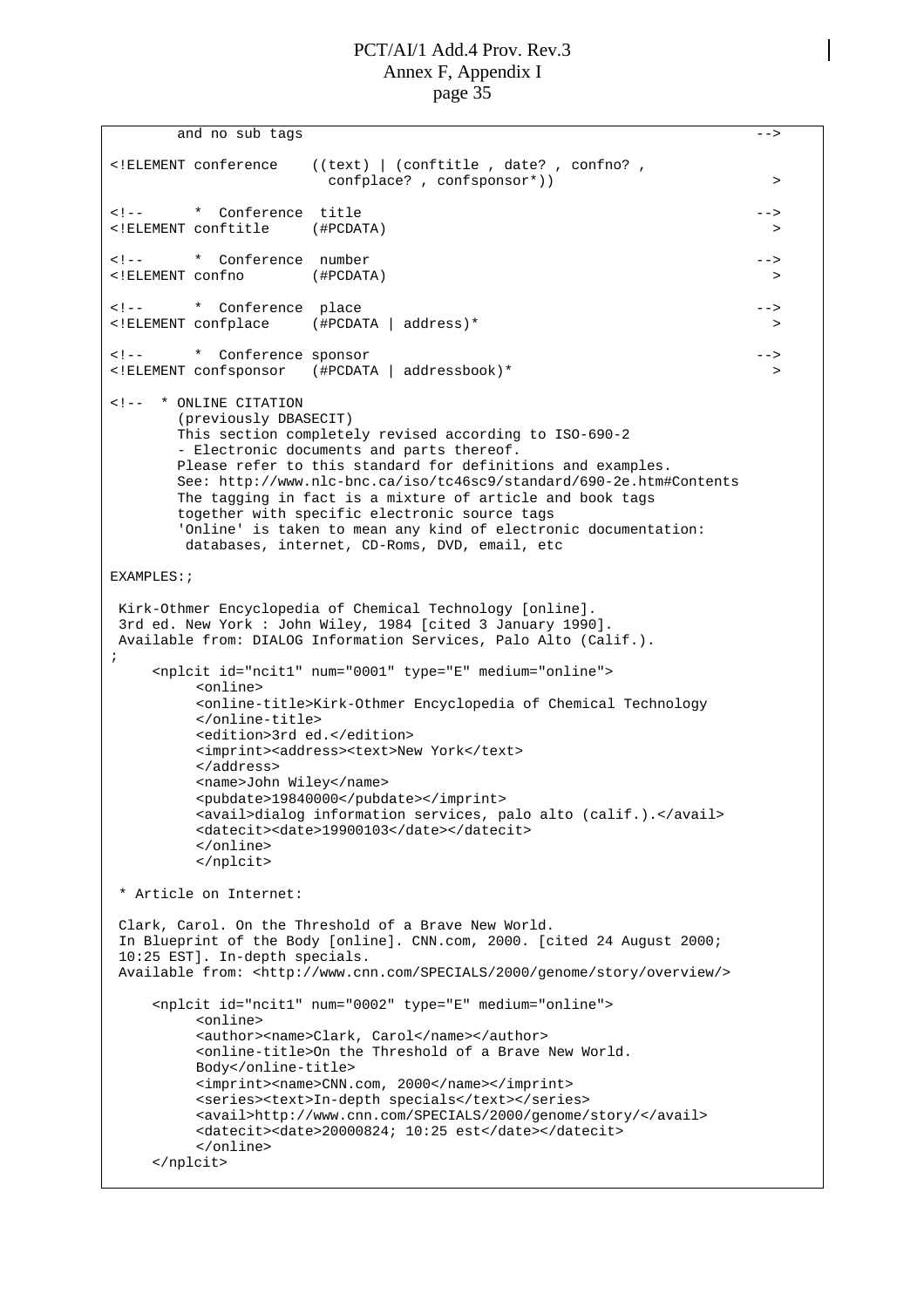```
        and no sub tags                                                      -->

<!ELEMENT conference    ((text) | (conftitle , date? , confno? ,
                         confplace? , confsponsor*))                          >

<!--      *  Conference  title                                               -->
<!ELEMENT conftitle     (#PCDATA)                                             >

<!--      *  Conference  number                                              -->
<!ELEMENT confno        (#PCDATA)                                             >

<!--      *  Conference  place                                               -->
<!ELEMENT confplace     (#PCDATA | address)*                                  >

<!--      *  Conference sponsor                                              -->
<!ELEMENT confsponsor   (#PCDATA | addressbook)*                              >

<!--  * ONLINE CITATION
        (previously DBASECIT)
        This section completely revised according to ISO-690-2
        - Electronic documents and parts thereof.
        Please refer to this standard for definitions and examples.
        See: http://www.nlc-bnc.ca/iso/tc46sc9/standard/690-2e.htm#Contents
        The tagging in fact is a mixture of article and book tags
        together with specific electronic source tags
        'Online' is taken to mean any kind of electronic documentation:
         databases, internet, CD-Roms, DVD, email, etc

EXAMPLES:;

 Kirk-Othmer Encyclopedia of Chemical Technology [online].
 3rd ed. New York : John Wiley, 1984 [cited 3 January 1990].
 Available from: DIALOG Information Services, Palo Alto (Calif.).
;
     <nplcit id="ncit1" num="0001" type="E" medium="online">
          <online>
          <online-title>Kirk-Othmer Encyclopedia of Chemical Technology
          </online-title>
          <edition>3rd ed.</edition>
          <imprint><address><text>New York</text>
          </address>
          <name>John Wiley</name>
          <pubdate>19840000</pubdate></imprint>
          <avail>dialog information services, palo alto (calif.).</avail>
          <datecit><date>19900103</date></datecit>
          </online>
          </nplcit>

 * Article on Internet:

 Clark, Carol. On the Threshold of a Brave New World.
 In Blueprint of the Body [online]. CNN.com, 2000. [cited 24 August 2000;
 10:25 EST]. In-depth specials.
 Available from: <http://www.cnn.com/SPECIALS/2000/genome/story/overview/>

     <nplcit id="ncit1" num="0002" type="E" medium="online">
          <online>
          <author><name>Clark, Carol</name></author>
          <online-title>On the Threshold of a Brave New World.
          Body</online-title>
          <imprint><name>CNN.com, 2000</name></imprint>
          <series><text>In-depth specials</text></series>
          <avail>http://www.cnn.com/SPECIALS/2000/genome/story/</avail>
          <datecit><date>20000824; 10:25 est</date></datecit>
          </online>
     </nplcit>
```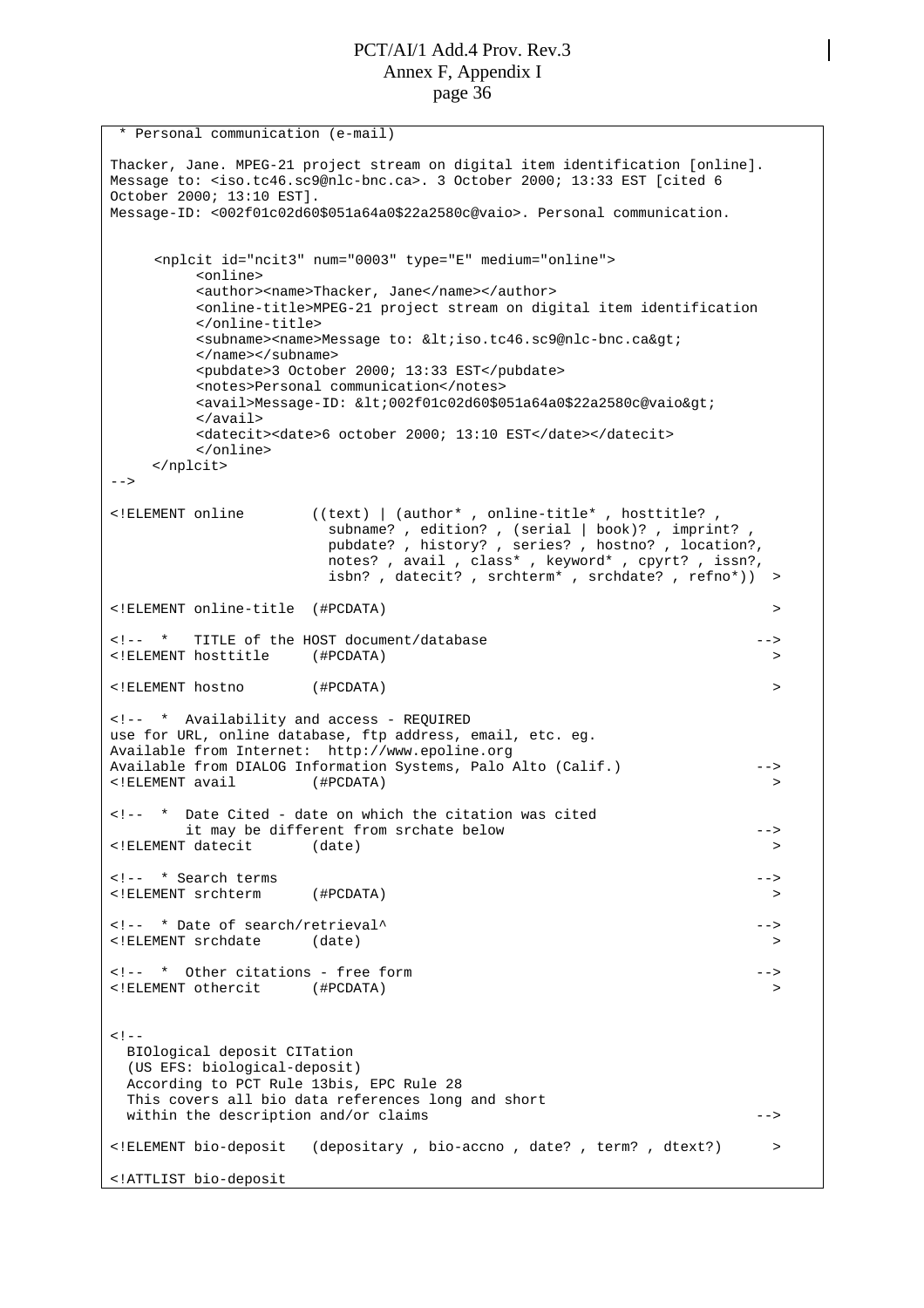```
 * Personal communication (e-mail)

Thacker, Jane. MPEG-21 project stream on digital item identification [online].
Message to: <iso.tc46.sc9@nlc-bnc.ca>. 3 October 2000; 13:33 EST [cited 6
October 2000; 13:10 EST].
Message-ID: <002f01c02d60$051a64a0$22a2580c@vaio>. Personal communication.


     <nplcit id="ncit3" num="0003" type="E" medium="online">
          <online>
          <author><name>Thacker, Jane</name></author>
          <online-title>MPEG-21 project stream on digital item identification
          </online-title>
          <subname><name>Message to: &lt;iso.tc46.sc9@nlc-bnc.ca&gt;
          </name></subname>
          <pubdate>3 October 2000; 13:33 EST</pubdate>
          <notes>Personal communication</notes>
          <avail>Message-ID: &lt;002f01c02d60$051a64a0$22a2580c@vaio&gt;
          </avail>
          <datecit><date>6 october 2000; 13:10 EST</date></datecit>
          </online>
     </nplcit>
-->

<!ELEMENT online        ((text) | (author* , online-title* , hosttitle? ,
                          subname? , edition? , (serial | book)? , imprint? ,
                          pubdate? , history? , series? , hostno? , location?,
                          notes? , avail , class* , keyword* , cpyrt? , issn?,
                          isbn? , datecit? , srchterm* , srchdate? , refno*))  >

<!ELEMENT online-title  (#PCDATA)                                              >

<!--  *   TITLE of the HOST document/database                                -->
<!ELEMENT hosttitle     (#PCDATA)                                              >

<!ELEMENT hostno        (#PCDATA)                                              >

<!--  *  Availability and access - REQUIRED
use for URL, online database, ftp address, email, etc. eg.
Available from Internet:  http://www.epoline.org
Available from DIALOG Information Systems, Palo Alto (Calif.)                -->
<!ELEMENT avail         (#PCDATA)                                              >

<!--  *  Date Cited - date on which the citation was cited
         it may be different from srchate below                              -->
<!ELEMENT datecit       (date)                                                 >

<!--  * Search terms                                                         -->
<!ELEMENT srchterm      (#PCDATA)                                              >

<!--  * Date of search/retrieval^                                            -->
<!ELEMENT srchdate      (date)                                                 >

<!--  *  Other citations - free form                                         -->
<!ELEMENT othercit      (#PCDATA)                                              >


<!--
  BIOlogical deposit CITation
  (US EFS: biological-deposit)
  According to PCT Rule 13bis, EPC Rule 28
  This covers all bio data references long and short
  within the description and/or claims                                       -->

<!ELEMENT bio-deposit   (depositary , bio-accno , date? , term? , dtext?)      >

<!ATTLIST bio-deposit
```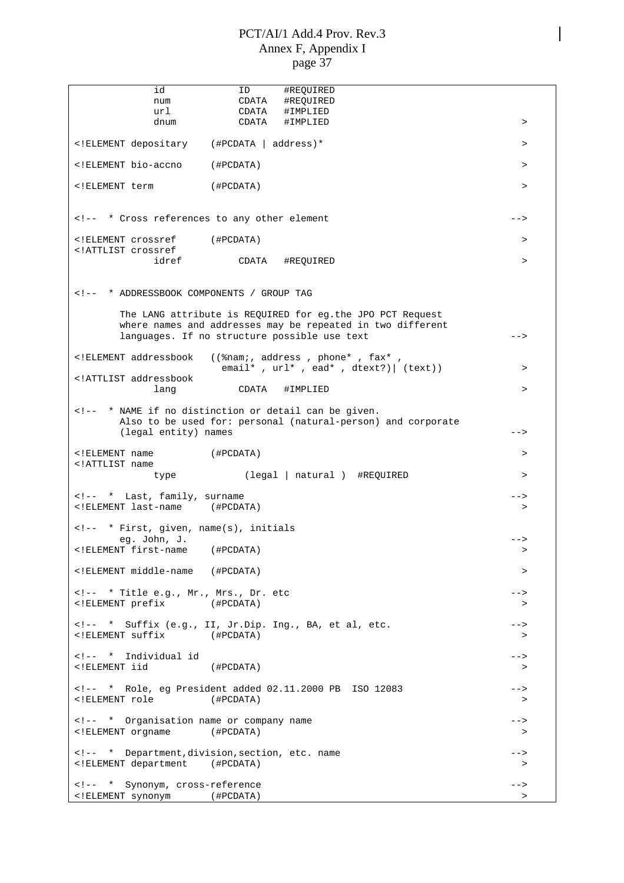```
            id             ID      #REQUIRED
            num            CDATA   #REQUIRED
            url            CDATA   #IMPLIED
            dnum           CDATA   #IMPLIED                                 >

<!ELEMENT depositary    (#PCDATA | address)*                               >

<!ELEMENT bio-accno     (#PCDATA)                                           >

<!ELEMENT term          (#PCDATA)                                           >


<!--  * Cross references to any other element                              -->

<!ELEMENT crossref      (#PCDATA)                                           >
<!ATTLIST crossref
            idref          CDATA   #REQUIRED                                >


<!--  * ADDRESSBOOK COMPONENTS / GROUP TAG

        The LANG attribute is REQUIRED for eg.the JPO PCT Request
        where names and addresses may be repeated in two different
        languages. If no structure possible use text                       -->

<!ELEMENT addressbook   ((%nam;, address , phone* , fax* ,
                          email* , url* , ead* , dtext?)| (text))           >
<!ATTLIST addressbook
            lang           CDATA   #IMPLIED                                 >

<!--  * NAME if no distinction or detail can be given.
        Also to be used for: personal (natural-person) and corporate
        (legal entity) names                                               -->

<!ELEMENT name          (#PCDATA)                                           >
<!ATTLIST name
            type            (legal | natural )  #REQUIRED                   >

<!--  *  Last, family, surname                                             -->
<!ELEMENT last-name     (#PCDATA)                                           >

<!--  * First, given, name(s), initials
        eg. John, J.                                                       -->
<!ELEMENT first-name    (#PCDATA)                                           >

<!ELEMENT middle-name   (#PCDATA)                                           >

<!--  * Title e.g., Mr., Mrs., Dr. etc                                     -->
<!ELEMENT prefix        (#PCDATA)                                           >

<!--  *  Suffix (e.g., II, Jr.Dip. Ing., BA, et al, etc.                   -->
<!ELEMENT suffix        (#PCDATA)                                           >

<!--  *  Individual id                                                     -->
<!ELEMENT iid           (#PCDATA)                                           >

<!--  *  Role, eg President added 02.11.2000 PB  ISO 12083                 -->
<!ELEMENT role          (#PCDATA)                                           >

<!--  *  Organisation name or company name                                 -->
<!ELEMENT orgname       (#PCDATA)                                           >

<!--  *  Department,division,section, etc. name                            -->
<!ELEMENT department    (#PCDATA)                                           >

<!--  *  Synonym, cross-reference                                          -->
<!ELEMENT synonym       (#PCDATA)                                           >
```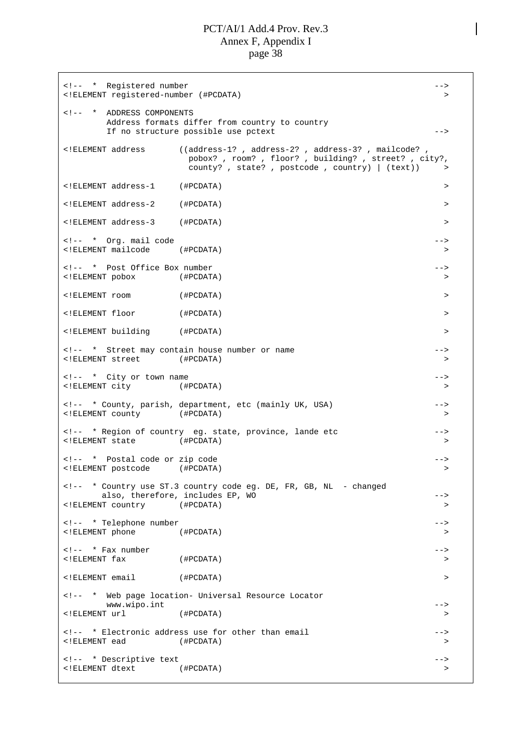```
<!--  *  Registered number                                                  -->
<!ELEMENT registered-number (#PCDATA)                                        >

<!--  *  ADDRESS COMPONENTS
         Address formats differ from country to country
         If no structure possible use pctext                                -->

<!ELEMENT address       ((address-1? , address-2? , address-3? , mailcode? ,
                          pobox? , room? , floor? , building? , street? , city?,
                          county? , state? , postcode , country) | (text))    >

<!ELEMENT address-1     (#PCDATA)                                            >

<!ELEMENT address-2     (#PCDATA)                                            >

<!ELEMENT address-3     (#PCDATA)                                            >

<!--  *  Org. mail code                                                     -->
<!ELEMENT mailcode      (#PCDATA)                                            >

<!--  *  Post Office Box number                                             -->
<!ELEMENT pobox         (#PCDATA)                                            >

<!ELEMENT room          (#PCDATA)                                            >

<!ELEMENT floor         (#PCDATA)                                            >

<!ELEMENT building      (#PCDATA)                                            >

<!--  *  Street may contain house number or name                            -->
<!ELEMENT street        (#PCDATA)                                            >

<!--  *  City or town name                                                  -->
<!ELEMENT city          (#PCDATA)                                            >

<!--  * County, parish, department, etc (mainly UK, USA)                    -->
<!ELEMENT county        (#PCDATA)                                            >

<!--  * Region of country  eg. state, province, lande etc                   -->
<!ELEMENT state         (#PCDATA)                                            >

<!--  *  Postal code or zip code                                            -->
<!ELEMENT postcode      (#PCDATA)                                            >

<!--  * Country use ST.3 country code eg. DE, FR, GB, NL  - changed
        also, therefore, includes EP, WO                                    -->
<!ELEMENT country       (#PCDATA)                                            >

<!--  * Telephone number                                                    -->
<!ELEMENT phone         (#PCDATA)                                            >

<!--  * Fax number                                                          -->
<!ELEMENT fax           (#PCDATA)                                            >

<!ELEMENT email         (#PCDATA)                                            >

<!--  *  Web page location- Universal Resource Locator
         www.wipo.int                                                       -->
<!ELEMENT url           (#PCDATA)                                            >

<!--  * Electronic address use for other than email                         -->
<!ELEMENT ead           (#PCDATA)                                            >

<!--  * Descriptive text                                                    -->
<!ELEMENT dtext         (#PCDATA)                                            >
```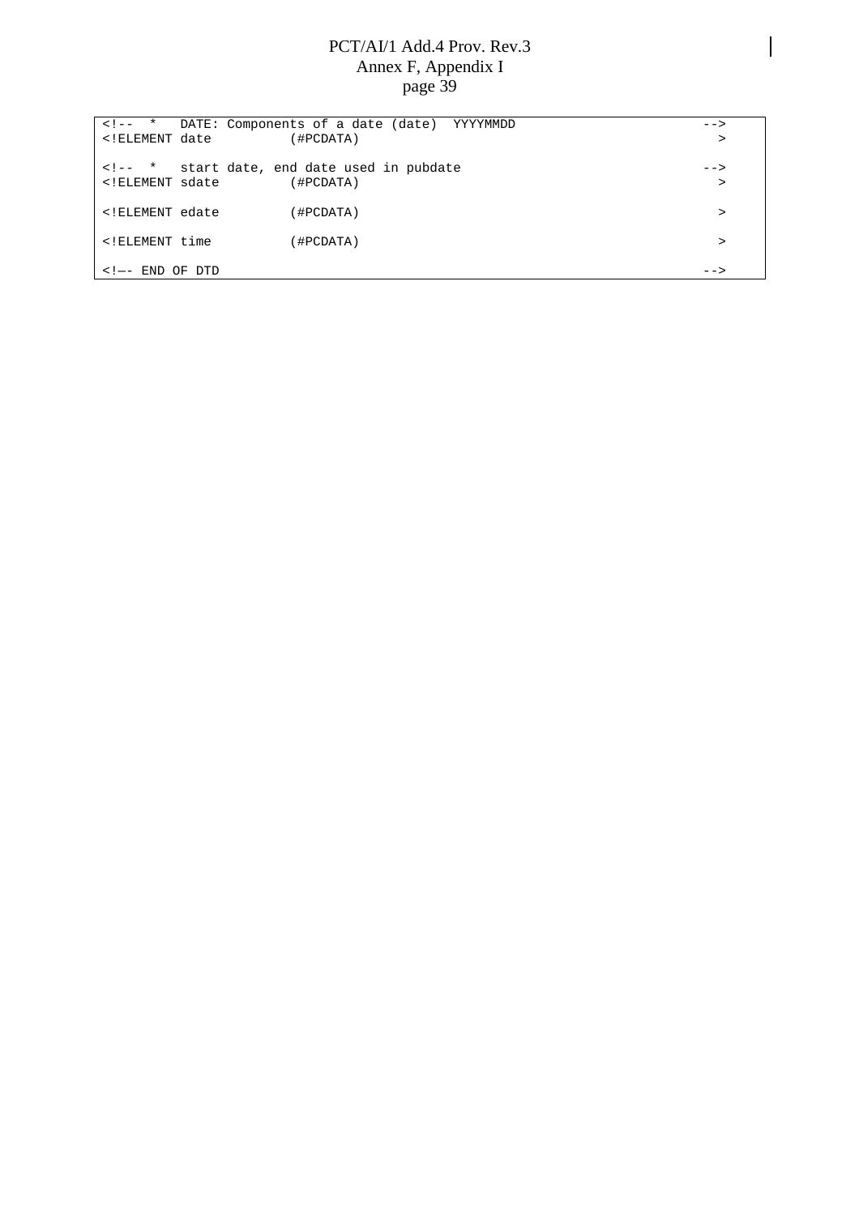```
<!-- *   DATE: Components of a date (date)  YYYYMMDD                           -->
<!ELEMENT date          (#PCDATA)                                              >

<!-- *   start date, end date used in pubdate                                  -->
<!ELEMENT sdate         (#PCDATA)                                              >

<!ELEMENT edate         (#PCDATA)                                              >

<!ELEMENT time          (#PCDATA)                                              >

<!—- END OF DTD                                                                -->
```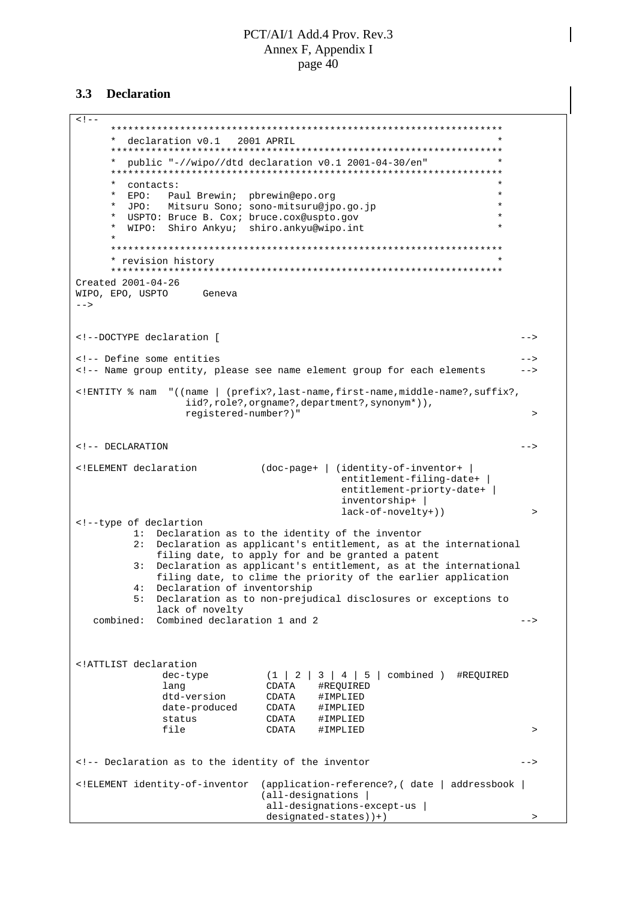### 3.3 Declaration

```
<!--
     *******************************************************************
     *  declaration v0.1   2001 APRIL                                  *
     *******************************************************************
     *  public "-//wipo//dtd declaration v0.1 2001-04-30/en"           *
     *******************************************************************
     *  contacts:                                                      *
     *  EPO:   Paul Brewin;  pbrewin@epo.org                           *
     *  JPO:   Mitsuru Sono; sono-mitsuru@jpo.go.jp                    *
     *  USPTO: Bruce B. Cox; bruce.cox@uspto.gov                       *
     *  WIPO:  Shiro Ankyu;  shiro.ankyu@wipo.int                      *
     *
     *******************************************************************
     * revision history                                                *
     *******************************************************************
Created 2001-04-26
WIPO, EPO, USPTO      Geneva
-->


<!--DOCTYPE declaration [                                                    -->

<!-- Define some entities                                                    -->
<!-- Name group entity, please see name element group for each elements      -->

<!ENTITY % nam  "((name | (prefix?,last-name,first-name,middle-name?,suffix?,
                   iid?,role?,orgname?,department?,synonym*)),
                   registered-number?)"                                       >


<!-- DECLARATION                                                             -->

<!ELEMENT declaration           (doc-page+ | (identity-of-inventor+ |
                                              entitlement-filing-date+ |
                                              entitlement-priorty-date+ |
                                              inventorship+ |
                                              lack-of-novelty+))              >
<!--type of declartion
          1:  Declaration as to the identity of the inventor
          2:  Declaration as applicant's entitlement, as at the international
              filing date, to apply for and be granted a patent
          3:  Declaration as applicant's entitlement, as at the international
              filing date, to clime the priority of the earlier application
          4:  Declaration of inventorship
          5:  Declaration as to non-prejudical disclosures or exceptions to
              lack of novelty
   combined:  Combined declaration 1 and 2                                   -->



<!ATTLIST declaration
               dec-type          (1 | 2 | 3 | 4 | 5 | combined )  #REQUIRED
               lang              CDATA    #REQUIRED
               dtd-version       CDATA    #IMPLIED
               date-produced     CDATA    #IMPLIED
               status            CDATA    #IMPLIED
               file              CDATA    #IMPLIED                            >


<!-- Declaration as to the identity of the inventor                          -->

<!ELEMENT identity-of-inventor  (application-reference?,( date | addressbook |
                                (all-designations |
                                 all-designations-except-us |
                                 designated-states))+)                        >
```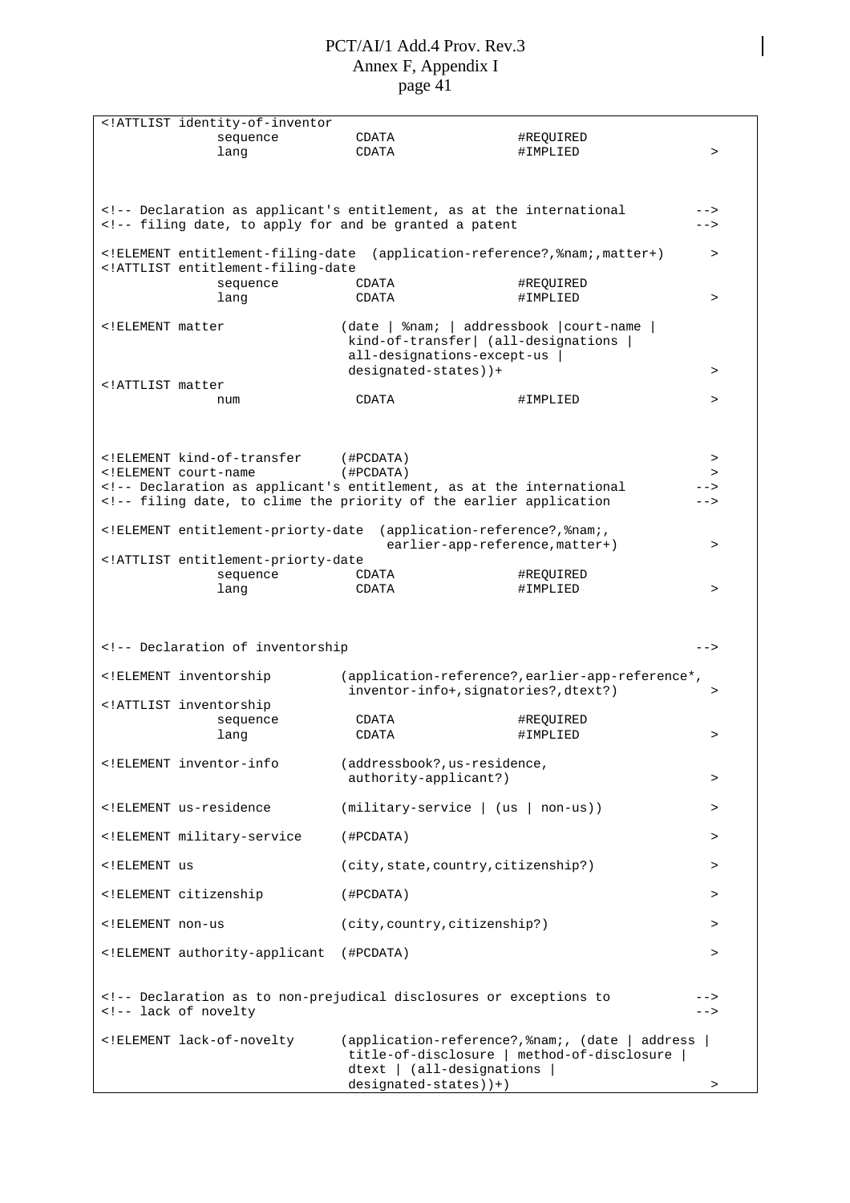```
<!ATTLIST identity-of-inventor
            sequence          CDATA               #REQUIRED
            lang              CDATA               #IMPLIED            >



<!-- Declaration as applicant's entitlement, as at the international        -->
<!-- filing date, to apply for and be granted a patent                     -->

<!ELEMENT entitlement-filing-date  (application-reference?,%nam;,matter+)     >
<!ATTLIST entitlement-filing-date
            sequence          CDATA               #REQUIRED
            lang              CDATA               #IMPLIED            >

<!ELEMENT matter              (date | %nam; | addressbook |court-name |
                               kind-of-transfer| (all-designations |
                               all-designations-except-us |
                               designated-states))+                     >
<!ATTLIST matter
            num               CDATA               #IMPLIED            >



<!ELEMENT kind-of-transfer    (#PCDATA)                                >
<!ELEMENT court-name          (#PCDATA)                                >
<!-- Declaration as applicant's entitlement, as at the international        -->
<!-- filing date, to clime the priority of the earlier application         -->

<!ELEMENT entitlement-priorty-date  (application-reference?,%nam;,
                                     earlier-app-reference,matter+)      >
<!ATTLIST entitlement-priorty-date
            sequence          CDATA               #REQUIRED
            lang              CDATA               #IMPLIED            >



<!-- Declaration of inventorship                                           -->

<!ELEMENT inventorship        (application-reference?,earlier-app-reference*,
                               inventor-info+,signatories?,dtext?)       >
<!ATTLIST inventorship
            sequence          CDATA               #REQUIRED
            lang              CDATA               #IMPLIED            >

<!ELEMENT inventor-info       (addressbook?,us-residence,
                               authority-applicant?)                    >

<!ELEMENT us-residence        (military-service | (us | non-us))        >

<!ELEMENT military-service    (#PCDATA)                                >

<!ELEMENT us                  (city,state,country,citizenship?)         >

<!ELEMENT citizenship         (#PCDATA)                                >

<!ELEMENT non-us              (city,country,citizenship?)               >

<!ELEMENT authority-applicant  (#PCDATA)                                >


<!-- Declaration as to non-prejudical disclosures or exceptions to         -->
<!-- lack of novelty                                                       -->

<!ELEMENT lack-of-novelty     (application-reference?,%nam;, (date | address |
                               title-of-disclosure | method-of-disclosure |
                               dtext | (all-designations |
                               designated-states))+)                    >
```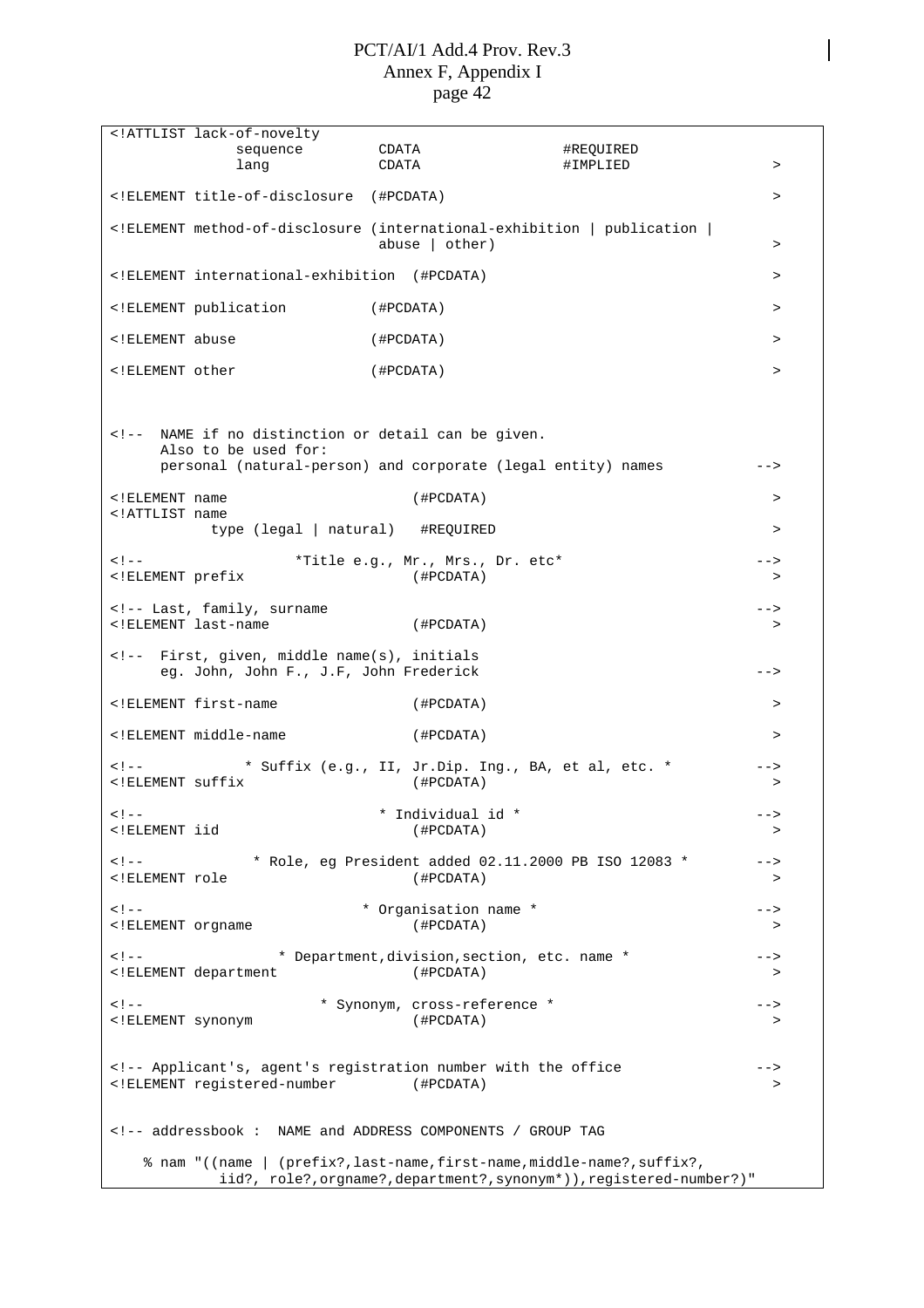```
<!ATTLIST lack-of-novelty
              sequence         CDATA                    #REQUIRED
              lang             CDATA                    #IMPLIED              >

<!ELEMENT title-of-disclosure  (#PCDATA)                                      >

<!ELEMENT method-of-disclosure (international-exhibition | publication |
                               abuse | other)                                 >

<!ELEMENT international-exhibition  (#PCDATA)                                 >

<!ELEMENT publication          (#PCDATA)                                      >

<!ELEMENT abuse                (#PCDATA)                                      >

<!ELEMENT other                (#PCDATA)                                      >



<!--  NAME if no distinction or detail can be given.
      Also to be used for:
      personal (natural-person) and corporate (legal entity) names          -->

<!ELEMENT name                      (#PCDATA)                                 >
<!ATTLIST name
           type (legal | natural)   #REQUIRED                                 >

<!--                  *Title e.g., Mr., Mrs., Dr. etc*                       -->
<!ELEMENT prefix                    (#PCDATA)                                  >

<!-- Last, family, surname                                                   -->
<!ELEMENT last-name                 (#PCDATA)                                  >

<!--  First, given, middle name(s), initials
      eg. John, John F., J.F, John Frederick                                 -->

<!ELEMENT first-name                (#PCDATA)                                  >

<!ELEMENT middle-name               (#PCDATA)                                  >

<!--            * Suffix (e.g., II, Jr.Dip. Ing., BA, et al, etc. *          -->
<!ELEMENT suffix                    (#PCDATA)                                  >

<!--                        * Individual id *                                -->
<!ELEMENT iid                       (#PCDATA)                                  >

<!--             * Role, eg President added 02.11.2000 PB ISO 12083 *        -->
<!ELEMENT role                      (#PCDATA)                                  >

<!--                      * Organisation name *                              -->
<!ELEMENT orgname                   (#PCDATA)                                  >

<!--                * Department,division,section, etc. name *               -->
<!ELEMENT department                (#PCDATA)                                  >

<!--                     * Synonym, cross-reference *                        -->
<!ELEMENT synonym                   (#PCDATA)                                  >


<!-- Applicant's, agent's registration number with the office                -->
<!ELEMENT registered-number         (#PCDATA)                                  >


<!-- addressbook :  NAME and ADDRESS COMPONENTS / GROUP TAG

    % nam "((name | (prefix?,last-name,first-name,middle-name?,suffix?,
            iid?, role?,orgname?,department?,synonym*)),registered-number?)"
```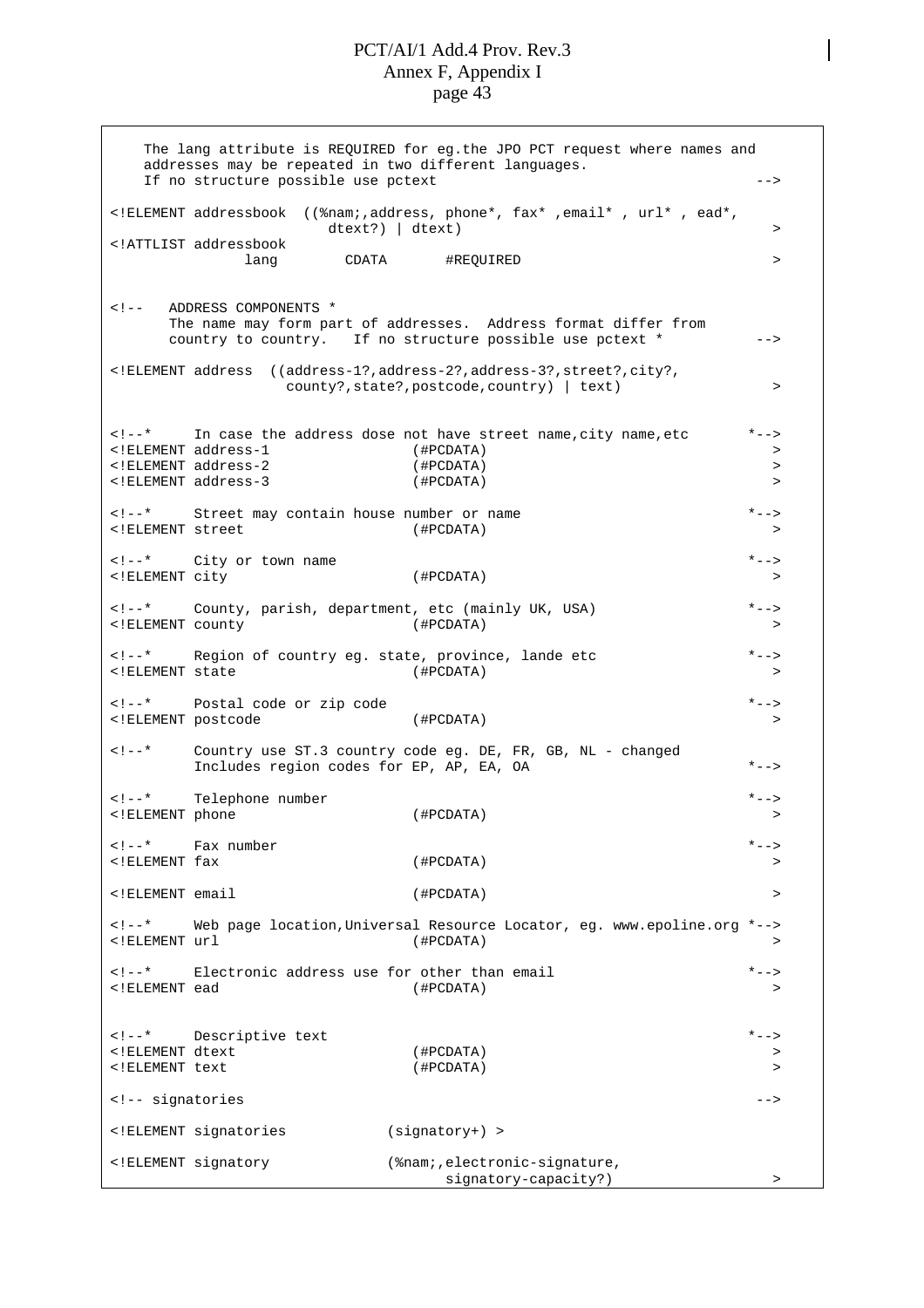```
    The lang attribute is REQUIRED for eg.the JPO PCT request where names and
    addresses may be repeated in two different languages.
    If no structure possible use pctext                                         -->

<!ELEMENT addressbook  ((%nam;,address, phone*, fax* ,email* , url* , ead*,
                          dtext?) | dtext)                                       >
<!ATTLIST addressbook
              lang        CDATA       #REQUIRED                                  >


<!--   ADDRESS COMPONENTS *
       The name may form part of addresses.  Address format differ from
       country to country.   If no structure possible use pctext *             -->

<!ELEMENT address  ((address-1?,address-2?,address-3?,street?,city?,
                    county?,state?,postcode,country) | text)                     >


<!--*     In case the address dose not have street name,city name,etc        *-->
<!ELEMENT address-1                 (#PCDATA)                                    >
<!ELEMENT address-2                 (#PCDATA)                                    >
<!ELEMENT address-3                 (#PCDATA)                                    >

<!--*     Street may contain house number or name                            *-->
<!ELEMENT street                    (#PCDATA)                                    >

<!--*     City or town name                                                  *-->
<!ELEMENT city                      (#PCDATA)                                    >

<!--*     County, parish, department, etc (mainly UK, USA)                   *-->
<!ELEMENT county                    (#PCDATA)                                    >

<!--*     Region of country eg. state, province, lande etc                   *-->
<!ELEMENT state                     (#PCDATA)                                    >

<!--*     Postal code or zip code                                            *-->
<!ELEMENT postcode                  (#PCDATA)                                    >

<!--*     Country use ST.3 country code eg. DE, FR, GB, NL - changed
          Includes region codes for EP, AP, EA, OA                           *-->

<!--*     Telephone number                                                   *-->
<!ELEMENT phone                     (#PCDATA)                                    >

<!--*     Fax number                                                         *-->
<!ELEMENT fax                       (#PCDATA)                                    >

<!ELEMENT email                     (#PCDATA)                                    >

<!--*     Web page location,Universal Resource Locator, eg. www.epoline.org *-->
<!ELEMENT url                       (#PCDATA)                                    >

<!--*     Electronic address use for other than email                        *-->
<!ELEMENT ead                       (#PCDATA)                                    >


<!--*     Descriptive text                                                   *-->
<!ELEMENT dtext                     (#PCDATA)                                    >
<!ELEMENT text                      (#PCDATA)                                    >

<!-- signatories                                                               -->

<!ELEMENT signatories            (signatory+) >

<!ELEMENT signatory              (%nam;,electronic-signature,
                                         signatory-capacity?)                    >
```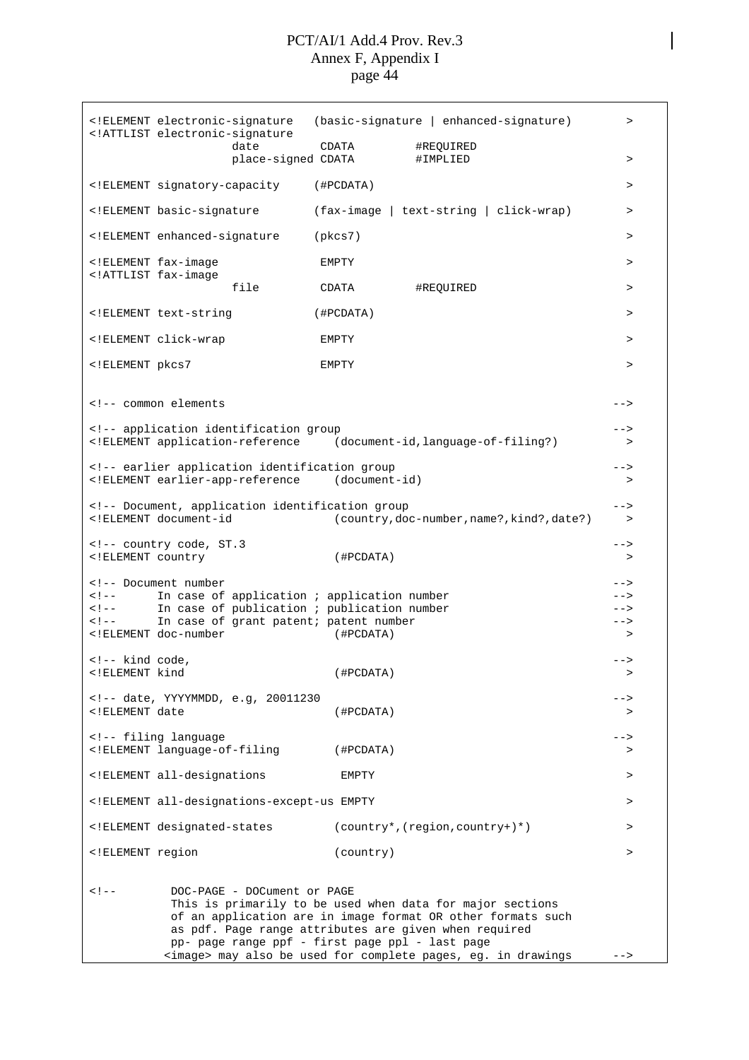```
<!ELEMENT electronic-signature   (basic-signature | enhanced-signature)       >
<!ATTLIST electronic-signature
               date         CDATA          #REQUIRED
               place-signed CDATA          #IMPLIED                           >

<!ELEMENT signatory-capacity     (#PCDATA)                                    >

<!ELEMENT basic-signature        (fax-image | text-string | click-wrap)       >

<!ELEMENT enhanced-signature     (pkcs7)                                      >

<!ELEMENT fax-image               EMPTY                                       >
<!ATTLIST fax-image
               file         CDATA          #REQUIRED                          >

<!ELEMENT text-string            (#PCDATA)                                    >

<!ELEMENT click-wrap              EMPTY                                       >

<!ELEMENT pkcs7                   EMPTY                                       >


<!-- common elements                                                        -->

<!-- application identification group                                       -->
<!ELEMENT application-reference     (document-id,language-of-filing?)         >

<!-- earlier application identification group                               -->
<!ELEMENT earlier-app-reference     (document-id)                              >

<!-- Document, application identification group                             -->
<!ELEMENT document-id               (country,doc-number,name?,kind?,date?)    >

<!-- country code, ST.3                                                     -->
<!ELEMENT country                   (#PCDATA)                                  >

<!-- Document number                                                        -->
<!--      In case of application ; application number                       -->
<!--      In case of publication ; publication number                       -->
<!--      In case of grant patent; patent number                            -->
<!ELEMENT doc-number                (#PCDATA)                                  >

<!-- kind code,                                                             -->
<!ELEMENT kind                      (#PCDATA)                                  >

<!-- date, YYYYMMDD, e.g, 20011230                                          -->
<!ELEMENT date                      (#PCDATA)                                  >

<!-- filing language                                                        -->
<!ELEMENT language-of-filing        (#PCDATA)                                  >

<!ELEMENT all-designations           EMPTY                                    >

<!ELEMENT all-designations-except-us EMPTY                                    >

<!ELEMENT designated-states         (country*,(region,country+)*)             >

<!ELEMENT region                    (country)                                  >


<!--        DOC-PAGE - DOCument or PAGE
            This is primarily to be used when data for major sections
            of an application are in image format OR other formats such
            as pdf. Page range attributes are given when required
            pp- page range ppf - first page ppl - last page
           <image> may also be used for complete pages, eg. in drawings      -->
```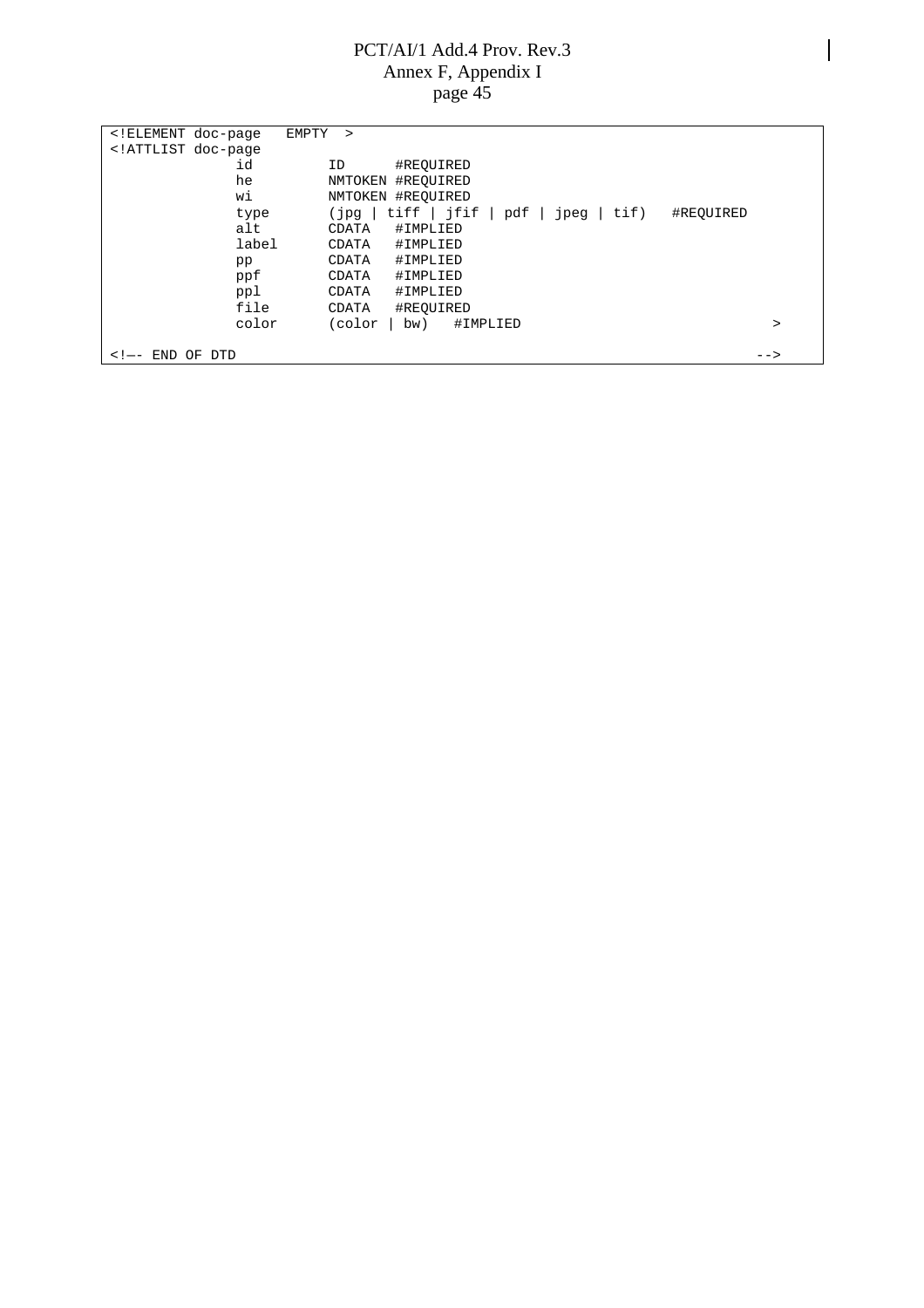```
<!ELEMENT doc-page    EMPTY  >
<!ATTLIST doc-page
               id          ID       #REQUIRED
               he          NMTOKEN #REQUIRED
               wi          NMTOKEN #REQUIRED
               type        (jpg | tiff | jfif | pdf | jpeg | tif)   #REQUIRED
               alt         CDATA   #IMPLIED
               label       CDATA   #IMPLIED
               pp          CDATA   #IMPLIED
               ppf         CDATA   #IMPLIED
               ppl         CDATA   #IMPLIED
               file        CDATA   #REQUIRED
               color       (color | bw)   #IMPLIED                          >

<!—- END OF DTD                                                             -->
```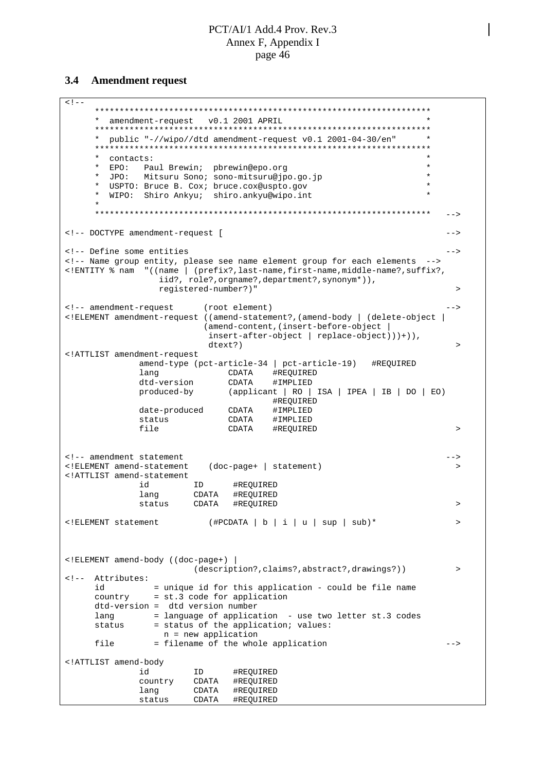### 3.4 Amendment request

```
<!--
     *******************************************************************
     *  amendment-request   v0.1 2001 APRIL                            *
     *******************************************************************
     *  public "-//wipo//dtd amendment-request v0.1 2001-04-30/en"     *
     *******************************************************************
     *  contacts:                                                      *
     *  EPO:   Paul Brewin;  pbrewin@epo.org                           *
     *  JPO:   Mitsuru Sono; sono-mitsuru@jpo.go.jp                    *
     *  USPTO: Bruce B. Cox; bruce.cox@uspto.gov                       *
     *  WIPO:  Shiro Ankyu;  shiro.ankyu@wipo.int                      *
     *
     *******************************************************************   -->

<!-- DOCTYPE amendment-request [                                            -->

<!-- Define some entities                                                   -->
<!-- Name group entity, please see name element group for each elements  -->
<!ENTITY % nam  "((name | (prefix?,last-name,first-name,middle-name?,suffix?,
                   iid?, role?,orgname?,department?,synonym*)),
                   registered-number?)"                                       >

<!-- amendment-request      (root element)                                  -->
<!ELEMENT amendment-request ((amend-statement?,(amend-body | (delete-object |
                            (amend-content,(insert-before-object |
                             insert-after-object | replace-object)))+)),
                             dtext?)                                          >
<!ATTLIST amendment-request
               amend-type (pct-article-34 | pct-article-19)   #REQUIRED
               lang               CDATA    #REQUIRED
               dtd-version        CDATA    #IMPLIED
               produced-by        (applicant | RO | ISA | IPEA | IB | DO | EO)
                                           #REQUIRED
               date-produced      CDATA    #IMPLIED
               status             CDATA    #IMPLIED
               file               CDATA    #REQUIRED                          >


<!-- amendment statement                                                    -->
<!ELEMENT amend-statement    (doc-page+ | statement)                          >
<!ATTLIST amend-statement
               id         ID      #REQUIRED
               lang       CDATA   #REQUIRED
               status     CDATA   #REQUIRED                                   >

<!ELEMENT statement          (#PCDATA | b | i | u | sup | sub)*              >



<!ELEMENT amend-body ((doc-page+) |
                        (description?,claims?,abstract?,drawings?))           >
<!--  Attributes:
      id          = unique id for this application - could be file name
      country     = st.3 code for application
      dtd-version =  dtd version number
      lang        = language of application  - use two letter st.3 codes
      status      = status of the application; values:
                     n = new application
      file        = filename of the whole application                       -->

<!ATTLIST amend-body
               id         ID      #REQUIRED
               country    CDATA   #REQUIRED
               lang       CDATA   #REQUIRED
               status     CDATA   #REQUIRED
```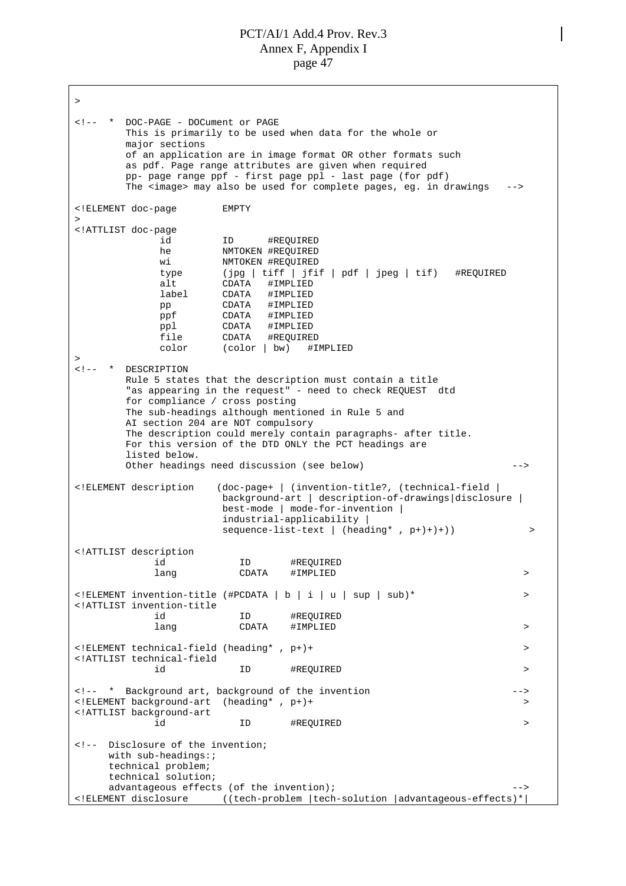```
>

<!--  *  DOC-PAGE - DOCument or PAGE
         This is primarily to be used when data for the whole or
         major sections
         of an application are in image format OR other formats such
         as pdf. Page range attributes are given when required
         pp- page range ppf - first page ppl - last page (for pdf)
         The <image> may also be used for complete pages, eg. in drawings   -->

<!ELEMENT doc-page        EMPTY
>
<!ATTLIST doc-page
            id          ID      #REQUIRED
            he          NMTOKEN #REQUIRED
            wi          NMTOKEN #REQUIRED
            type        (jpg | tiff | jfif | pdf | jpeg | tif)   #REQUIRED
            alt         CDATA   #IMPLIED
            label       CDATA   #IMPLIED
            pp          CDATA   #IMPLIED
            ppf         CDATA   #IMPLIED
            ppl         CDATA   #IMPLIED
            file        CDATA   #REQUIRED
            color       (color | bw)   #IMPLIED
>
<!--  *  DESCRIPTION
         Rule 5 states that the description must contain a title
         "as appearing in the request" - need to check REQUEST  dtd
         for compliance / cross posting
         The sub-headings although mentioned in Rule 5 and
         AI section 204 are NOT compulsory
         The description could merely contain paragraphs- after title.
         For this version of the DTD ONLY the PCT headings are
         listed below.
         Other headings need discussion (see below)                          -->

<!ELEMENT description    (doc-page+ | (invention-title?, (technical-field |
                          background-art | description-of-drawings|disclosure |
                          best-mode | mode-for-invention |
                          industrial-applicability |
                          sequence-list-text | (heading* , p+)+)+))            >

<!ATTLIST description
           id             ID       #REQUIRED
           lang           CDATA    #IMPLIED                                  >

<!ELEMENT invention-title (#PCDATA | b | i | u | sup | sub)*                 >
<!ATTLIST invention-title
           id             ID       #REQUIRED
           lang           CDATA    #IMPLIED                                  >

<!ELEMENT technical-field (heading* , p+)+                                   >
<!ATTLIST technical-field
           id             ID       #REQUIRED                                 >

<!--  *  Background art, background of the invention                        -->
<!ELEMENT background-art  (heading* , p+)+                                   >
<!ATTLIST background-art
           id             ID       #REQUIRED                                 >

<!--  Disclosure of the invention;
      with sub-headings:;
      technical problem;
      technical solution;
      advantageous effects (of the invention);                               -->
<!ELEMENT disclosure      ((tech-problem |tech-solution |advantageous-effects)*|
```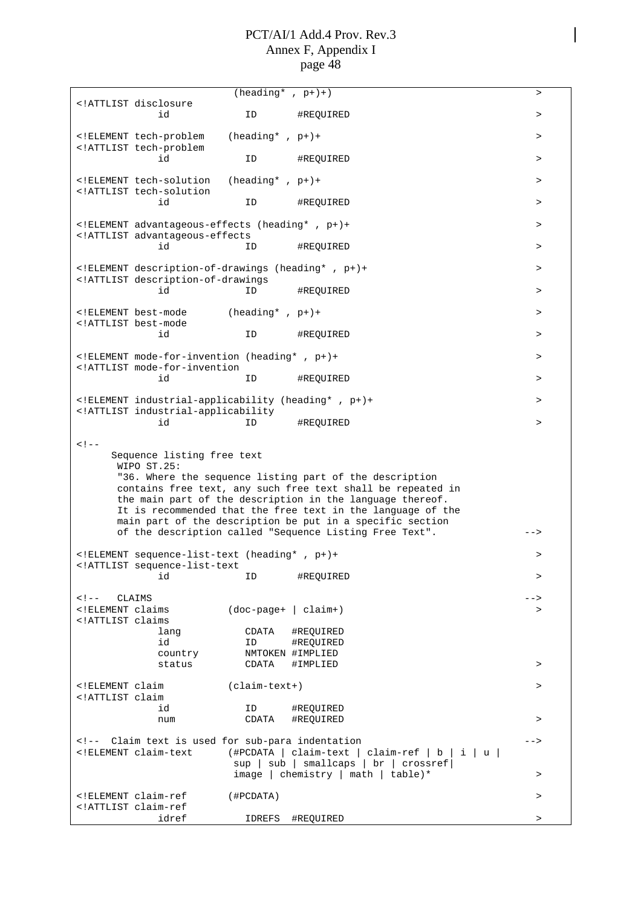```
                          (heading* , p+)+)                                    >
<!ATTLIST disclosure
              id            ID       #REQUIRED                                 >

<!ELEMENT tech-problem    (heading* , p+)+                                     >
<!ATTLIST tech-problem
              id            ID       #REQUIRED                                 >

<!ELEMENT tech-solution   (heading* , p+)+                                     >
<!ATTLIST tech-solution
              id            ID       #REQUIRED                                 >

<!ELEMENT advantageous-effects (heading* , p+)+                                >
<!ATTLIST advantageous-effects
              id            ID       #REQUIRED                                 >

<!ELEMENT description-of-drawings (heading* , p+)+                             >
<!ATTLIST description-of-drawings
              id            ID       #REQUIRED                                 >

<!ELEMENT best-mode       (heading* , p+)+                                     >
<!ATTLIST best-mode
              id            ID       #REQUIRED                                 >

<!ELEMENT mode-for-invention (heading* , p+)+                                  >
<!ATTLIST mode-for-invention
              id            ID       #REQUIRED                                 >

<!ELEMENT industrial-applicability (heading* , p+)+                            >
<!ATTLIST industrial-applicability
              id            ID       #REQUIRED                                 >

<!--
      Sequence listing free text
       WIPO ST.25:
       "36. Where the sequence listing part of the description
       contains free text, any such free text shall be repeated in
       the main part of the description in the language thereof.
       It is recommended that the free text in the language of the
       main part of the description be put in a specific section
       of the description called "Sequence Listing Free Text".               -->

<!ELEMENT sequence-list-text (heading* , p+)+                                  >
<!ATTLIST sequence-list-text
              id            ID       #REQUIRED                                 >

<!--   CLAIMS                                                                  -->
<!ELEMENT claims          (doc-page+ | claim+)                                 >
<!ATTLIST claims
              lang           CDATA   #REQUIRED
              id             ID      #REQUIRED
              country        NMTOKEN #IMPLIED
              status         CDATA   #IMPLIED                                  >

<!ELEMENT claim           (claim-text+)                                        >
<!ATTLIST claim
              id             ID      #REQUIRED
              num            CDATA   #REQUIRED                                 >

<!--  Claim text is used for sub-para indentation                              -->
<!ELEMENT claim-text      (#PCDATA | claim-text | claim-ref | b | i | u |
                           sup | sub | smallcaps | br | crossref|
                           image | chemistry | math | table)*                  >

<!ELEMENT claim-ref       (#PCDATA)                                            >
<!ATTLIST claim-ref
              idref          IDREFS  #REQUIRED                                 >
```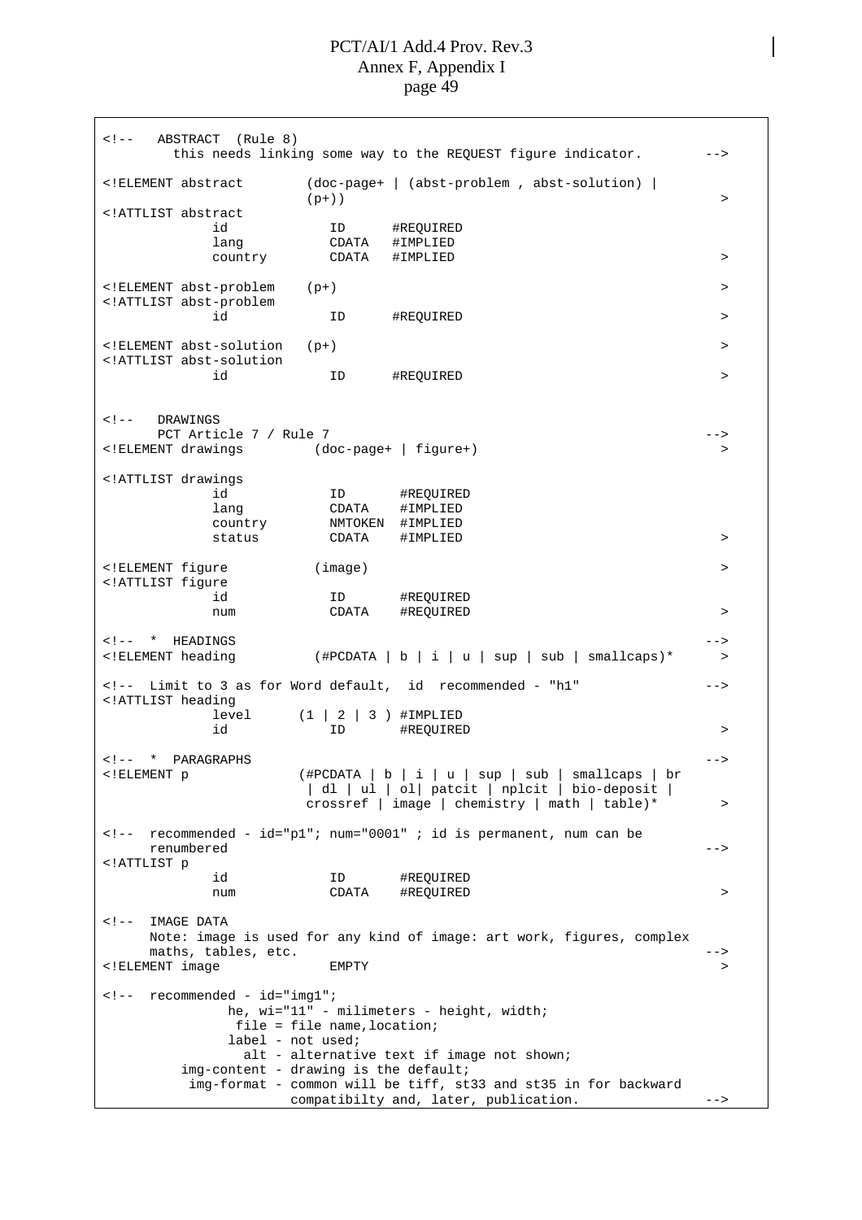```
<!--   ABSTRACT  (Rule 8)
        this needs linking some way to the REQUEST figure indicator.        -->

<!ELEMENT abstract        (doc-page+ | (abst-problem , abst-solution) |
                          (p+))                                              >
<!ATTLIST abstract
              id             ID      #REQUIRED
              lang           CDATA   #IMPLIED
              country        CDATA   #IMPLIED                                >

<!ELEMENT abst-problem    (p+)                                               >
<!ATTLIST abst-problem
              id             ID      #REQUIRED                               >

<!ELEMENT abst-solution   (p+)                                               >
<!ATTLIST abst-solution
              id             ID      #REQUIRED                               >


<!--   DRAWINGS
      PCT Article 7 / Rule 7                                                -->
<!ELEMENT drawings         (doc-page+ | figure+)                             >

<!ATTLIST drawings
              id             ID       #REQUIRED
              lang           CDATA    #IMPLIED
              country        NMTOKEN  #IMPLIED
              status         CDATA    #IMPLIED                               >

<!ELEMENT figure           (image)                                           >
<!ATTLIST figure
              id             ID       #REQUIRED
              num            CDATA    #REQUIRED                              >

<!--  *  HEADINGS                                                           -->
<!ELEMENT heading          (#PCDATA | b | i | u | sup | sub | smallcaps)*    >

<!--  Limit to 3 as for Word default,  id  recommended - "h1"               -->
<!ATTLIST heading
              level      (1 | 2 | 3 ) #IMPLIED
              id             ID       #REQUIRED                              >

<!--  *  PARAGRAPHS                                                         -->
<!ELEMENT p              (#PCDATA | b | i | u | sup | sub | smallcaps | br
                          | dl | ul | ol| patcit | nplcit | bio-deposit |
                          crossref | image | chemistry | math | table)*      >

<!--  recommended - id="p1"; num="0001" ; id is permanent, num can be
      renumbered                                                            -->
<!ATTLIST p
              id             ID       #REQUIRED
              num            CDATA    #REQUIRED                              >

<!--  IMAGE DATA
      Note: image is used for any kind of image: art work, figures, complex
      maths, tables, etc.                                                   -->
<!ELEMENT image                EMPTY                                         >

<!--  recommended - id="img1";
                he, wi="11" - milimeters - height, width;
                 file = file name,location;
                label - not used;
                  alt - alternative text if image not shown;
          img-content - drawing is the default;
           img-format - common will be tiff, st33 and st35 in for backward
                        compatibilty and, later, publication.               -->
```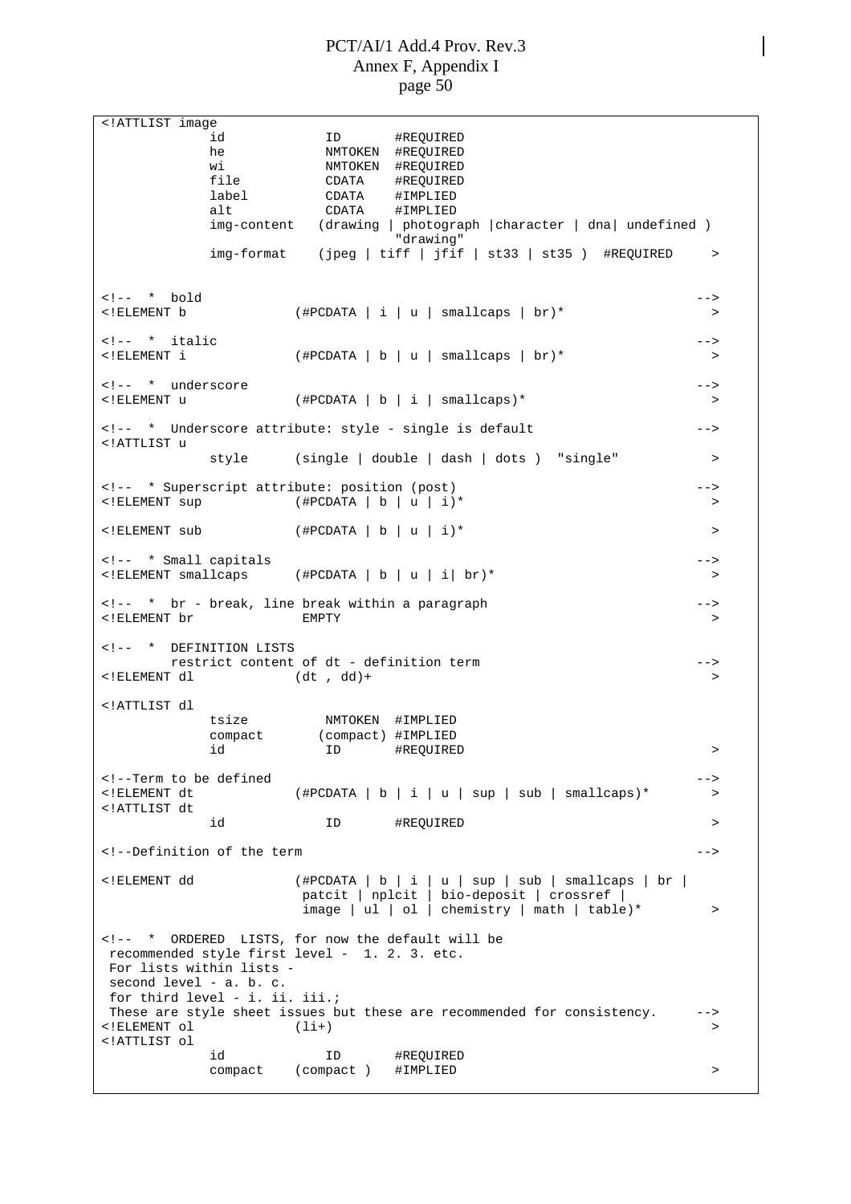```
<!ATTLIST image
            id              ID       #REQUIRED
            he              NMTOKEN  #REQUIRED
            wi              NMTOKEN  #REQUIRED
            file            CDATA    #REQUIRED
            label           CDATA    #IMPLIED
            alt             CDATA    #IMPLIED
            img-content    (drawing | photograph |character | dna| undefined )
                                     "drawing"
            img-format     (jpeg | tiff | jfif | st33 | st35 )  #REQUIRED     >


<!--  *  bold                                                                  -->
<!ELEMENT b             (#PCDATA | i | u | smallcaps | br)*                     >

<!--  *  italic                                                                -->
<!ELEMENT i             (#PCDATA | b | u | smallcaps | br)*                     >

<!--  *  underscore                                                            -->
<!ELEMENT u             (#PCDATA | b | i | smallcaps)*                          >

<!--  *  Underscore attribute: style - single is default                       -->
<!ATTLIST u
            style      (single | double | dash | dots )  "single"               >

<!--  * Superscript attribute: position (post)                                 -->
<!ELEMENT sup           (#PCDATA | b | u | i)*                                  >

<!ELEMENT sub           (#PCDATA | b | u | i)*                                  >

<!--  * Small capitals                                                         -->
<!ELEMENT smallcaps     (#PCDATA | b | u | i| br)*                              >

<!--  *  br - break, line break within a paragraph                             -->
<!ELEMENT br             EMPTY                                                  >

<!--  *  DEFINITION LISTS
        restrict content of dt - definition term                               -->
<!ELEMENT dl            (dt , dd)+                                              >

<!ATTLIST dl
            tsize           NMTOKEN  #IMPLIED
            compact        (compact) #IMPLIED
            id              ID       #REQUIRED                                  >

<!--Term to be defined                                                         -->
<!ELEMENT dt            (#PCDATA | b | i | u | sup | sub | smallcaps)*          >
<!ATTLIST dt
            id              ID       #REQUIRED                                  >

<!--Definition of the term                                                     -->

<!ELEMENT dd            (#PCDATA | b | i | u | sup | sub | smallcaps | br |
                         patcit | nplcit | bio-deposit | crossref |
                         image | ul | ol | chemistry | math | table)*           >

<!--  *  ORDERED  LISTS, for now the default will be
 recommended style first level -  1. 2. 3. etc.
 For lists within lists -
 second level - a. b. c.
 for third level - i. ii. iii.;
 These are style sheet issues but these are recommended for consistency.     -->
<!ELEMENT ol            (li+)                                                   >
<!ATTLIST ol
            id              ID       #REQUIRED
            compact    (compact )   #IMPLIED                                    >
```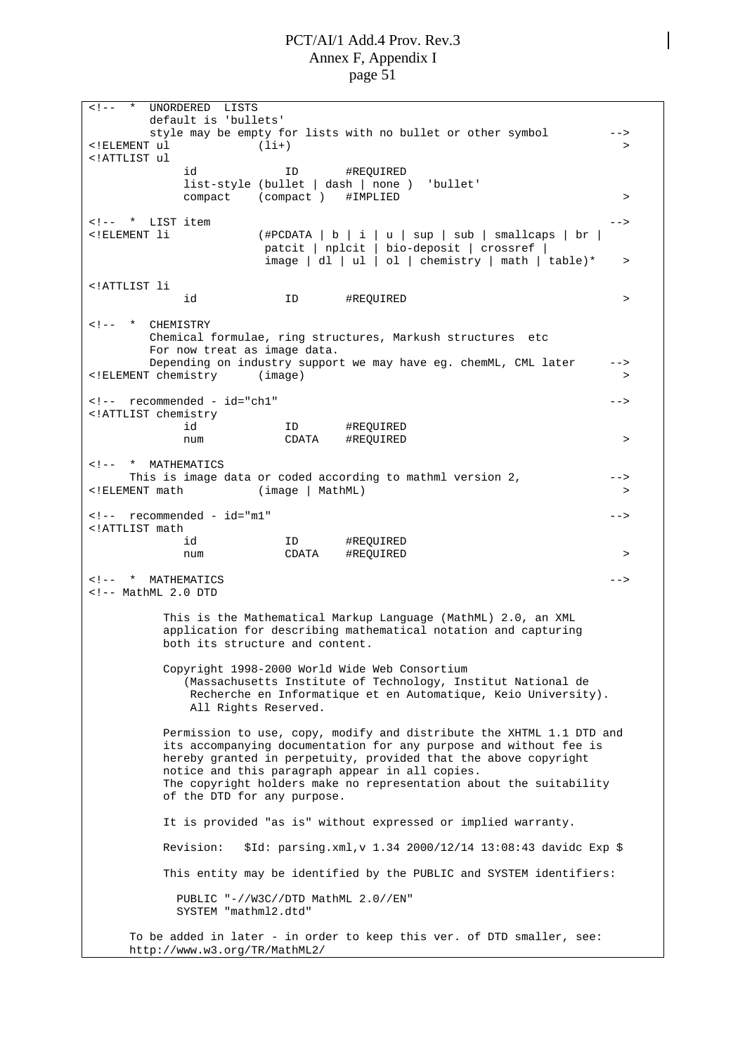```
<!-- *  UNORDERED  LISTS
        default is 'bullets'
        style may be empty for lists with no bullet or other symbol        -->
<!ELEMENT ul            (li+)                                               >
<!ATTLIST ul
             id             ID       #REQUIRED
             list-style (bullet | dash | none )  'bullet'
             compact    (compact )   #IMPLIED                               >

<!--  *  LIST item                                                         -->
<!ELEMENT li            (#PCDATA | b | i | u | sup | sub | smallcaps | br |
                         patcit | nplcit | bio-deposit | crossref |
                         image | dl | ul | ol | chemistry | math | table)*  >

<!ATTLIST li
             id             ID       #REQUIRED                              >

<!--  *  CHEMISTRY
        Chemical formulae, ring structures, Markush structures  etc
        For now treat as image data.
        Depending on industry support we may have eg. chemML, CML later    -->
<!ELEMENT chemistry     (image)                                             >

<!--  recommended - id="ch1"                                               -->
<!ATTLIST chemistry
             id             ID       #REQUIRED
             num            CDATA    #REQUIRED                              >

<!--  *  MATHEMATICS
     This is image data or coded according to mathml version 2,            -->
<!ELEMENT math          (image | MathML)                                    >

<!--  recommended - id="m1"                                                -->
<!ATTLIST math
             id             ID       #REQUIRED
             num            CDATA    #REQUIRED                              >

<!--  *  MATHEMATICS                                                       -->
<!-- MathML 2.0 DTD

          This is the Mathematical Markup Language (MathML) 2.0, an XML
          application for describing mathematical notation and capturing
          both its structure and content.

          Copyright 1998-2000 World Wide Web Consortium
             (Massachusetts Institute of Technology, Institut National de
              Recherche en Informatique et en Automatique, Keio University).
              All Rights Reserved.

          Permission to use, copy, modify and distribute the XHTML 1.1 DTD and
          its accompanying documentation for any purpose and without fee is
          hereby granted in perpetuity, provided that the above copyright
          notice and this paragraph appear in all copies.
          The copyright holders make no representation about the suitability
          of the DTD for any purpose.

          It is provided "as is" without expressed or implied warranty.

          Revision:   $Id: parsing.xml,v 1.34 2000/12/14 13:08:43 davidc Exp $

          This entity may be identified by the PUBLIC and SYSTEM identifiers:

            PUBLIC "-//W3C//DTD MathML 2.0//EN"
            SYSTEM "mathml2.dtd"

      To be added in later - in order to keep this ver. of DTD smaller, see:
      http://www.w3.org/TR/MathML2/
```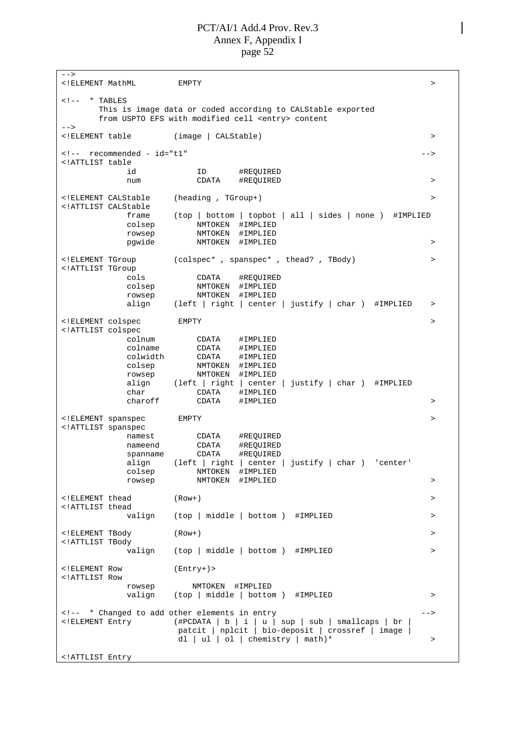```
-->
<!ELEMENT MathML         EMPTY                                              >

<!--  * TABLES
        This is image data or coded according to CALStable exported
        from USPTO EFS with modified cell <entry> content
-->
<!ELEMENT table         (image | CALStable)                                 >

<!--  recommended - id="t1"                                                -->
<!ATTLIST table
              id             ID       #REQUIRED
              num            CDATA    #REQUIRED                             >

<!ELEMENT CALStable     (heading , TGroup+)                                 >
<!ATTLIST CALStable
              frame     (top | bottom | topbot | all | sides | none )  #IMPLIED
              colsep         NMTOKEN  #IMPLIED
              rowsep         NMTOKEN  #IMPLIED
              pgwide         NMTOKEN  #IMPLIED                              >

<!ELEMENT TGroup        (colspec* , spanspec* , thead? , TBody)             >
<!ATTLIST TGroup
              cols           CDATA    #REQUIRED
              colsep         NMTOKEN  #IMPLIED
              rowsep         NMTOKEN  #IMPLIED
              align     (left | right | center | justify | char )  #IMPLIED   >

<!ELEMENT colspec        EMPTY                                              >
<!ATTLIST colspec
              colnum         CDATA    #IMPLIED
              colname        CDATA    #IMPLIED
              colwidth       CDATA    #IMPLIED
              colsep         NMTOKEN  #IMPLIED
              rowsep         NMTOKEN  #IMPLIED
              align     (left | right | center | justify | char )  #IMPLIED
              char           CDATA    #IMPLIED
              charoff        CDATA    #IMPLIED                              >

<!ELEMENT spanspec       EMPTY                                              >
<!ATTLIST spanspec
              namest         CDATA    #REQUIRED
              nameend        CDATA    #REQUIRED
              spanname       CDATA    #REQUIRED
              align     (left | right | center | justify | char )  'center'
              colsep         NMTOKEN  #IMPLIED
              rowsep         NMTOKEN  #IMPLIED                              >

<!ELEMENT thead         (Row+)                                              >
<!ATTLIST thead
              valign    (top | middle | bottom )  #IMPLIED                  >

<!ELEMENT TBody         (Row+)                                              >
<!ATTLIST TBody
              valign    (top | middle | bottom )  #IMPLIED                  >

<!ELEMENT Row           (Entry+)>
<!ATTLIST Row
              rowsep        NMTOKEN  #IMPLIED
              valign    (top | middle | bottom )  #IMPLIED                  >

<!--  * Changed to add other elements in entry                             -->
<!ELEMENT Entry         (#PCDATA | b | i | u | sup | sub | smallcaps | br |
                         patcit | nplcit | bio-deposit | crossref | image |
                         dl | ul | ol | chemistry | math)*                  >

<!ATTLIST Entry
```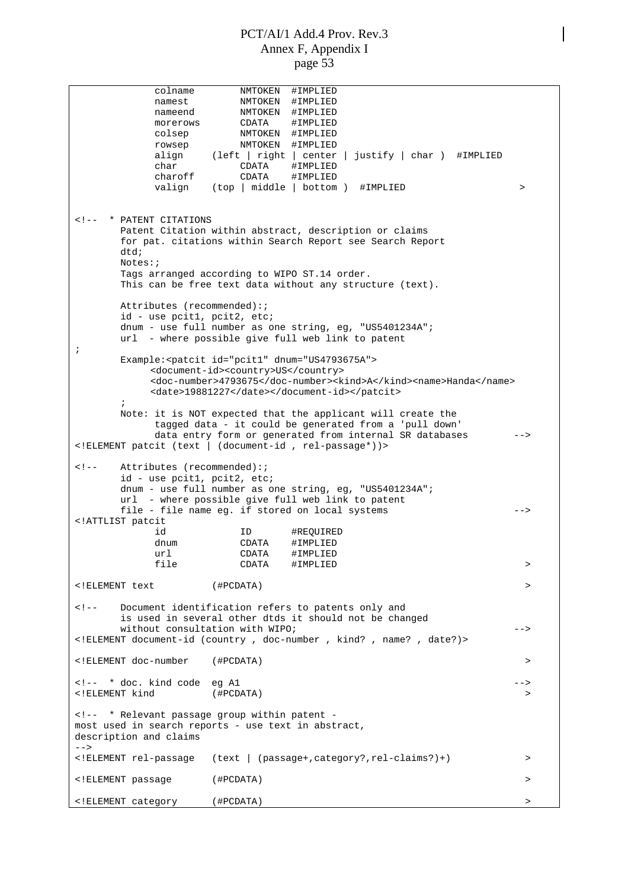```
              colname        NMTOKEN  #IMPLIED
              namest         NMTOKEN  #IMPLIED
              nameend        NMTOKEN  #IMPLIED
              morerows       CDATA    #IMPLIED
              colsep         NMTOKEN  #IMPLIED
              rowsep         NMTOKEN  #IMPLIED
              align     (left | right | center | justify | char )  #IMPLIED
              char           CDATA    #IMPLIED
              charoff        CDATA    #IMPLIED
              valign    (top | middle | bottom )  #IMPLIED                    >


<!--  * PATENT CITATIONS
        Patent Citation within abstract, description or claims
        for pat. citations within Search Report see Search Report
        dtd;
        Notes:;
        Tags arranged according to WIPO ST.14 order.
        This can be free text data without any structure (text).

        Attributes (recommended):;
        id - use pcit1, pcit2, etc;
        dnum - use full number as one string, eg, "US5401234A";
        url  - where possible give full web link to patent
;
        Example:<patcit id="pcit1" dnum="US4793675A">
             <document-id><country>US</country>
             <doc-number>4793675</doc-number><kind>A</kind><name>Handa</name>
             <date>19881227</date></document-id></patcit>
        ;
        Note: it is NOT expected that the applicant will create the
              tagged data - it could be generated from a 'pull down'
              data entry form or generated from internal SR databases        -->
<!ELEMENT patcit (text | (document-id , rel-passage*))>

<!--    Attributes (recommended):;
        id - use pcit1, pcit2, etc;
        dnum - use full number as one string, eg, "US5401234A";
        url  - where possible give full web link to patent
        file - file name eg. if stored on local systems                      -->
<!ATTLIST patcit
              id             ID       #REQUIRED
              dnum           CDATA    #IMPLIED
              url            CDATA    #IMPLIED
              file           CDATA    #IMPLIED                                >

<!ELEMENT text          (#PCDATA)                                             >

<!--    Document identification refers to patents only and
        is used in several other dtds it should not be changed
        without consultation with WIPO;                                      -->
<!ELEMENT document-id (country , doc-number , kind? , name? , date?)>

<!ELEMENT doc-number    (#PCDATA)                                             >

<!--  * doc. kind code  eg A1                                                -->
<!ELEMENT kind          (#PCDATA)                                             >

<!--  * Relevant passage group within patent -
most used in search reports - use text in abstract,
description and claims
-->
<!ELEMENT rel-passage   (text | (passage+,category?,rel-claims?)+)            >

<!ELEMENT passage       (#PCDATA)                                             >

<!ELEMENT category      (#PCDATA)                                             >
```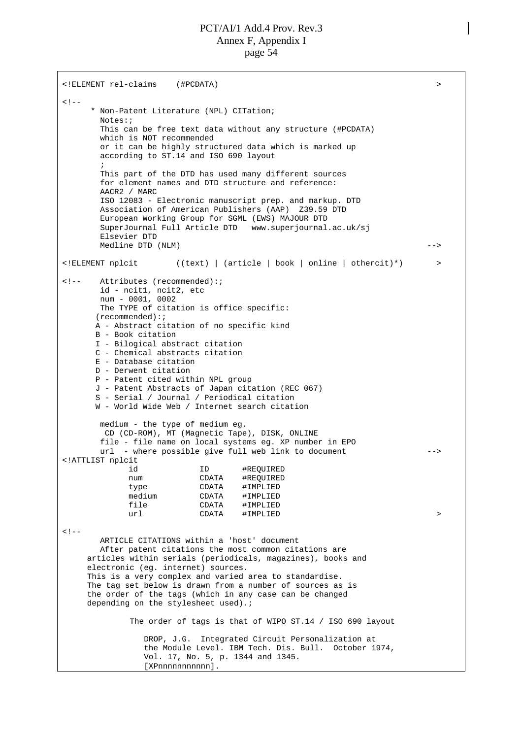```
<!ELEMENT rel-claims    (#PCDATA)                                                   >

<!--
      * Non-Patent Literature (NPL) CITation;
        Notes:;
        This can be free text data without any structure (#PCDATA)
        which is NOT recommended
        or it can be highly structured data which is marked up
        according to ST.14 and ISO 690 layout
        ;
        This part of the DTD has used many different sources
        for element names and DTD structure and reference:
        AACR2 / MARC
        ISO 12083 - Electronic manuscript prep. and markup. DTD
        Association of American Publishers (AAP)  Z39.59 DTD
        European Working Group for SGML (EWS) MAJOUR DTD
        SuperJournal Full Article DTD   www.superjournal.ac.uk/sj
        Elsevier DTD
        Medline DTD (NLM)                                                          -->

<!ELEMENT nplcit        ((text) | (article | book | online | othercit)*)           >

<!--    Attributes (recommended):;
        id - ncit1, ncit2, etc
        num - 0001, 0002
        The TYPE of citation is office specific:
       (recommended):;
       A - Abstract citation of no specific kind
       B - Book citation
       I - Bilogical abstract citation
       C - Chemical abstracts citation
       E - Database citation
       D - Derwent citation
       P - Patent cited within NPL group
       J - Patent Abstracts of Japan citation (REC 067)
       S - Serial / Journal / Periodical citation
       W - World Wide Web / Internet search citation

        medium - the type of medium eg.
         CD (CD-ROM), MT (Magnetic Tape), DISK, ONLINE
        file - file name on local systems eg. XP number in EPO
        url  - where possible give full web link to document                       -->
<!ATTLIST nplcit
              id             ID       #REQUIRED
              num            CDATA    #REQUIRED
              type           CDATA    #IMPLIED
              medium         CDATA    #IMPLIED
              file           CDATA    #IMPLIED
              url            CDATA    #IMPLIED                                      >

<!--
        ARTICLE CITATIONS within a 'host' document
        After patent citations the most common citations are
     articles within serials (periodicals, magazines), books and
     electronic (eg. internet) sources.
     This is a very complex and varied area to standardise.
     The tag set below is drawn from a number of sources as is
     the order of the tags (which in any case can be changed
     depending on the stylesheet used).;

              The order of tags is that of WIPO ST.14 / ISO 690 layout

                 DROP, J.G.  Integrated Circuit Personalization at
                 the Module Level. IBM Tech. Dis. Bull.  October 1974,
                 Vol. 17, No. 5, p. 1344 and 1345.
                 [XPnnnnnnnnnnn].
```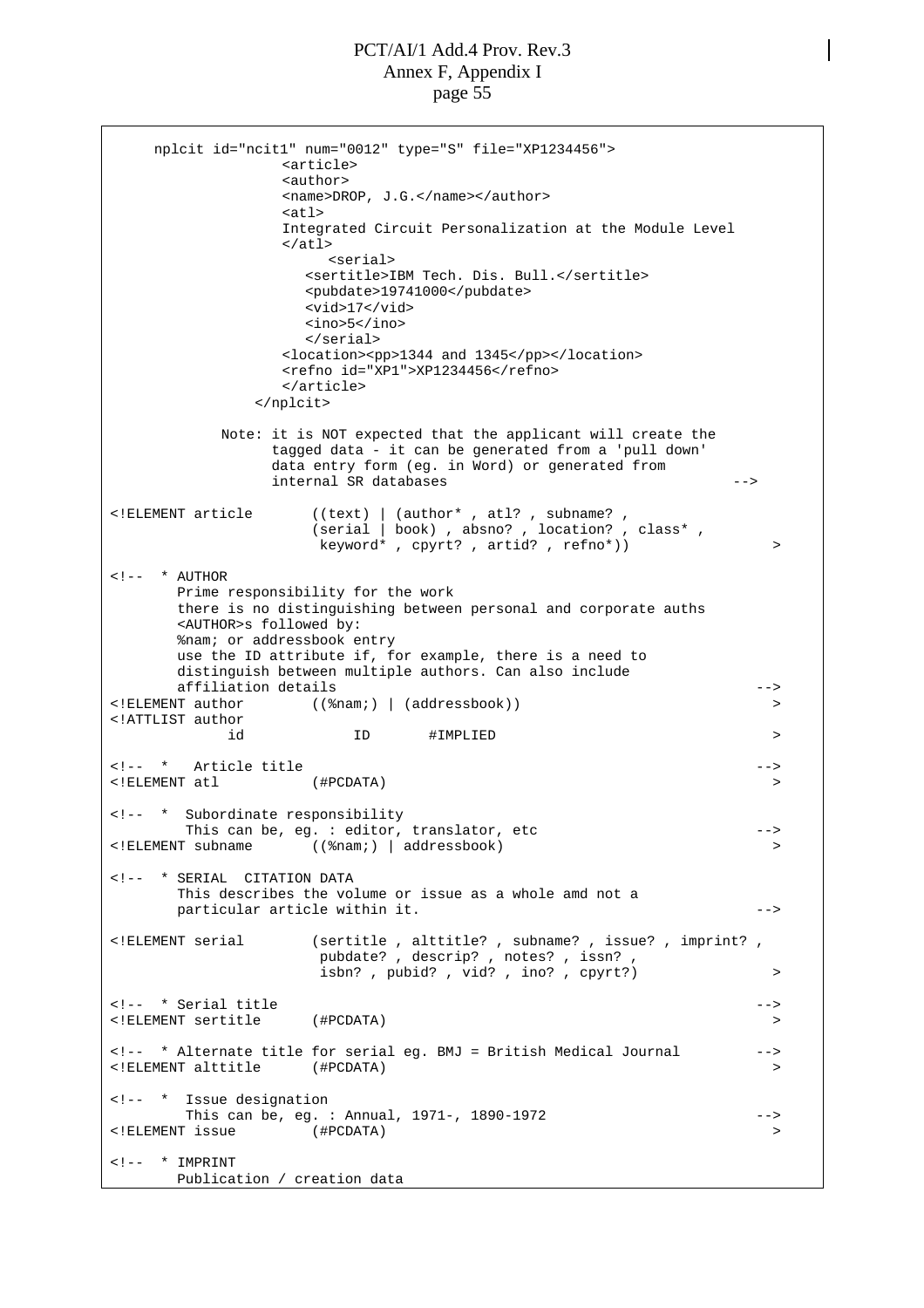```
     nplcit id="ncit1" num="0012" type="S" file="XP1234456">
                    <article>
                    <author>
                    <name>DROP, J.G.</name></author>
                    <atl>
                    Integrated Circuit Personalization at the Module Level
                    </atl>
                         <serial>
                      <sertitle>IBM Tech. Dis. Bull.</sertitle>
                      <pubdate>19741000</pubdate>
                      <vid>17</vid>
                      <ino>5</ino>
                      </serial>
                    <location><pp>1344 and 1345</pp></location>
                    <refno id="XP1">XP1234456</refno>
                    </article>
                 </nplcit>

            Note: it is NOT expected that the applicant will create the
                  tagged data - it can be generated from a 'pull down'
                  data entry form (eg. in Word) or generated from
                  internal SR databases                                  -->

<!ELEMENT article       ((text) | (author* , atl? , subname? ,
                        (serial | book) , absno? , location? , class* ,
                         keyword* , cpyrt? , artid? , refno*))             >

<!--  * AUTHOR
        Prime responsibility for the work
        there is no distinguishing between personal and corporate auths
        <AUTHOR>s followed by:
        %nam; or addressbook entry
        use the ID attribute if, for example, there is a need to
        distinguish between multiple authors. Can also include
        affiliation details                                                -->
<!ELEMENT author        ((%nam;) | (addressbook))                           >
<!ATTLIST author
              id              ID       #IMPLIED                            >

<!--  *   Article title                                                    -->
<!ELEMENT atl           (#PCDATA)                                           >

<!--  *  Subordinate responsibility
         This can be, eg. : editor, translator, etc                        -->
<!ELEMENT subname       ((%nam;) | addressbook)                             >

<!--  * SERIAL  CITATION DATA
        This describes the volume or issue as a whole amd not a
        particular article within it.                                      -->

<!ELEMENT serial        (sertitle , alttitle? , subname? , issue? , imprint? ,
                         pubdate? , descrip? , notes? , issn? ,
                         isbn? , pubid? , vid? , ino? , cpyrt?)             >

<!--  * Serial title                                                       -->
<!ELEMENT sertitle      (#PCDATA)                                           >

<!--  * Alternate title for serial eg. BMJ = British Medical Journal       -->
<!ELEMENT alttitle      (#PCDATA)                                           >

<!--  *  Issue designation
         This can be, eg. : Annual, 1971-, 1890-1972                       -->
<!ELEMENT issue         (#PCDATA)                                           >

<!--  * IMPRINT
        Publication / creation data
```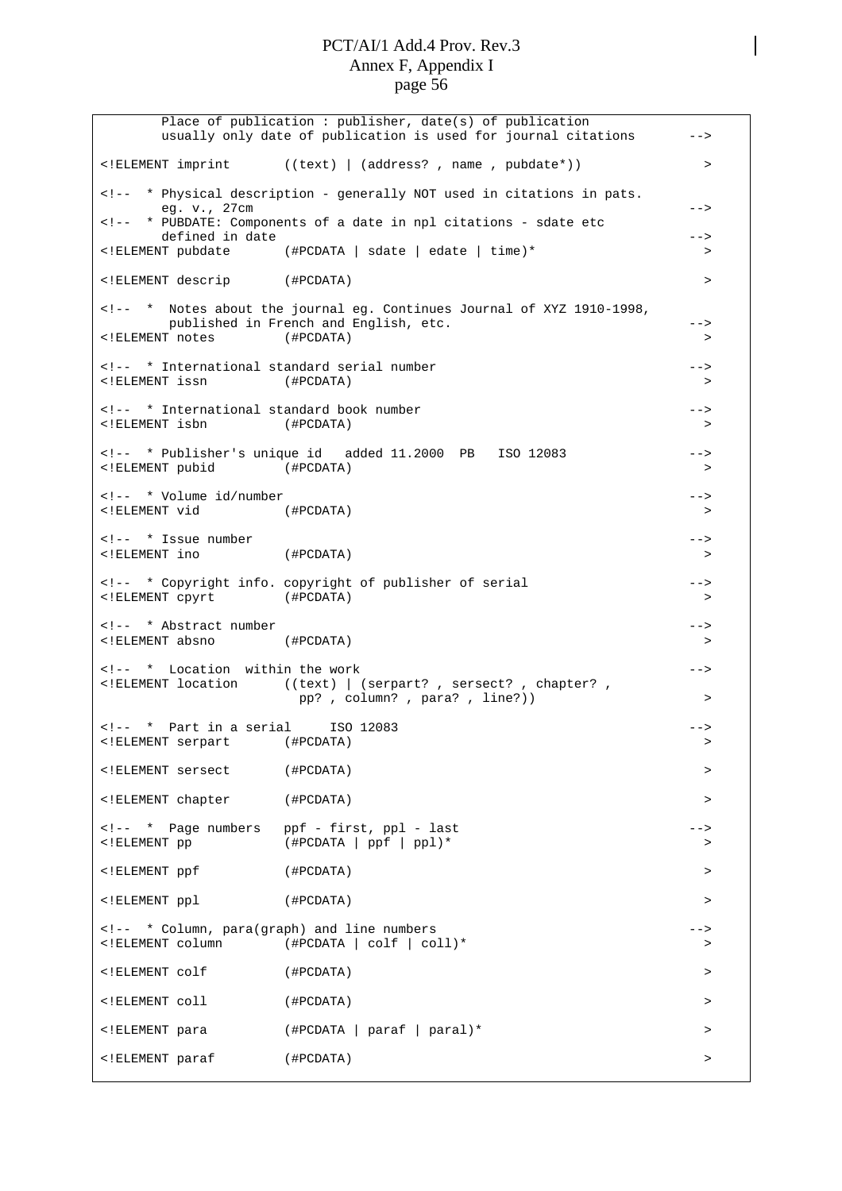```
        Place of publication : publisher, date(s) of publication
        usually only date of publication is used for journal citations      -->

<!ELEMENT imprint       ((text) | (address? , name , pubdate*))              >

<!--  * Physical description - generally NOT used in citations in pats.
        eg. v., 27cm                                                        -->
<!--  * PUBDATE: Components of a date in npl citations - sdate etc
        defined in date                                                     -->
<!ELEMENT pubdate       (#PCDATA | sdate | edate | time)*                    >

<!ELEMENT descrip       (#PCDATA)                                            >

<!--  *  Notes about the journal eg. Continues Journal of XYZ 1910-1998,
         published in French and English, etc.                              -->
<!ELEMENT notes         (#PCDATA)                                            >

<!--  * International standard serial number                                -->
<!ELEMENT issn          (#PCDATA)                                            >

<!--  * International standard book number                                  -->
<!ELEMENT isbn          (#PCDATA)                                            >

<!--  * Publisher's unique id   added 11.2000  PB   ISO 12083                -->
<!ELEMENT pubid         (#PCDATA)                                            >

<!--  * Volume id/number                                                    -->
<!ELEMENT vid           (#PCDATA)                                            >

<!--  * Issue number                                                        -->
<!ELEMENT ino           (#PCDATA)                                            >

<!--  * Copyright info. copyright of publisher of serial                    -->
<!ELEMENT cpyrt         (#PCDATA)                                            >

<!--  * Abstract number                                                     -->
<!ELEMENT absno         (#PCDATA)                                            >

<!--  *  Location  within the work                                          -->
<!ELEMENT location      ((text) | (serpart? , sersect? , chapter? ,
                          pp? , column? , para? , line?))                    >

<!--  *  Part in a serial     ISO 12083                                     -->
<!ELEMENT serpart       (#PCDATA)                                            >

<!ELEMENT sersect       (#PCDATA)                                            >

<!ELEMENT chapter       (#PCDATA)                                            >

<!--  *  Page numbers   ppf - first, ppl - last                             -->
<!ELEMENT pp            (#PCDATA | ppf | ppl)*                               >

<!ELEMENT ppf           (#PCDATA)                                            >

<!ELEMENT ppl           (#PCDATA)                                            >

<!--  * Column, para(graph) and line numbers                                -->
<!ELEMENT column        (#PCDATA | colf | coll)*                             >

<!ELEMENT colf          (#PCDATA)                                            >

<!ELEMENT coll          (#PCDATA)                                            >

<!ELEMENT para          (#PCDATA | paraf | paral)*                           >

<!ELEMENT paraf         (#PCDATA)                                            >
```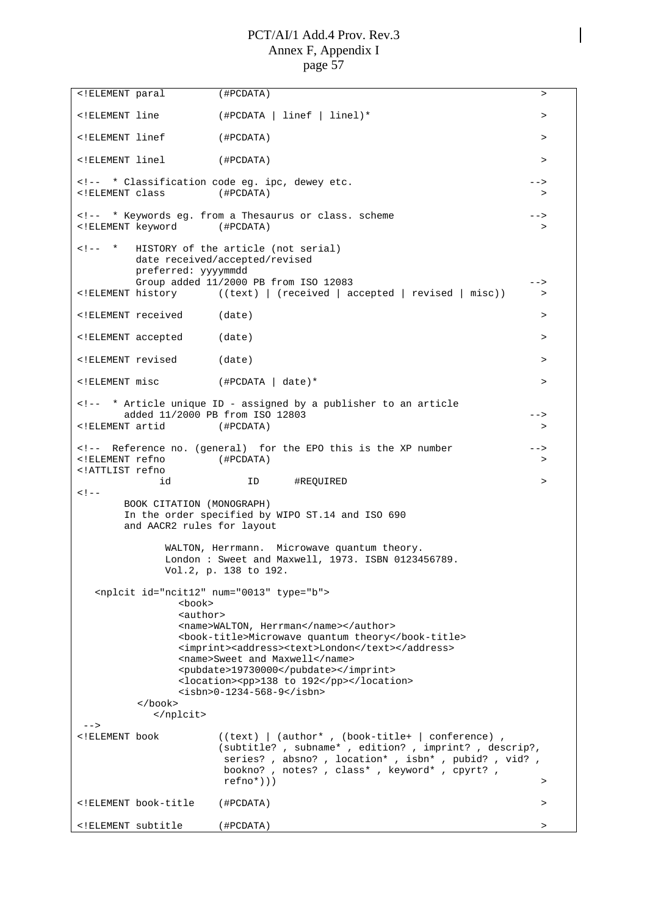```
<!ELEMENT paral         (#PCDATA)                                         >

<!ELEMENT line          (#PCDATA | linef | linel)*                        >

<!ELEMENT linef         (#PCDATA)                                         >

<!ELEMENT linel         (#PCDATA)                                         >

<!-- * Classification code eg. ipc, dewey etc.                           -->
<!ELEMENT class         (#PCDATA)                                         >

<!-- * Keywords eg. from a Thesaurus or class. scheme                    -->
<!ELEMENT keyword       (#PCDATA)                                         >

<!-- *   HISTORY of the article (not serial)
         date received/accepted/revised
         preferred: yyyymmdd
         Group added 11/2000 PB from ISO 12083                           -->
<!ELEMENT history       ((text) | (received | accepted | revised | misc))  >

<!ELEMENT received      (date)                                            >

<!ELEMENT accepted      (date)                                            >

<!ELEMENT revised       (date)                                            >

<!ELEMENT misc          (#PCDATA | date)*                                 >

<!-- * Article unique ID - assigned by a publisher to an article
       added 11/2000 PB from ISO 12803                                   -->
<!ELEMENT artid         (#PCDATA)                                         >

<!-- Reference no. (general)  for the EPO this is the XP number          -->
<!ELEMENT refno         (#PCDATA)                                         >
<!ATTLIST refno
             id             ID      #REQUIRED                             >
<!--
        BOOK CITATION (MONOGRAPH)
        In the order specified by WIPO ST.14 and ISO 690
        and AACR2 rules for layout

               WALTON, Herrmann.  Microwave quantum theory.
               London : Sweet and Maxwell, 1973. ISBN 0123456789.
               Vol.2, p. 138 to 192.

   <nplcit id="ncit12" num="0013" type="b">
                <book>
                <author>
                <name>WALTON, Herrman</name></author>
                <book-title>Microwave quantum theory</book-title>
                <imprint><address><text>London</text></address>
                <name>Sweet and Maxwell</name>
                <pubdate>19730000</pubdate></imprint>
                <location><pp>138 to 192</pp></location>
                <isbn>0-1234-568-9</isbn>
         </book>
            </nplcit>
 -->
<!ELEMENT book          ((text) | (author* , (book-title+ | conference) ,
                        (subtitle? , subname* , edition? , imprint? , descrip?,
                         series? , absno? , location* , isbn* , pubid? , vid? ,
                         bookno? , notes? , class* , keyword* , cpyrt? ,
                         refno*)))                                        >

<!ELEMENT book-title    (#PCDATA)                                         >

<!ELEMENT subtitle      (#PCDATA)                                         >
```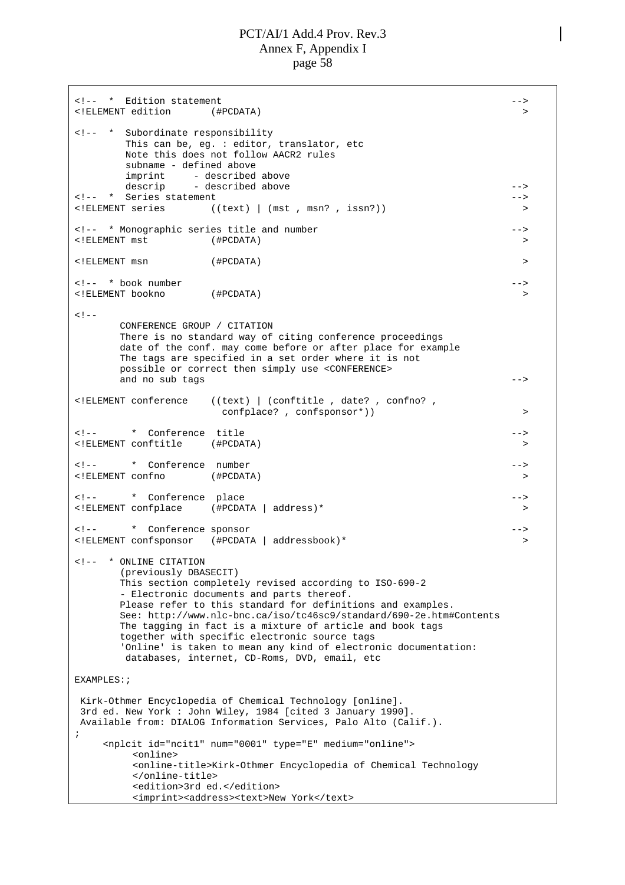```
<!--  *  Edition statement                                                    -->
<!ELEMENT edition       (#PCDATA)                                               >

<!--  *  Subordinate responsibility
         This can be, eg. : editor, translator, etc
         Note this does not follow AACR2 rules
         subname - defined above
         imprint     - described above
         descrip     - described above                                         -->
<!--  *  Series statement                                                      -->
<!ELEMENT series        ((text) | (mst , msn? , issn?))                          >

<!--  * Monographic series title and number                                    -->
<!ELEMENT mst           (#PCDATA)                                                >

<!ELEMENT msn           (#PCDATA)                                                >

<!--  * book number                                                            -->
<!ELEMENT bookno        (#PCDATA)                                                >

<!--
        CONFERENCE GROUP / CITATION
        There is no standard way of citing conference proceedings
        date of the conf. may come before or after place for example
        The tags are specified in a set order where it is not
        possible or correct then simply use <CONFERENCE>
        and no sub tags                                                        -->

<!ELEMENT conference    ((text) | (conftitle , date? , confno? ,
                          confplace? , confsponsor*))                            >

<!--       *  Conference  title                                                -->
<!ELEMENT conftitle     (#PCDATA)                                                >

<!--       *  Conference  number                                               -->
<!ELEMENT confno        (#PCDATA)                                                >

<!--       *  Conference  place                                                -->
<!ELEMENT confplace     (#PCDATA | address)*                                     >

<!--       *  Conference sponsor                                               -->
<!ELEMENT confsponsor   (#PCDATA | addressbook)*                                 >

<!--  * ONLINE CITATION
        (previously DBASECIT)
        This section completely revised according to ISO-690-2
        - Electronic documents and parts thereof.
        Please refer to this standard for definitions and examples.
        See: http://www.nlc-bnc.ca/iso/tc46sc9/standard/690-2e.htm#Contents
        The tagging in fact is a mixture of article and book tags
        together with specific electronic source tags
        'Online' is taken to mean any kind of electronic documentation:
         databases, internet, CD-Roms, DVD, email, etc

EXAMPLES:;

 Kirk-Othmer Encyclopedia of Chemical Technology [online].
 3rd ed. New York : John Wiley, 1984 [cited 3 January 1990].
 Available from: DIALOG Information Services, Palo Alto (Calif.).
;
     <nplcit id="ncit1" num="0001" type="E" medium="online">
          <online>
          <online-title>Kirk-Othmer Encyclopedia of Chemical Technology
          </online-title>
          <edition>3rd ed.</edition>
          <imprint><address><text>New York</text>
```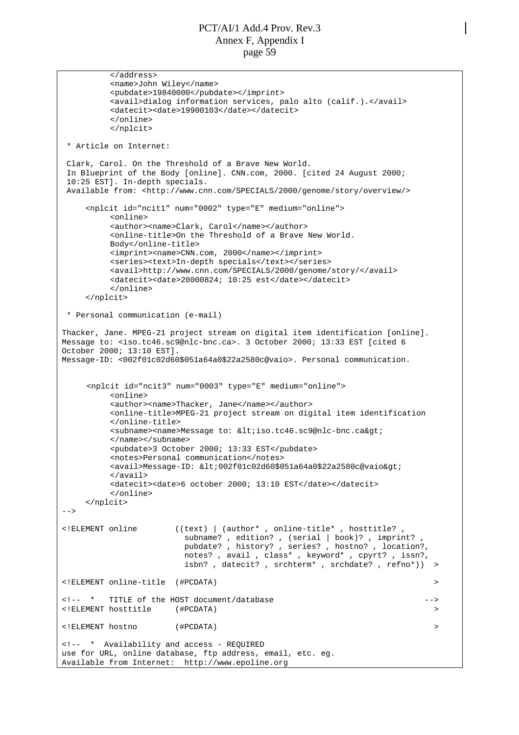```
          </address>
          <name>John Wiley</name>
          <pubdate>19840000</pubdate></imprint>
          <avail>dialog information services, palo alto (calif.).</avail>
          <datecit><date>19900103</date></datecit>
          </online>
          </nplcit>

 * Article on Internet:

 Clark, Carol. On the Threshold of a Brave New World.
 In Blueprint of the Body [online]. CNN.com, 2000. [cited 24 August 2000;
 10:25 EST]. In-depth specials.
 Available from: <http://www.cnn.com/SPECIALS/2000/genome/story/overview/>

     <nplcit id="ncit1" num="0002" type="E" medium="online">
          <online>
          <author><name>Clark, Carol</name></author>
          <online-title>On the Threshold of a Brave New World.
          Body</online-title>
          <imprint><name>CNN.com, 2000</name></imprint>
          <series><text>In-depth specials</text></series>
          <avail>http://www.cnn.com/SPECIALS/2000/genome/story/</avail>
          <datecit><date>20000824; 10:25 est</date></datecit>
          </online>
     </nplcit>

 * Personal communication (e-mail)

Thacker, Jane. MPEG-21 project stream on digital item identification [online].
Message to: <iso.tc46.sc9@nlc-bnc.ca>. 3 October 2000; 13:33 EST [cited 6
October 2000; 13:10 EST].
Message-ID: <002f01c02d60$051a64a0$22a2580c@vaio>. Personal communication.


     <nplcit id="ncit3" num="0003" type="E" medium="online">
          <online>
          <author><name>Thacker, Jane</name></author>
          <online-title>MPEG-21 project stream on digital item identification
          </online-title>
          <subname><name>Message to: &lt;iso.tc46.sc9@nlc-bnc.ca&gt;
          </name></subname>
          <pubdate>3 October 2000; 13:33 EST</pubdate>
          <notes>Personal communication</notes>
          <avail>Message-ID: &lt;002f01c02d60$051a64a0$22a2580c@vaio&gt;
          </avail>
          <datecit><date>6 october 2000; 13:10 EST</date></datecit>
          </online>
     </nplcit>
-->

<!ELEMENT online        ((text) | (author* , online-title* , hosttitle? ,
                          subname? , edition? , (serial | book)? , imprint? ,
                          pubdate? , history? , series? , hostno? , location?,
                          notes? , avail , class* , keyword* , cpyrt? , issn?,
                          isbn? , datecit? , srchterm* , srchdate? , refno*))  >

<!ELEMENT online-title  (#PCDATA)                                              >

<!--  *   TITLE of the HOST document/database                                -->
<!ELEMENT hosttitle     (#PCDATA)                                              >

<!ELEMENT hostno        (#PCDATA)                                              >

<!--  *  Availability and access - REQUIRED
use for URL, online database, ftp address, email, etc. eg.
Available from Internet:  http://www.epoline.org
```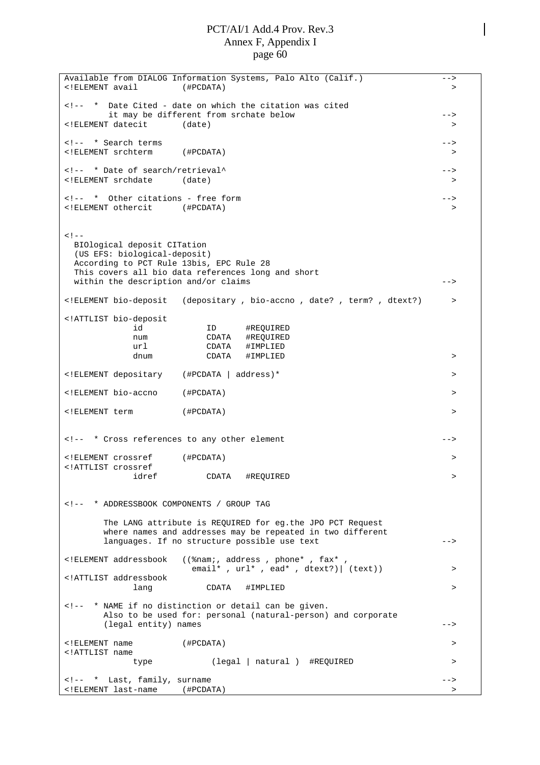```
Available from DIALOG Information Systems, Palo Alto (Calif.)                  -->
<!ELEMENT avail         (#PCDATA)                                               >

<!--  *  Date Cited - date on which the citation was cited
         it may be different from srchate below                                -->
<!ELEMENT datecit       (date)                                                  >

<!--  * Search terms                                                           -->
<!ELEMENT srchterm      (#PCDATA)                                               >

<!--  * Date of search/retrieval^                                              -->
<!ELEMENT srchdate      (date)                                                  >

<!--  *  Other citations - free form                                           -->
<!ELEMENT othercit      (#PCDATA)                                               >


<!--
  BIOlogical deposit CITation
  (US EFS: biological-deposit)
  According to PCT Rule 13bis, EPC Rule 28
  This covers all bio data references long and short
  within the description and/or claims                                         -->

<!ELEMENT bio-deposit   (depositary , bio-accno , date? , term? , dtext?)      >

<!ATTLIST bio-deposit
              id             ID      #REQUIRED
              num            CDATA   #REQUIRED
              url            CDATA   #IMPLIED
              dnum           CDATA   #IMPLIED                                   >

<!ELEMENT depositary    (#PCDATA | address)*                                    >

<!ELEMENT bio-accno     (#PCDATA)                                               >

<!ELEMENT term          (#PCDATA)                                               >


<!--  * Cross references to any other element                                  -->

<!ELEMENT crossref      (#PCDATA)                                               >
<!ATTLIST crossref
              idref          CDATA   #REQUIRED                                  >


<!--  * ADDRESSBOOK COMPONENTS / GROUP TAG

        The LANG attribute is REQUIRED for eg.the JPO PCT Request
        where names and addresses may be repeated in two different
        languages. If no structure possible use text                           -->

<!ELEMENT addressbook   ((%nam;, address , phone* , fax* ,
                         email* , url* , ead* , dtext?)| (text))                >
<!ATTLIST addressbook
              lang           CDATA   #IMPLIED                                   >

<!--  * NAME if no distinction or detail can be given.
        Also to be used for: personal (natural-person) and corporate
        (legal entity) names                                                   -->

<!ELEMENT name          (#PCDATA)                                               >
<!ATTLIST name
              type            (legal | natural )  #REQUIRED                     >

<!--  *  Last, family, surname                                                 -->
<!ELEMENT last-name     (#PCDATA)                                               >
```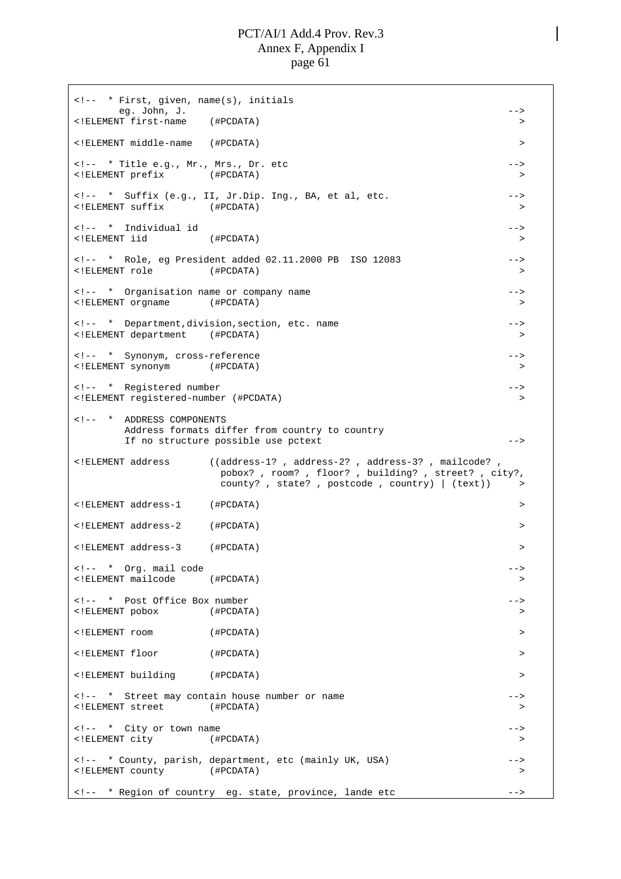```
<!--  * First, given, name(s), initials
        eg. John, J.                                                        -->
<!ELEMENT first-name    (#PCDATA)                                            >

<!ELEMENT middle-name   (#PCDATA)                                            >

<!--  * Title e.g., Mr., Mrs., Dr. etc                                      -->
<!ELEMENT prefix        (#PCDATA)                                            >

<!--  *  Suffix (e.g., II, Jr.Dip. Ing., BA, et al, etc.                    -->
<!ELEMENT suffix        (#PCDATA)                                            >

<!--  *  Individual id                                                      -->
<!ELEMENT iid           (#PCDATA)                                            >

<!--  *  Role, eg President added 02.11.2000 PB  ISO 12083                  -->
<!ELEMENT role          (#PCDATA)                                            >

<!--  *  Organisation name or company name                                  -->
<!ELEMENT orgname       (#PCDATA)                                            >

<!--  *  Department,division,section, etc. name                             -->
<!ELEMENT department    (#PCDATA)                                            >

<!--  *  Synonym, cross-reference                                           -->
<!ELEMENT synonym       (#PCDATA)                                            >

<!--  *  Registered number                                                  -->
<!ELEMENT registered-number (#PCDATA)                                        >

<!--  *  ADDRESS COMPONENTS
         Address formats differ from country to country
         If no structure possible use pctext                                -->

<!ELEMENT address       ((address-1? , address-2? , address-3? , mailcode? ,
                          pobox? , room? , floor? , building? , street? , city?,
                          county? , state? , postcode , country) | (text))    >

<!ELEMENT address-1     (#PCDATA)                                            >

<!ELEMENT address-2     (#PCDATA)                                            >

<!ELEMENT address-3     (#PCDATA)                                            >

<!--  *  Org. mail code                                                     -->
<!ELEMENT mailcode      (#PCDATA)                                            >

<!--  *  Post Office Box number                                             -->
<!ELEMENT pobox         (#PCDATA)                                            >

<!ELEMENT room          (#PCDATA)                                            >

<!ELEMENT floor         (#PCDATA)                                            >

<!ELEMENT building      (#PCDATA)                                            >

<!--  *  Street may contain house number or name                            -->
<!ELEMENT street        (#PCDATA)                                            >

<!--  *  City or town name                                                  -->
<!ELEMENT city          (#PCDATA)                                            >

<!--  * County, parish, department, etc (mainly UK, USA)                    -->
<!ELEMENT county        (#PCDATA)                                            >

<!--  * Region of country  eg. state, province, lande etc                   -->
```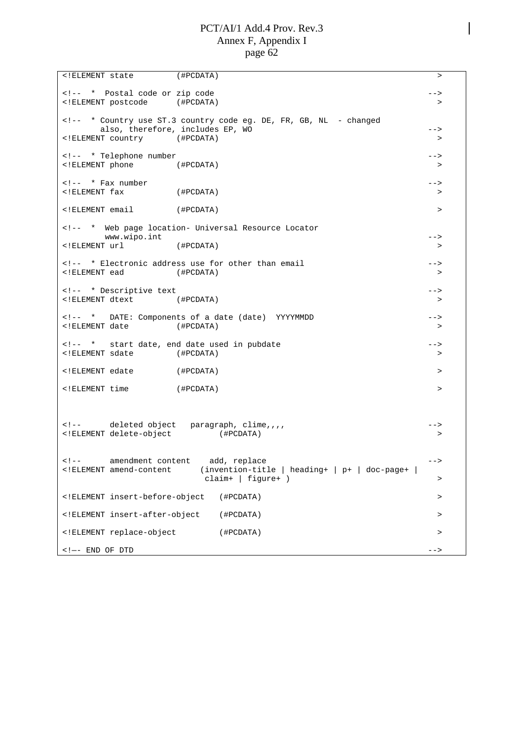```
<!ELEMENT state         (#PCDATA)                                              >

<!--  *  Postal code or zip code                                            -->
<!ELEMENT postcode      (#PCDATA)                                              >

<!--  * Country use ST.3 country code eg. DE, FR, GB, NL  - changed
        also, therefore, includes EP, WO                                     -->
<!ELEMENT country       (#PCDATA)                                              >

<!--  * Telephone number                                                    -->
<!ELEMENT phone         (#PCDATA)                                              >

<!--  * Fax number                                                          -->
<!ELEMENT fax           (#PCDATA)                                              >

<!ELEMENT email         (#PCDATA)                                              >

<!--  *  Web page location- Universal Resource Locator
         www.wipo.int                                                        -->
<!ELEMENT url           (#PCDATA)                                              >

<!--  * Electronic address use for other than email                         -->
<!ELEMENT ead           (#PCDATA)                                              >

<!--  * Descriptive text                                                    -->
<!ELEMENT dtext         (#PCDATA)                                              >

<!--  *   DATE: Components of a date (date)  YYYYMMDD                       -->
<!ELEMENT date          (#PCDATA)                                              >

<!--  *   start date, end date used in pubdate                              -->
<!ELEMENT sdate         (#PCDATA)                                              >

<!ELEMENT edate         (#PCDATA)                                              >

<!ELEMENT time          (#PCDATA)                                              >



<!--      deleted object   paragraph, clime,,,,                             -->
<!ELEMENT delete-object          (#PCDATA)                                     >


<!--      amendment content    add, replace                                 -->
<!ELEMENT amend-content      (invention-title | heading+ | p+ | doc-page+ |
                              claim+ | figure+ )                               >

<!ELEMENT insert-before-object   (#PCDATA)                                     >

<!ELEMENT insert-after-object    (#PCDATA)                                     >

<!ELEMENT replace-object         (#PCDATA)                                     >

<!—- END OF DTD                                                             -->
```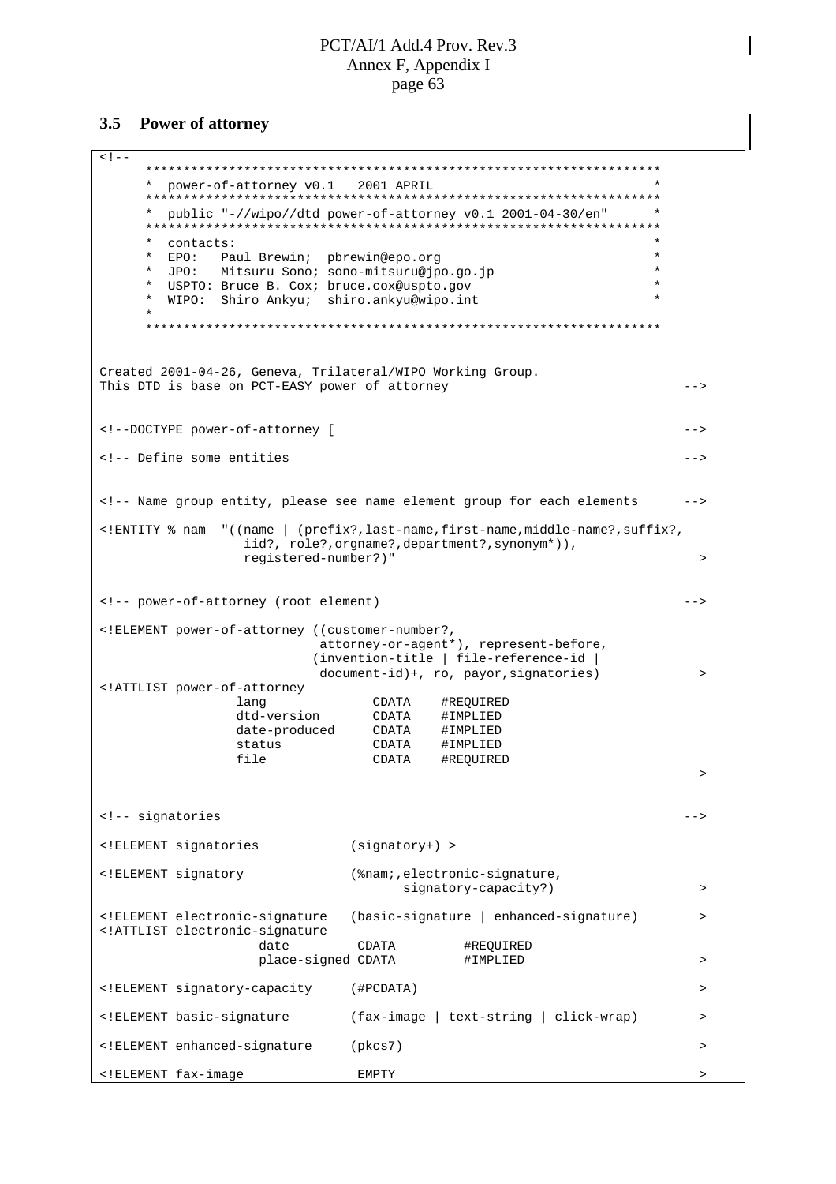### 3.5 Power of attorney

```
<!--
     *******************************************************************
     *  power-of-attorney v0.1   2001 APRIL                            *
     *******************************************************************
     *  public "-//wipo//dtd power-of-attorney v0.1 2001-04-30/en"     *
     *******************************************************************
     *  contacts:                                                      *
     *  EPO:   Paul Brewin;  pbrewin@epo.org                           *
     *  JPO:   Mitsuru Sono; sono-mitsuru@jpo.go.jp                    *
     *  USPTO: Bruce B. Cox; bruce.cox@uspto.gov                       *
     *  WIPO:  Shiro Ankyu;  shiro.ankyu@wipo.int                      *
     *
     *******************************************************************



Created 2001-04-26, Geneva, Trilateral/WIPO Working Group.
This DTD is base on PCT-EASY power of attorney                          -->


<!--DOCTYPE power-of-attorney [                                         -->

<!-- Define some entities                                               -->


<!-- Name group entity, please see name element group for each elements     -->

<!ENTITY % nam  "((name | (prefix?,last-name,first-name,middle-name?,suffix?,
                  iid?, role?,orgname?,department?,synonym*)),
                  registered-number?)"                                    >


<!-- power-of-attorney (root element)                                   -->

<!ELEMENT power-of-attorney ((customer-number?,
                             attorney-or-agent*), represent-before,
                            (invention-title | file-reference-id |
                             document-id)+, ro, payor,signatories)        >
<!ATTLIST power-of-attorney
                  lang              CDATA    #REQUIRED
                  dtd-version       CDATA    #IMPLIED
                  date-produced     CDATA    #IMPLIED
                  status            CDATA    #IMPLIED
                  file              CDATA    #REQUIRED
                                                                          >


<!-- signatories                                                        -->

<!ELEMENT signatories            (signatory+) >

<!ELEMENT signatory              (%nam;,electronic-signature,
                                        signatory-capacity?)              >

<!ELEMENT electronic-signature   (basic-signature | enhanced-signature)   >
<!ATTLIST electronic-signature
                     date         CDATA         #REQUIRED
                     place-signed CDATA         #IMPLIED                  >

<!ELEMENT signatory-capacity     (#PCDATA)                                >

<!ELEMENT basic-signature        (fax-image | text-string | click-wrap)   >

<!ELEMENT enhanced-signature     (pkcs7)                                  >

<!ELEMENT fax-image               EMPTY                                   >
```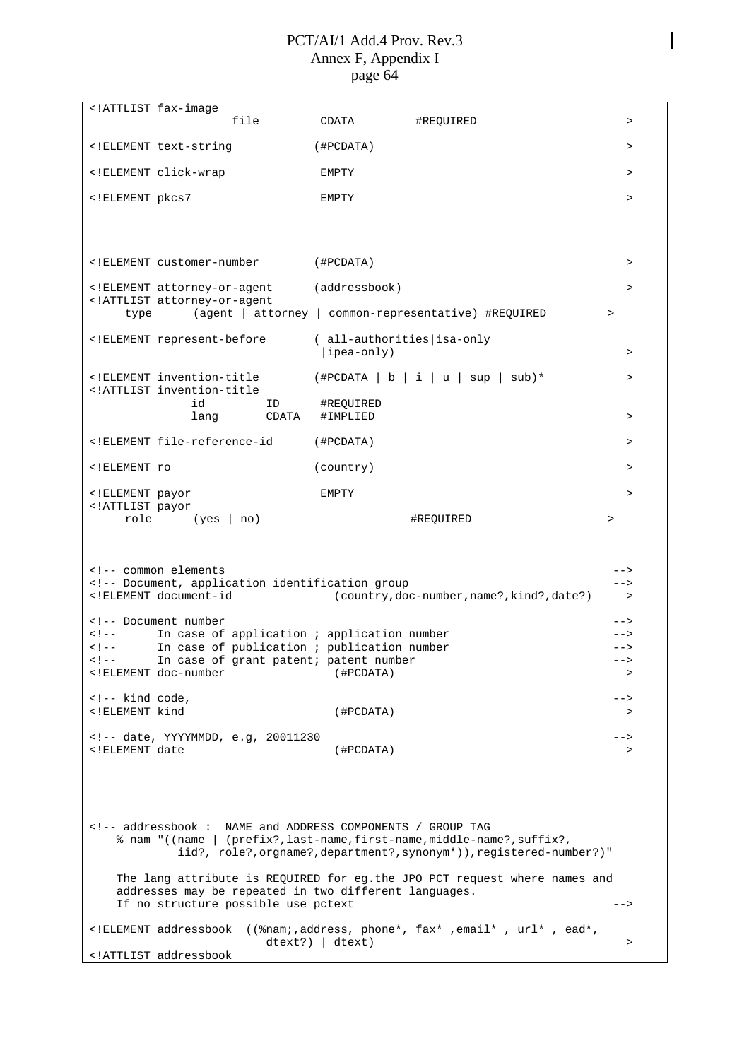```
<!ATTLIST fax-image
                     file         CDATA         #REQUIRED                        >

<!ELEMENT text-string           (#PCDATA)                                        >

<!ELEMENT click-wrap             EMPTY                                           >

<!ELEMENT pkcs7                  EMPTY                                           >



<!ELEMENT customer-number        (#PCDATA)                                       >

<!ELEMENT attorney-or-agent      (addressbook)                                   >
<!ATTLIST attorney-or-agent
     type      (agent | attorney | common-representative) #REQUIRED          >

<!ELEMENT represent-before       ( all-authorities|isa-only
                                  |ipea-only)                                    >

<!ELEMENT invention-title        (#PCDATA | b | i | u | sup | sub)*              >
<!ATTLIST invention-title
               id         ID      #REQUIRED
               lang       CDATA   #IMPLIED                                       >

<!ELEMENT file-reference-id      (#PCDATA)                                       >

<!ELEMENT ro                     (country)                                       >

<!ELEMENT payor                  EMPTY                                           >
<!ATTLIST payor
     role      (yes | no)                      #REQUIRED                     >



<!-- common elements                                                           -->
<!-- Document, application identification group                               -->
<!ELEMENT document-id               (country,doc-number,name?,kind?,date?)       >

<!-- Document number                                                           -->
<!--      In case of application ; application number                         -->
<!--      In case of publication ; publication number                         -->
<!--      In case of grant patent; patent number                              -->
<!ELEMENT doc-number                (#PCDATA)                                    >

<!-- kind code,                                                                -->
<!ELEMENT kind                      (#PCDATA)                                    >

<!-- date, YYYYMMDD, e.g, 20011230                                             -->
<!ELEMENT date                      (#PCDATA)                                    >



<!-- addressbook :  NAME and ADDRESS COMPONENTS / GROUP TAG
    % nam "((name | (prefix?,last-name,first-name,middle-name?,suffix?,
            iid?, role?,orgname?,department?,synonym*)),registered-number?)"

    The lang attribute is REQUIRED for eg.the JPO PCT request where names and
    addresses may be repeated in two different languages.
    If no structure possible use pctext                                        -->

<!ELEMENT addressbook  ((%nam;,address, phone*, fax* ,email* , url* , ead*,
                         dtext?) | dtext)                                        >
<!ATTLIST addressbook
```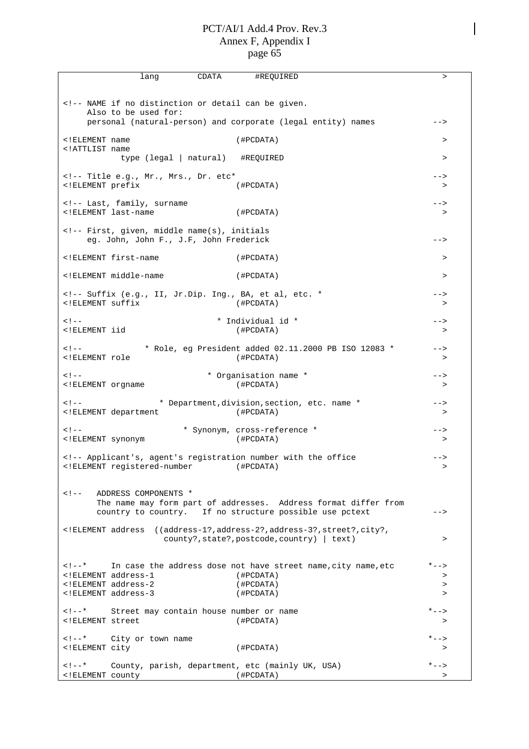```
              lang        CDATA       #REQUIRED                              >


<!-- NAME if no distinction or detail can be given.
     Also to be used for:
     personal (natural-person) and corporate (legal entity) names           -->

<!ELEMENT name                      (#PCDATA)                                >
<!ATTLIST name
            type (legal | natural)   #REQUIRED                               >

<!-- Title e.g., Mr., Mrs., Dr. etc*                                        -->
<!ELEMENT prefix                    (#PCDATA)                                >

<!-- Last, family, surname                                                  -->
<!ELEMENT last-name                 (#PCDATA)                                >

<!-- First, given, middle name(s), initials
     eg. John, John F., J.F, John Frederick                                 -->

<!ELEMENT first-name                (#PCDATA)                                >

<!ELEMENT middle-name               (#PCDATA)                                >

<!-- Suffix (e.g., II, Jr.Dip. Ing., BA, et al, etc. *                      -->
<!ELEMENT suffix                    (#PCDATA)                                >

<!--                        * Individual id *                               -->
<!ELEMENT iid                       (#PCDATA)                                >

<!--            * Role, eg President added 02.11.2000 PB ISO 12083 *        -->
<!ELEMENT role                      (#PCDATA)                                >

<!--                        * Organisation name *                           -->
<!ELEMENT orgname                   (#PCDATA)                                >

<!--              * Department,division,section, etc. name *                -->
<!ELEMENT department                (#PCDATA)                                >

<!--                   * Synonym, cross-reference *                         -->
<!ELEMENT synonym                   (#PCDATA)                                >

<!-- Applicant's, agent's registration number with the office               -->
<!ELEMENT registered-number         (#PCDATA)                                >


<!--   ADDRESS COMPONENTS *
       The name may form part of addresses.  Address format differ from
       country to country.   If no structure possible use pctext            -->

<!ELEMENT address  ((address-1?,address-2?,address-3?,street?,city?,
                    county?,state?,postcode,country) | text)                 >


<!--*     In case the address dose not have street name,city name,etc      *-->
<!ELEMENT address-1                 (#PCDATA)                                >
<!ELEMENT address-2                 (#PCDATA)                                >
<!ELEMENT address-3                 (#PCDATA)                                >

<!--*     Street may contain house number or name                          *-->
<!ELEMENT street                    (#PCDATA)                                >

<!--*     City or town name                                                *-->
<!ELEMENT city                      (#PCDATA)                                >

<!--*     County, parish, department, etc (mainly UK, USA)                 *-->
<!ELEMENT county                    (#PCDATA)                                >
```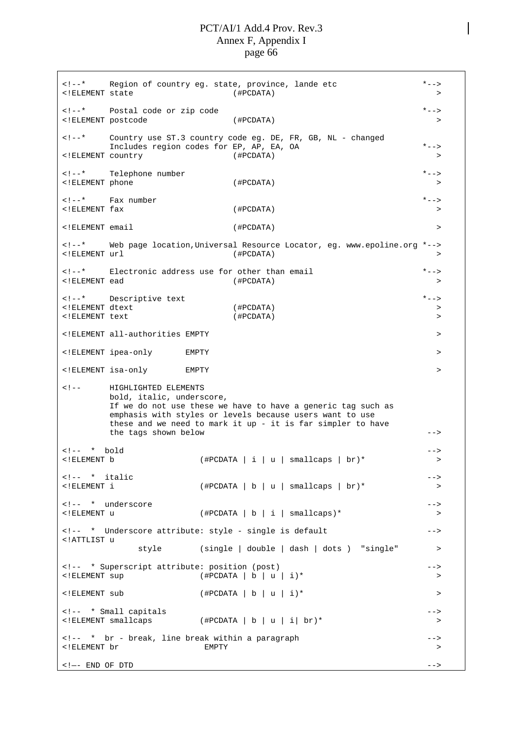```
<!--*     Region of country eg. state, province, lande etc                  *-->
<!ELEMENT state                    (#PCDATA)                                   >

<!--*     Postal code or zip code                                           *-->
<!ELEMENT postcode                 (#PCDATA)                                   >

<!--*     Country use ST.3 country code eg. DE, FR, GB, NL - changed
          Includes region codes for EP, AP, EA, OA                          *-->
<!ELEMENT country                  (#PCDATA)                                   >

<!--*     Telephone number                                                  *-->
<!ELEMENT phone                    (#PCDATA)                                   >

<!--*     Fax number                                                        *-->
<!ELEMENT fax                      (#PCDATA)                                   >

<!ELEMENT email                    (#PCDATA)                                   >

<!--*     Web page location,Universal Resource Locator, eg. www.epoline.org *-->
<!ELEMENT url                      (#PCDATA)                                   >

<!--*     Electronic address use for other than email                       *-->
<!ELEMENT ead                      (#PCDATA)                                   >

<!--*     Descriptive text                                                  *-->
<!ELEMENT dtext                    (#PCDATA)                                   >
<!ELEMENT text                     (#PCDATA)                                   >

<!ELEMENT all-authorities EMPTY                                                >

<!ELEMENT ipea-only       EMPTY                                                >

<!ELEMENT isa-only        EMPTY                                                >

<!--      HIGHLIGHTED ELEMENTS
          bold, italic, underscore,
          If we do not use these we have to have a generic tag such as
          emphasis with styles or levels because users want to use
          these and we need to mark it up - it is far simpler to have
          the tags shown below                                                -->

<!-- *  bold                                                                 -->
<!ELEMENT b                 (#PCDATA | i | u | smallcaps | br)*               >

<!-- *  italic                                                               -->
<!ELEMENT i                 (#PCDATA | b | u | smallcaps | br)*               >

<!-- *  underscore                                                           -->
<!ELEMENT u                 (#PCDATA | b | i | smallcaps)*                    >

<!-- *  Underscore attribute: style - single is default                      -->
<!ATTLIST u
             style        (single | double | dash | dots )  "single"          >

<!-- * Superscript attribute: position (post)                                -->
<!ELEMENT sup               (#PCDATA | b | u | i)*                            >

<!ELEMENT sub               (#PCDATA | b | u | i)*                            >

<!-- * Small capitals                                                        -->
<!ELEMENT smallcaps         (#PCDATA | b | u | i| br)*                        >

<!-- *  br - break, line break within a paragraph                            -->
<!ELEMENT br                    EMPTY                                         >

<!—- END OF DTD                                                               -->
```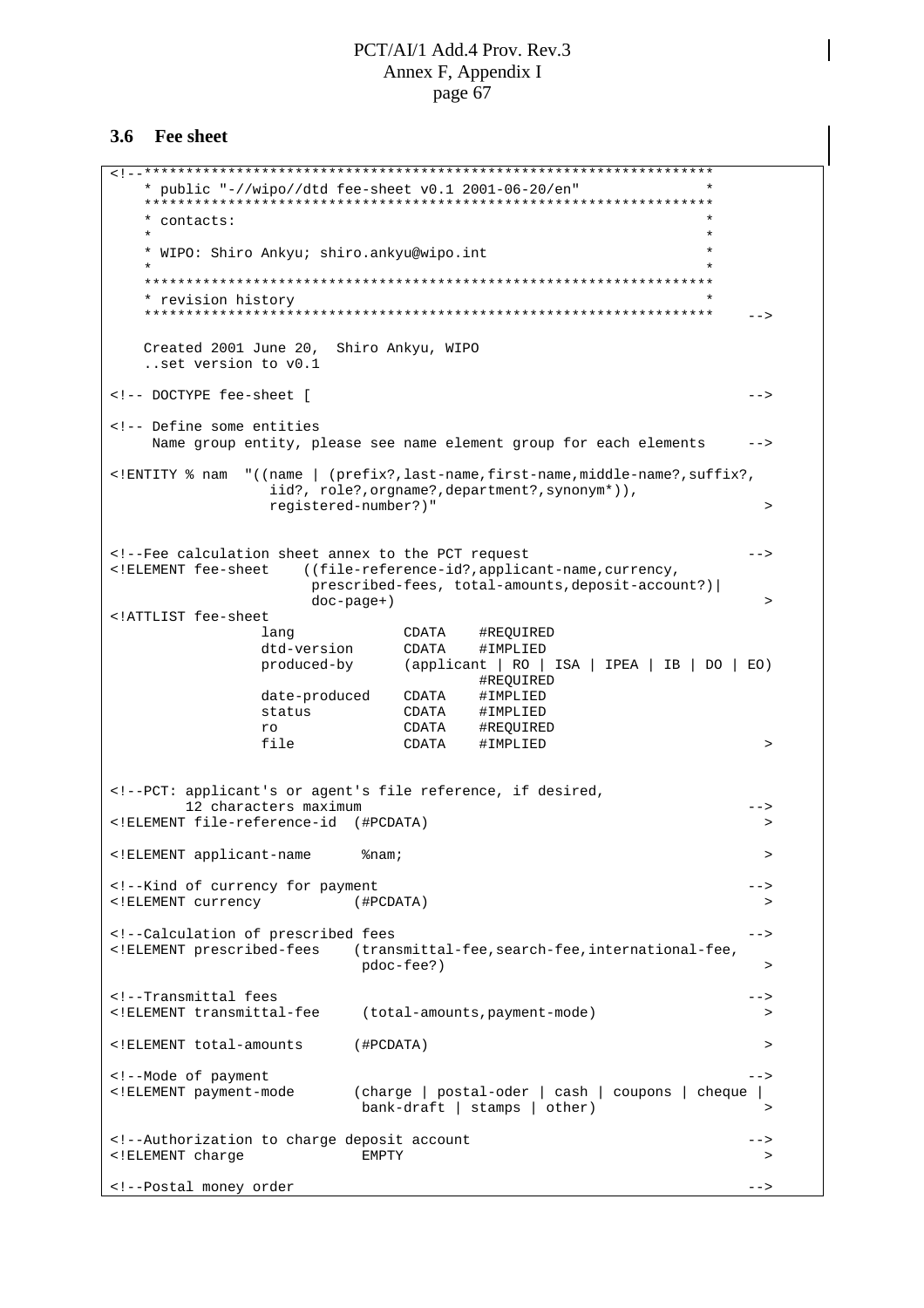### 3.6 Fee sheet

```
<!--*******************************************************************
    * public "-//wipo//dtd fee-sheet v0.1 2001-06-20/en"              *
    *******************************************************************
    * contacts:                                                       *
    *                                                                 *
    * WIPO: Shiro Ankyu; shiro.ankyu@wipo.int                         *
    *                                                                 *
    *******************************************************************
    * revision history                                                *
    *******************************************************************    -->

    Created 2001 June 20,  Shiro Ankyu, WIPO
    ..set version to v0.1

<!-- DOCTYPE fee-sheet [                                                   -->

<!-- Define some entities
     Name group entity, please see name element group for each elements    -->

<!ENTITY % nam  "((name | (prefix?,last-name,first-name,middle-name?,suffix?,
                  iid?, role?,orgname?,department?,synonym*)),
                  registered-number?)"                                      >


<!--Fee calculation sheet annex to the PCT request                         -->
<!ELEMENT fee-sheet    ((file-reference-id?,applicant-name,currency,
                        prescribed-fees, total-amounts,deposit-account?)|
                        doc-page+)                                          >
<!ATTLIST fee-sheet
                  lang            CDATA    #REQUIRED
                  dtd-version     CDATA    #IMPLIED
                  produced-by     (applicant | RO | ISA | IPEA | IB | DO | EO)
                                           #REQUIRED
                  date-produced   CDATA    #IMPLIED
                  status          CDATA    #IMPLIED
                  ro              CDATA    #REQUIRED
                  file            CDATA    #IMPLIED                         >


<!--PCT: applicant's or agent's file reference, if desired,
         12 characters maximum                                             -->
<!ELEMENT file-reference-id  (#PCDATA)                                      >

<!ELEMENT applicant-name      %nam;                                         >

<!--Kind of currency for payment                                           -->
<!ELEMENT currency          (#PCDATA)                                       >

<!--Calculation of prescribed fees                                         -->
<!ELEMENT prescribed-fees    (transmittal-fee,search-fee,international-fee,
                              pdoc-fee?)                                    >

<!--Transmittal fees                                                       -->
<!ELEMENT transmittal-fee     (total-amounts,payment-mode)                  >

<!ELEMENT total-amounts      (#PCDATA)                                      >

<!--Mode of payment                                                        -->
<!ELEMENT payment-mode       (charge | postal-oder | cash | coupons | cheque |
                              bank-draft | stamps | other)                  >

<!--Authorization to charge deposit account                                -->
<!ELEMENT charge              EMPTY                                         >

<!--Postal money order                                                     -->
```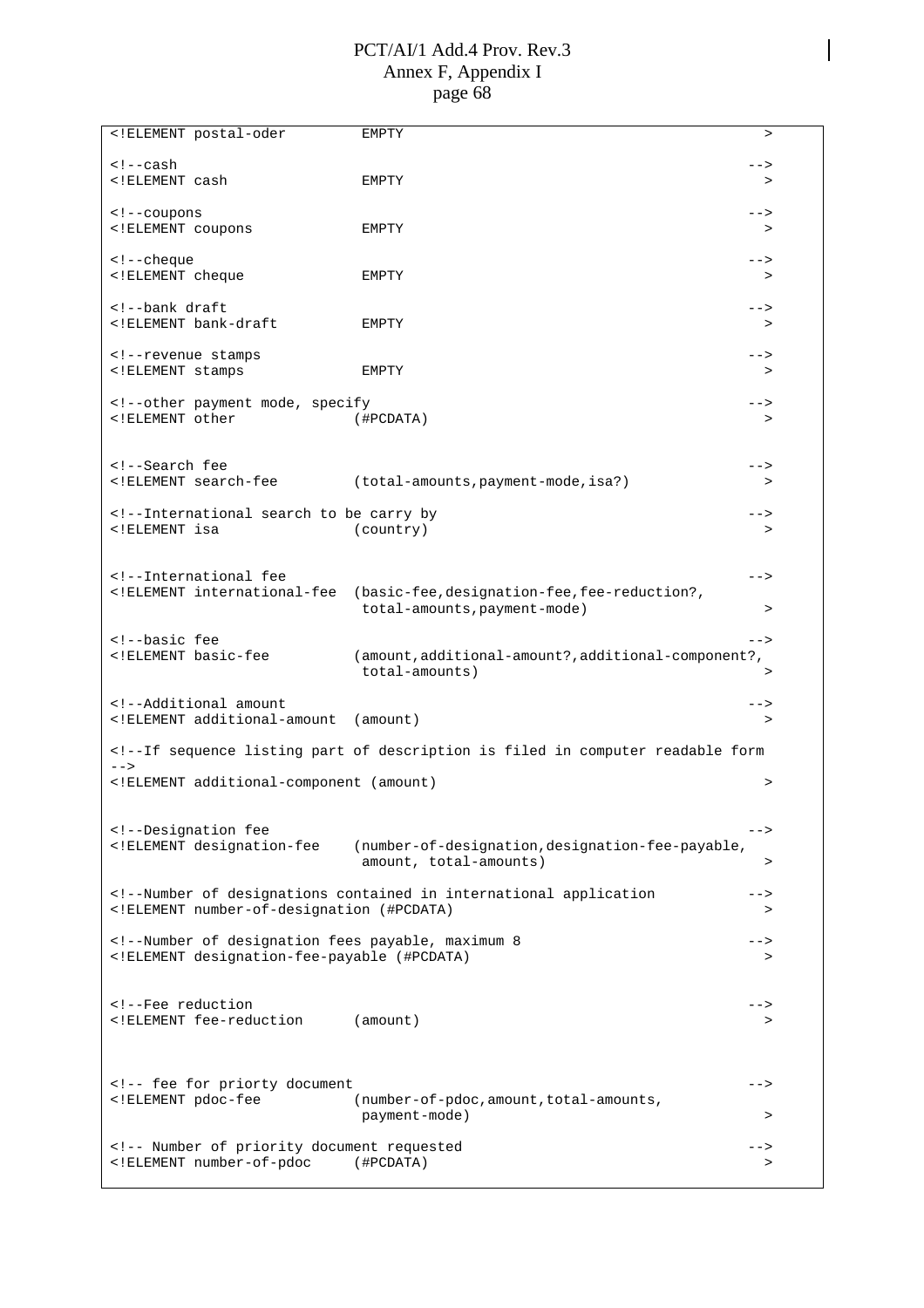```
<!ELEMENT postal-oder         EMPTY                                              >

<!--cash                                                                       -->
<!ELEMENT cash                EMPTY                                              >

<!--coupons                                                                    -->
<!ELEMENT coupons             EMPTY                                              >

<!--cheque                                                                     -->
<!ELEMENT cheque              EMPTY                                              >

<!--bank draft                                                                 -->
<!ELEMENT bank-draft          EMPTY                                              >

<!--revenue stamps                                                             -->
<!ELEMENT stamps              EMPTY                                              >

<!--other payment mode, specify                                                -->
<!ELEMENT other              (#PCDATA)                                           >


<!--Search fee                                                                 -->
<!ELEMENT search-fee         (total-amounts,payment-mode,isa?)                   >

<!--International search to be carry by                                        -->
<!ELEMENT isa                (country)                                           >


<!--International fee                                                          -->
<!ELEMENT international-fee  (basic-fee,designation-fee,fee-reduction?,
                              total-amounts,payment-mode)                        >

<!--basic fee                                                                  -->
<!ELEMENT basic-fee          (amount,additional-amount?,additional-component?,
                              total-amounts)                                     >

<!--Additional amount                                                          -->
<!ELEMENT additional-amount  (amount)                                            >

<!--If sequence listing part of description is filed in computer readable form
-->
<!ELEMENT additional-component (amount)                                          >


<!--Designation fee                                                            -->
<!ELEMENT designation-fee    (number-of-designation,designation-fee-payable,
                              amount, total-amounts)                             >

<!--Number of designations contained in international application             -->
<!ELEMENT number-of-designation (#PCDATA)                                        >

<!--Number of designation fees payable, maximum 8                              -->
<!ELEMENT designation-fee-payable (#PCDATA)                                      >


<!--Fee reduction                                                              -->
<!ELEMENT fee-reduction      (amount)                                            >



<!-- fee for priorty document                                                  -->
<!ELEMENT pdoc-fee           (number-of-pdoc,amount,total-amounts,
                              payment-mode)                                      >

<!-- Number of priority document requested                                     -->
<!ELEMENT number-of-pdoc     (#PCDATA)                                           >
```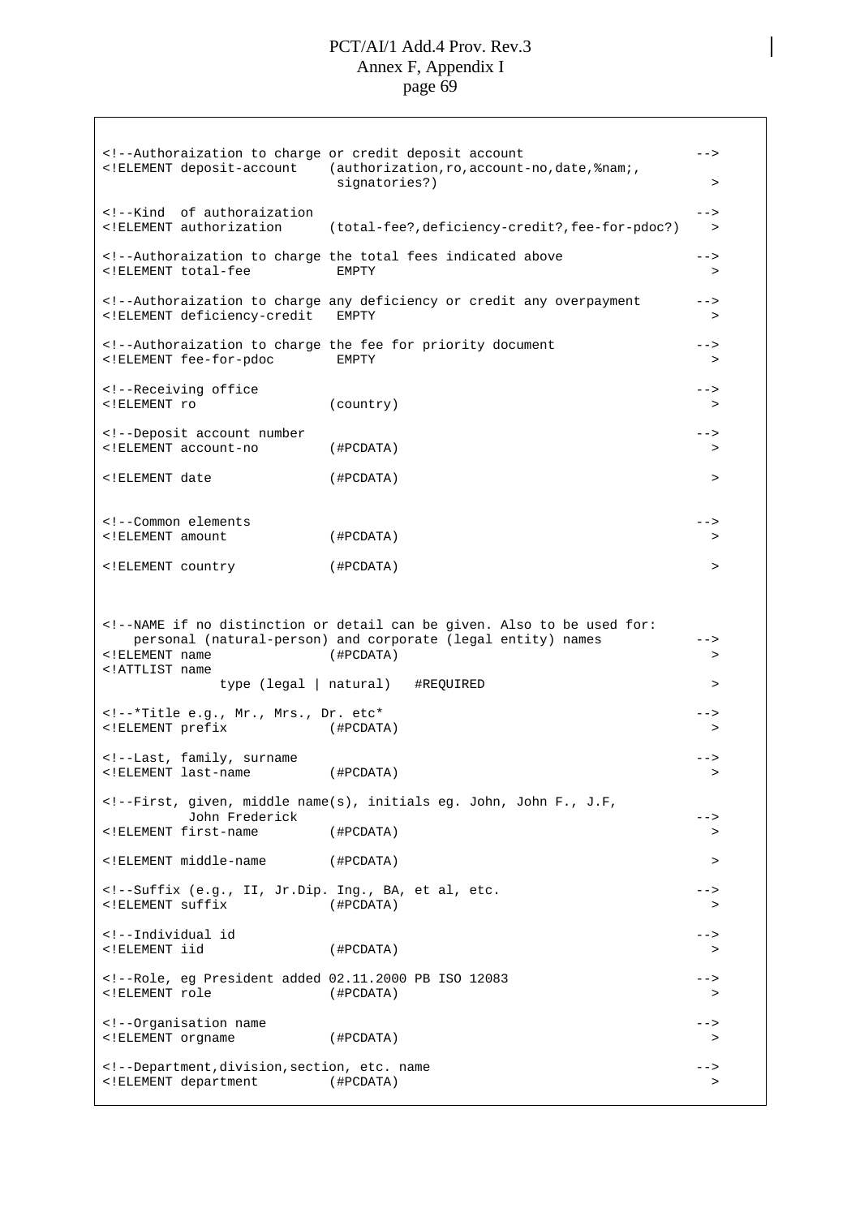```
<!--Authoraization to charge or credit deposit account                    -->
<!ELEMENT deposit-account    (authorization,ro,account-no,date,%nam;,
                              signatories?)                               >

<!--Kind  of authoraization                                                -->
<!ELEMENT authorization      (total-fee?,deficiency-credit?,fee-for-pdoc?)  >

<!--Authoraization to charge the total fees indicated above               -->
<!ELEMENT total-fee           EMPTY                                        >

<!--Authoraization to charge any deficiency or credit any overpayment     -->
<!ELEMENT deficiency-credit   EMPTY                                        >

<!--Authoraization to charge the fee for priority document                -->
<!ELEMENT fee-for-pdoc        EMPTY                                        >

<!--Receiving office                                                       -->
<!ELEMENT ro                 (country)                                     >

<!--Deposit account number                                                 -->
<!ELEMENT account-no         (#PCDATA)                                     >

<!ELEMENT date               (#PCDATA)                                     >


<!--Common elements                                                        -->
<!ELEMENT amount             (#PCDATA)                                     >

<!ELEMENT country            (#PCDATA)                                     >



<!--NAME if no distinction or detail can be given. Also to be used for:
    personal (natural-person) and corporate (legal entity) names          -->
<!ELEMENT name               (#PCDATA)                                     >
<!ATTLIST name
              type (legal | natural)   #REQUIRED                           >

<!--*Title e.g., Mr., Mrs., Dr. etc*                                       -->
<!ELEMENT prefix             (#PCDATA)                                     >

<!--Last, family, surname                                                  -->
<!ELEMENT last-name          (#PCDATA)                                     >

<!--First, given, middle name(s), initials eg. John, John F., J.F,
         John Frederick                                                    -->
<!ELEMENT first-name         (#PCDATA)                                     >

<!ELEMENT middle-name        (#PCDATA)                                     >

<!--Suffix (e.g., II, Jr.Dip. Ing., BA, et al, etc.                        -->
<!ELEMENT suffix             (#PCDATA)                                     >

<!--Individual id                                                          -->
<!ELEMENT iid                (#PCDATA)                                     >

<!--Role, eg President added 02.11.2000 PB ISO 12083                       -->
<!ELEMENT role               (#PCDATA)                                     >

<!--Organisation name                                                      -->
<!ELEMENT orgname            (#PCDATA)                                     >

<!--Department,division,section, etc. name                                 -->
<!ELEMENT department         (#PCDATA)                                     >
```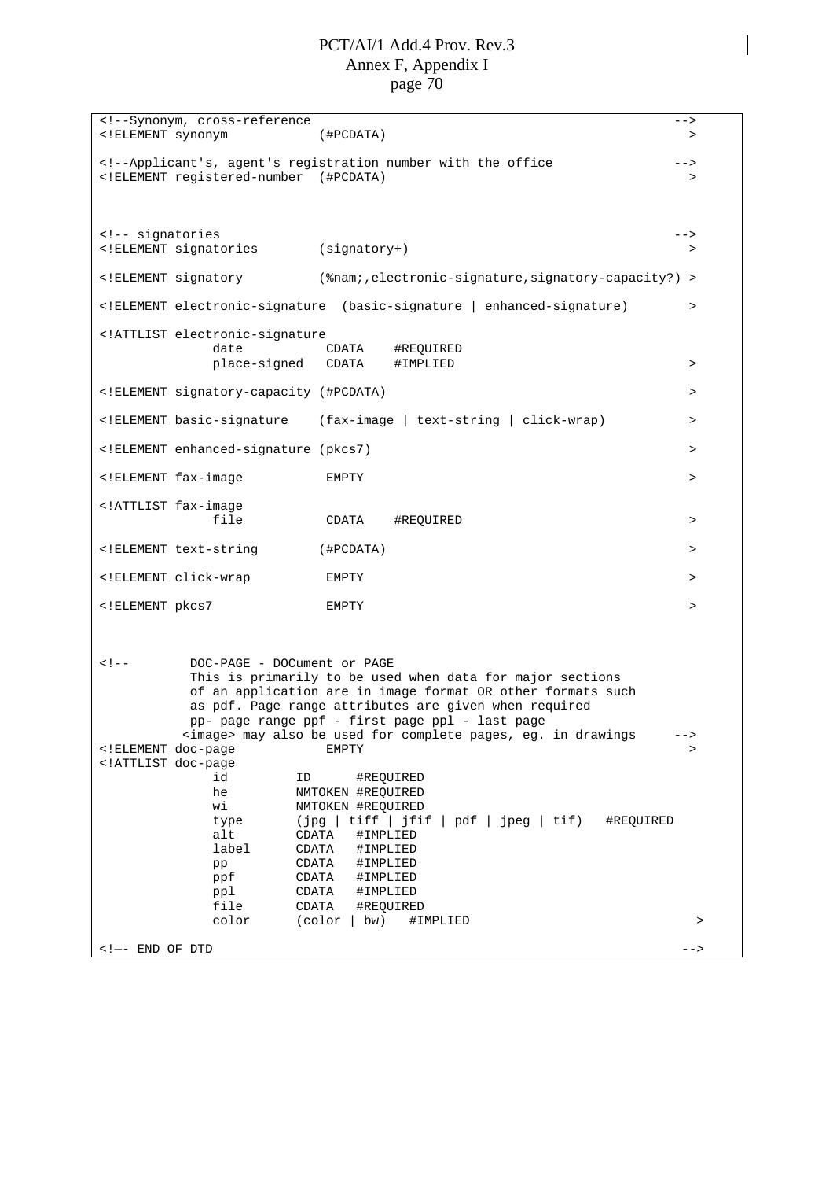```
<!--Synonym, cross-reference                                                      -->
<!ELEMENT synonym            (#PCDATA)                                               >

<!--Applicant's, agent's registration number with the office                      -->
<!ELEMENT registered-number  (#PCDATA)                                               >



<!-- signatories                                                                  -->
<!ELEMENT signatories        (signatory+)                                            >

<!ELEMENT signatory          (%nam;,electronic-signature,signatory-capacity?) >

<!ELEMENT electronic-signature  (basic-signature | enhanced-signature)              >

<!ATTLIST electronic-signature
               date           CDATA    #REQUIRED
               place-signed   CDATA    #IMPLIED                                      >

<!ELEMENT signatory-capacity (#PCDATA)                                               >

<!ELEMENT basic-signature    (fax-image | text-string | click-wrap)                 >

<!ELEMENT enhanced-signature (pkcs7)                                                 >

<!ELEMENT fax-image           EMPTY                                                  >

<!ATTLIST fax-image
               file           CDATA    #REQUIRED                                     >

<!ELEMENT text-string        (#PCDATA)                                               >

<!ELEMENT click-wrap          EMPTY                                                   >

<!ELEMENT pkcs7               EMPTY                                                  >



<!--        DOC-PAGE - DOCument or PAGE
            This is primarily to be used when data for major sections
            of an application are in image format OR other formats such
            as pdf. Page range attributes are given when required
            pp- page range ppf - first page ppl - last page
           <image> may also be used for complete pages, eg. in drawings      -->
<!ELEMENT doc-page            EMPTY                                                  >
<!ATTLIST doc-page
               id         ID      #REQUIRED
               he         NMTOKEN #REQUIRED
               wi         NMTOKEN #REQUIRED
               type       (jpg | tiff | jfif | pdf | jpeg | tif)   #REQUIRED
               alt        CDATA   #IMPLIED
               label      CDATA   #IMPLIED
               pp         CDATA   #IMPLIED
               ppf        CDATA   #IMPLIED
               ppl        CDATA   #IMPLIED
               file       CDATA   #REQUIRED
               color      (color | bw)   #IMPLIED                                     >

<!—- END OF DTD                                                                       -->
```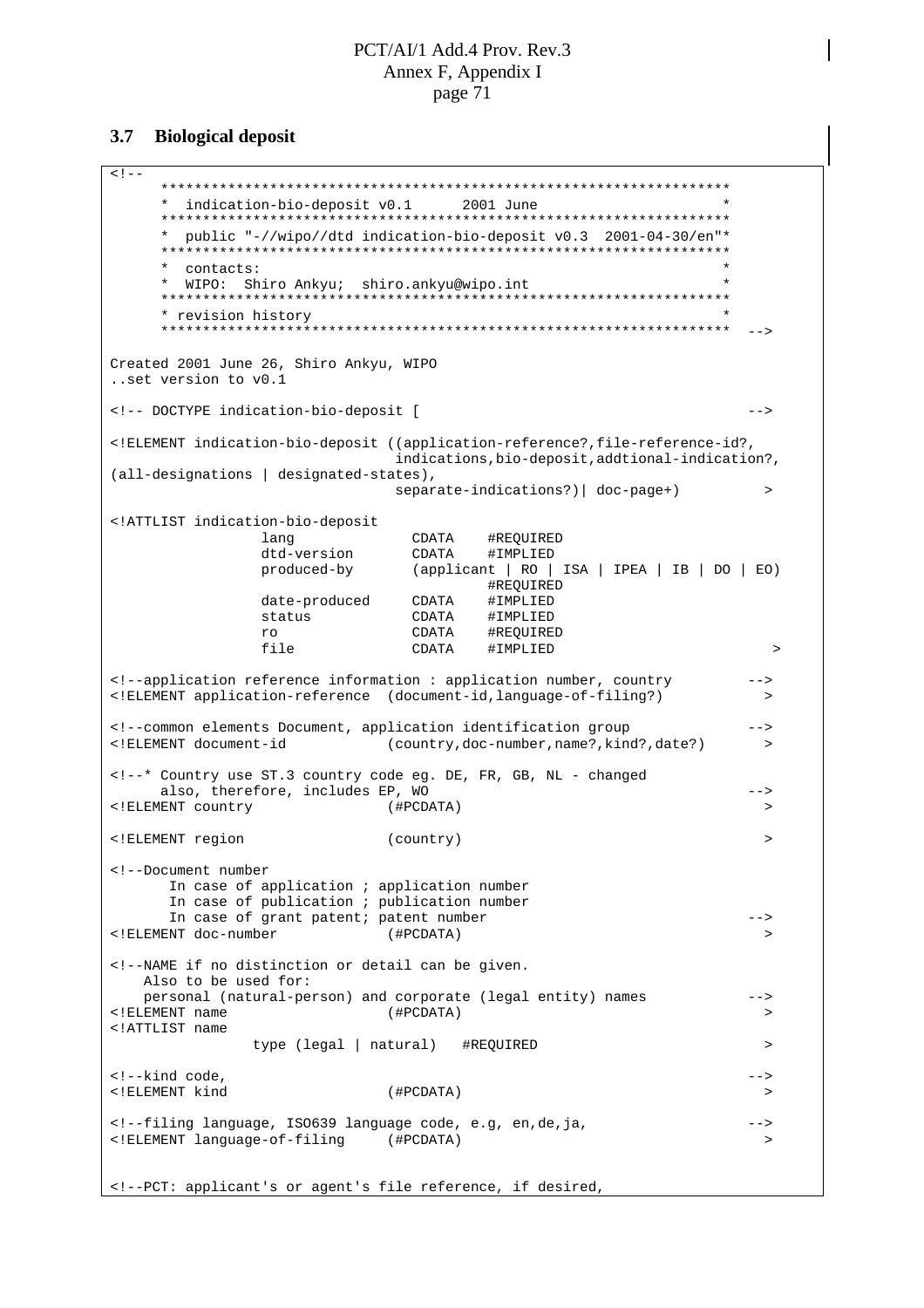### 3.7 Biological deposit

```
<!--
      *******************************************************************
      *  indication-bio-deposit v0.1      2001 June                     *
      *******************************************************************
      *  public "-//wipo//dtd indication-bio-deposit v0.3  2001-04-30/en"*
      *******************************************************************
      *  contacts:                                                      *
      *  WIPO:  Shiro Ankyu;  shiro.ankyu@wipo.int                      *
      *******************************************************************
      * revision history                                                *
      *******************************************************************  -->

Created 2001 June 26, Shiro Ankyu, WIPO
..set version to v0.1

<!-- DOCTYPE indication-bio-deposit [                                      -->

<!ELEMENT indication-bio-deposit ((application-reference?,file-reference-id?,
                                  indications,bio-deposit,addtional-indication?,
(all-designations | designated-states),
                                  separate-indications?)| doc-page+)         >

<!ATTLIST indication-bio-deposit
                  lang              CDATA    #REQUIRED
                  dtd-version       CDATA    #IMPLIED
                  produced-by       (applicant | RO | ISA | IPEA | IB | DO | EO)
                                             #REQUIRED
                  date-produced     CDATA    #IMPLIED
                  status            CDATA    #IMPLIED
                  ro                CDATA    #REQUIRED
                  file              CDATA    #IMPLIED                           >

<!--application reference information : application number, country        -->
<!ELEMENT application-reference  (document-id,language-of-filing?)            >

<!--common elements Document, application identification group             -->
<!ELEMENT document-id            (country,doc-number,name?,kind?,date?)      >

<!--* Country use ST.3 country code eg. DE, FR, GB, NL - changed
      also, therefore, includes EP, WO                                     -->
<!ELEMENT country                (#PCDATA)                                   >

<!ELEMENT region                 (country)                                   >

<!--Document number
       In case of application ; application number
       In case of publication ; publication number
       In case of grant patent; patent number                              -->
<!ELEMENT doc-number             (#PCDATA)                                   >

<!--NAME if no distinction or detail can be given.
    Also to be used for:
    personal (natural-person) and corporate (legal entity) names           -->
<!ELEMENT name                   (#PCDATA)                                   >
<!ATTLIST name
                 type (legal | natural)   #REQUIRED                          >

<!--kind code,                                                             -->
<!ELEMENT kind                   (#PCDATA)                                   >

<!--filing language, ISO639 language code, e.g, en,de,ja,                  -->
<!ELEMENT language-of-filing     (#PCDATA)                                   >


<!--PCT: applicant's or agent's file reference, if desired,
```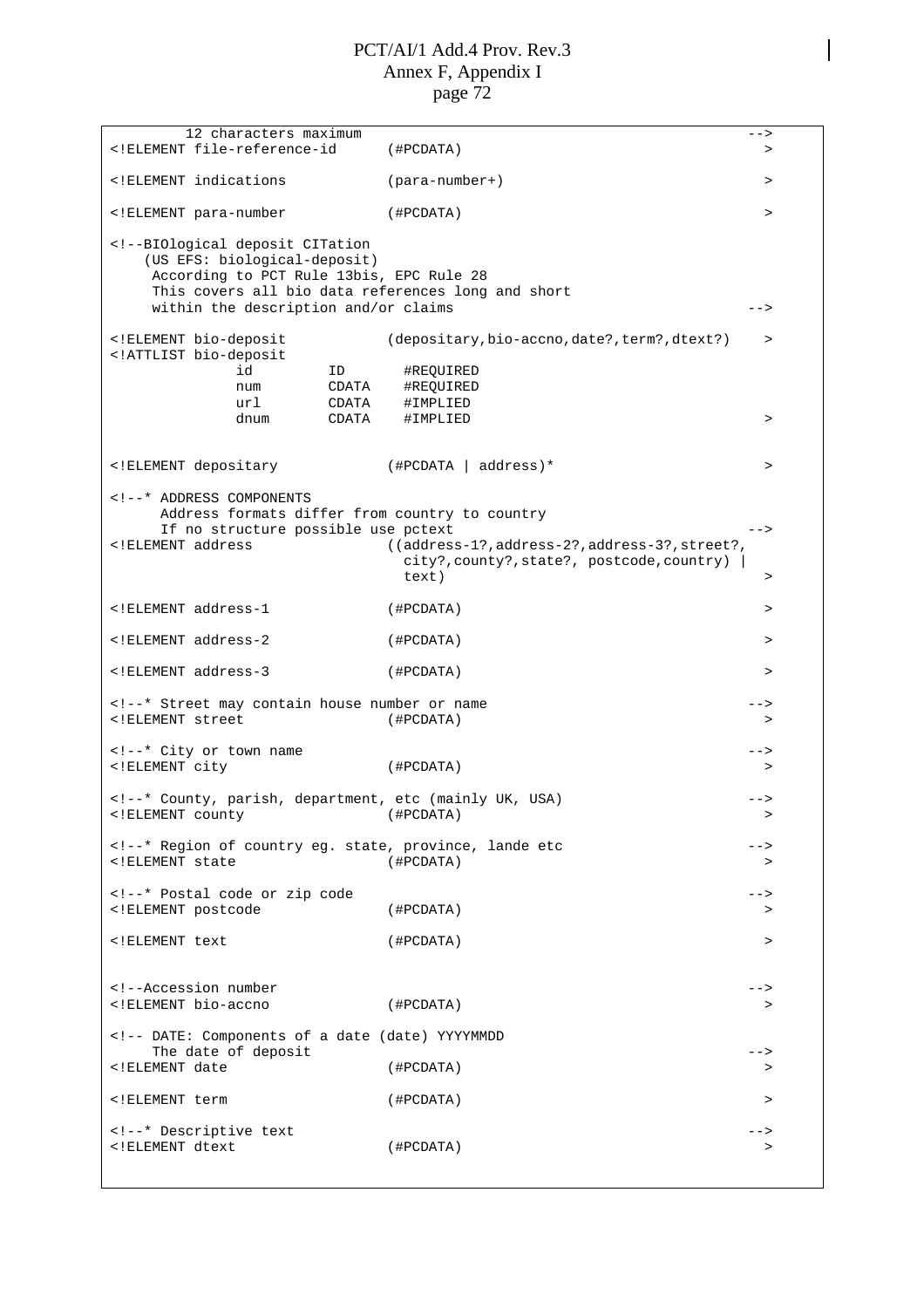```
        12 characters maximum                                              -->
<!ELEMENT file-reference-id      (#PCDATA)                                  >

<!ELEMENT indications            (para-number+)                             >

<!ELEMENT para-number            (#PCDATA)                                  >

<!--BIOlogical deposit CITation
    (US EFS: biological-deposit)
     According to PCT Rule 13bis, EPC Rule 28
     This covers all bio data references long and short
     within the description and/or claims                                  -->

<!ELEMENT bio-deposit            (depositary,bio-accno,date?,term?,dtext?)  >
<!ATTLIST bio-deposit
               id         ID       #REQUIRED
               num        CDATA    #REQUIRED
               url        CDATA    #IMPLIED
               dnum       CDATA    #IMPLIED                                 >


<!ELEMENT depositary             (#PCDATA | address)*                       >

<!--* ADDRESS COMPONENTS
      Address formats differ from country to country
      If no structure possible use pctext                                  -->
<!ELEMENT address                ((address-1?,address-2?,address-3?,street?,
                                   city?,county?,state?, postcode,country) |
                                   text)                                    >

<!ELEMENT address-1              (#PCDATA)                                  >

<!ELEMENT address-2              (#PCDATA)                                  >

<!ELEMENT address-3              (#PCDATA)                                  >

<!--* Street may contain house number or name                              -->
<!ELEMENT street                 (#PCDATA)                                  >

<!--* City or town name                                                    -->
<!ELEMENT city                   (#PCDATA)                                  >

<!--* County, parish, department, etc (mainly UK, USA)                     -->
<!ELEMENT county                 (#PCDATA)                                  >

<!--* Region of country eg. state, province, lande etc                     -->
<!ELEMENT state                  (#PCDATA)                                  >

<!--* Postal code or zip code                                              -->
<!ELEMENT postcode               (#PCDATA)                                  >

<!ELEMENT text                   (#PCDATA)                                  >


<!--Accession number                                                       -->
<!ELEMENT bio-accno              (#PCDATA)                                  >

<!-- DATE: Components of a date (date) YYYYMMDD
     The date of deposit                                                   -->
<!ELEMENT date                   (#PCDATA)                                  >

<!ELEMENT term                   (#PCDATA)                                  >

<!--* Descriptive text                                                     -->
<!ELEMENT dtext                  (#PCDATA)                                  >
```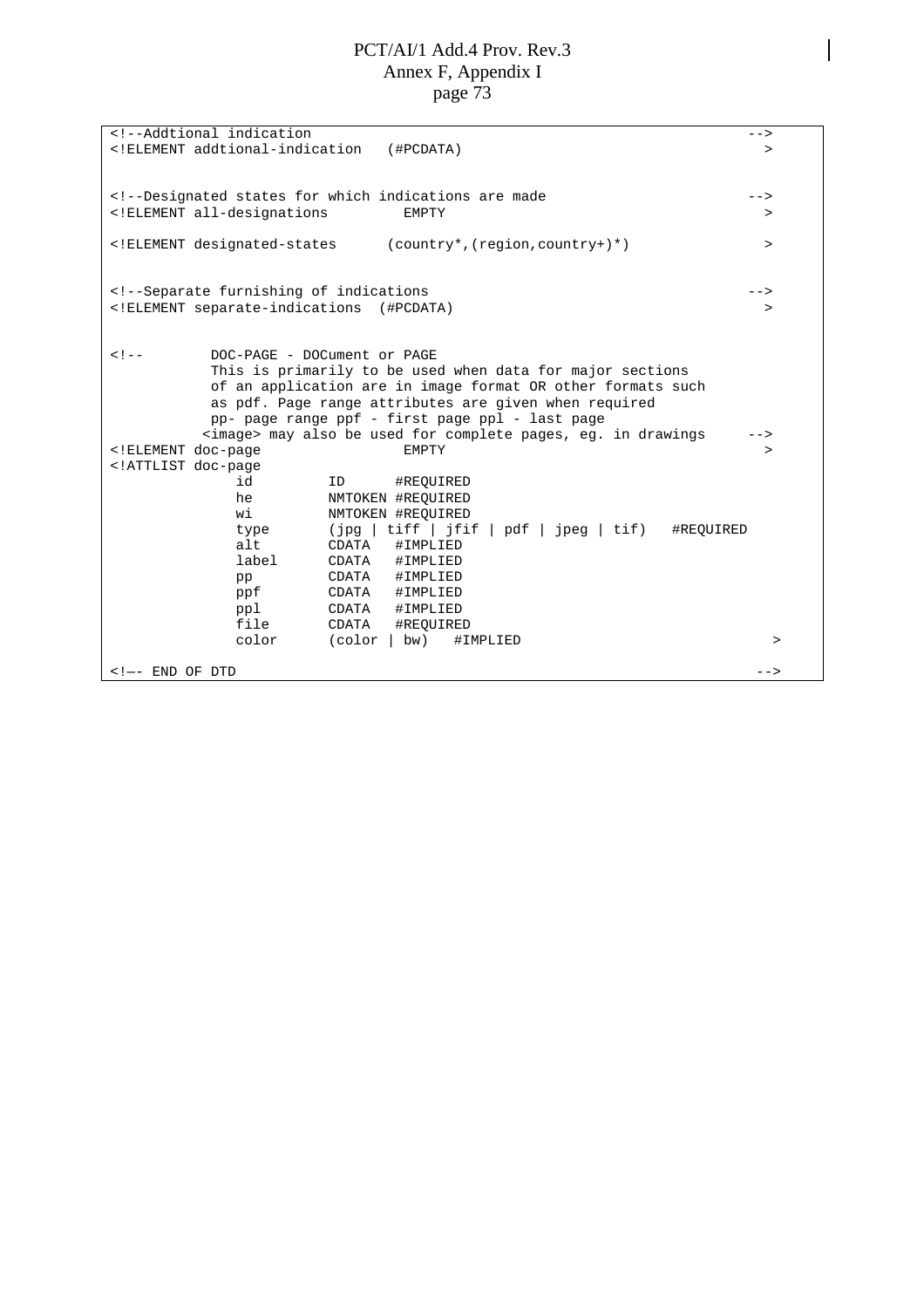```
<!--Addtional indication                                                          -->
<!ELEMENT addtional-indication   (#PCDATA)                                          >


<!--Designated states for which indications are made                             -->
<!ELEMENT all-designations         EMPTY                                            >

<!ELEMENT designated-states      (country*,(region,country+)*)                      >


<!--Separate furnishing of indications                                           -->
<!ELEMENT separate-indications  (#PCDATA)                                           >


<!--        DOC-PAGE - DOCument or PAGE
            This is primarily to be used when data for major sections
            of an application are in image format OR other formats such
            as pdf. Page range attributes are given when required
            pp- page range ppf - first page ppl - last page
           <image> may also be used for complete pages, eg. in drawings      -->
<!ELEMENT doc-page                 EMPTY                                            >
<!ATTLIST doc-page
               id         ID      #REQUIRED
               he         NMTOKEN #REQUIRED
               wi         NMTOKEN #REQUIRED
               type       (jpg | tiff | jfif | pdf | jpeg | tif)   #REQUIRED
               alt        CDATA   #IMPLIED
               label      CDATA   #IMPLIED
               pp         CDATA   #IMPLIED
               ppf        CDATA   #IMPLIED
               ppl        CDATA   #IMPLIED
               file       CDATA   #REQUIRED
               color      (color | bw)   #IMPLIED                                    >

<!—- END OF DTD                                                                     -->
```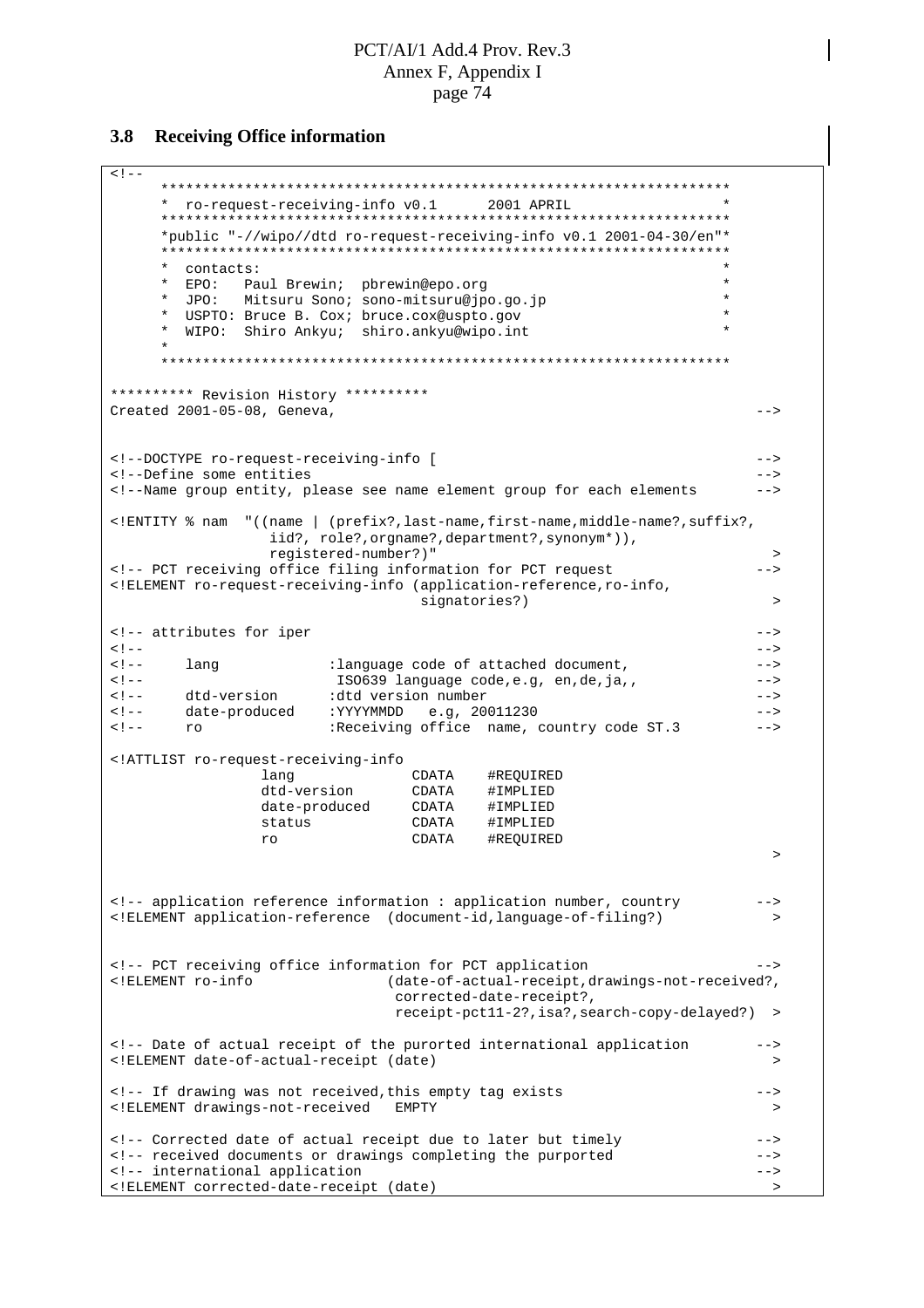## 3.8 Receiving Office information

```
<!--
      ********************************************************************
      *  ro-request-receiving-info v0.1      2001 APRIL                  *
      ********************************************************************
      *public "-//wipo//dtd ro-request-receiving-info v0.1 2001-04-30/en"*
      ********************************************************************
      *  contacts:                                                       *
      *  EPO:   Paul Brewin;  pbrewin@epo.org                            *
      *  JPO:   Mitsuru Sono; sono-mitsuru@jpo.go.jp                     *
      *  USPTO: Bruce B. Cox; bruce.cox@uspto.gov                        *
      *  WIPO:  Shiro Ankyu;  shiro.ankyu@wipo.int                       *
      *
      ********************************************************************

********** Revision History **********
Created 2001-05-08, Geneva,                                                  -->


<!--DOCTYPE ro-request-receiving-info [                                      -->
<!--Define some entities                                                     -->
<!--Name group entity, please see name element group for each elements       -->

<!ENTITY % nam  "((name | (prefix?,last-name,first-name,middle-name?,suffix?,
                  iid?, role?,orgname?,department?,synonym*)),
                  registered-number?)"                                         >
<!-- PCT receiving office filing information for PCT request                 -->
<!ELEMENT ro-request-receiving-info (application-reference,ro-info,
                                     signatories?)                             >

<!-- attributes for iper                                                     -->
<!--                                                                         -->
<!--     lang             :language code of attached document,               -->
<!--                       ISO639 language code,e.g, en,de,ja,,              -->
<!--     dtd-version      :dtd version number                                -->
<!--     date-produced    :YYYYMMDD   e.g, 20011230                          -->
<!--     ro               :Receiving office  name, country code ST.3         -->

<!ATTLIST ro-request-receiving-info
                lang              CDATA    #REQUIRED
                dtd-version       CDATA    #IMPLIED
                date-produced     CDATA    #IMPLIED
                status            CDATA    #IMPLIED
                ro                CDATA    #REQUIRED
                                                                               >


<!-- application reference information : application number, country        -->
<!ELEMENT application-reference  (document-id,language-of-filing?)             >


<!-- PCT receiving office information for PCT application                    -->
<!ELEMENT ro-info                (date-of-actual-receipt,drawings-not-received?,
                                  corrected-date-receipt?,
                                  receipt-pct11-2?,isa?,search-copy-delayed?)  >

<!-- Date of actual receipt of the purorted international application        -->
<!ELEMENT date-of-actual-receipt (date)                                        >

<!-- If drawing was not received,this empty tag exists                       -->
<!ELEMENT drawings-not-received   EMPTY                                        >

<!-- Corrected date of actual receipt due to later but timely                -->
<!-- received documents or drawings completing the purported                 -->
<!-- international application                                               -->
<!ELEMENT corrected-date-receipt (date)                                         >
```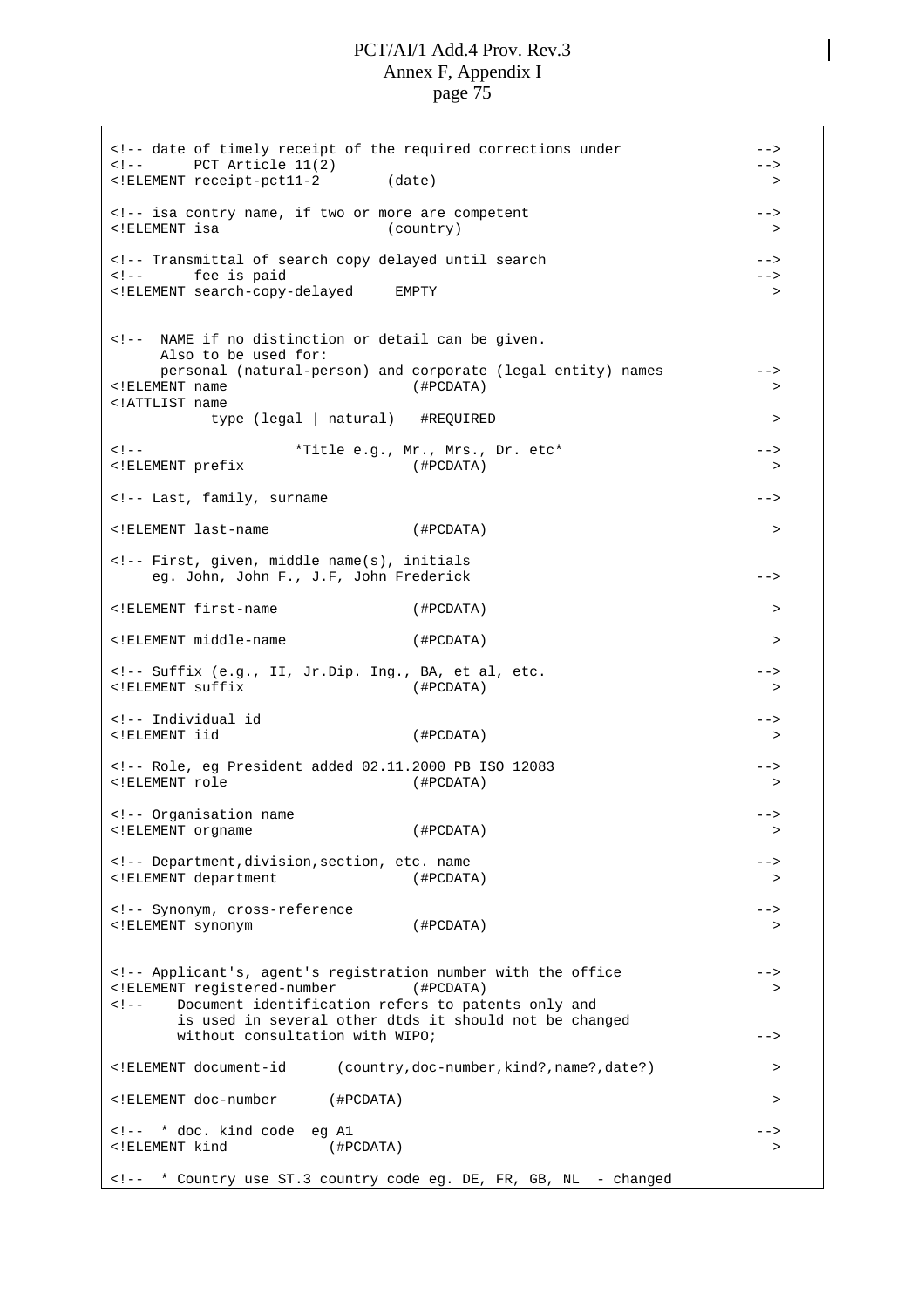```
<!-- date of timely receipt of the required corrections under           -->
<!--      PCT Article 11(2)                                              -->
<!ELEMENT receipt-pct11-2        (date)                                   >

<!-- isa contry name, if two or more are competent                       -->
<!ELEMENT isa                    (country)                                >

<!-- Transmittal of search copy delayed until search                     -->
<!--      fee is paid                                                    -->
<!ELEMENT search-copy-delayed     EMPTY                                   >


<!--  NAME if no distinction or detail can be given.
      Also to be used for:
      personal (natural-person) and corporate (legal entity) names       -->
<!ELEMENT name                      (#PCDATA)                             >
<!ATTLIST name
            type (legal | natural)   #REQUIRED                            >

<!--                  *Title e.g., Mr., Mrs., Dr. etc*                   -->
<!ELEMENT prefix                    (#PCDATA)                             >

<!-- Last, family, surname                                               -->

<!ELEMENT last-name                 (#PCDATA)                             >

<!-- First, given, middle name(s), initials
     eg. John, John F., J.F, John Frederick                              -->

<!ELEMENT first-name                (#PCDATA)                             >

<!ELEMENT middle-name               (#PCDATA)                             >

<!-- Suffix (e.g., II, Jr.Dip. Ing., BA, et al, etc.                     -->
<!ELEMENT suffix                    (#PCDATA)                             >

<!-- Individual id                                                       -->
<!ELEMENT iid                       (#PCDATA)                             >

<!-- Role, eg President added 02.11.2000 PB ISO 12083                    -->
<!ELEMENT role                      (#PCDATA)                             >

<!-- Organisation name                                                   -->
<!ELEMENT orgname                   (#PCDATA)                             >

<!-- Department,division,section, etc. name                              -->
<!ELEMENT department                (#PCDATA)                             >

<!-- Synonym, cross-reference                                            -->
<!ELEMENT synonym                   (#PCDATA)                             >


<!-- Applicant's, agent's registration number with the office            -->
<!ELEMENT registered-number         (#PCDATA)                             >
<!--     Document identification refers to patents only and
        is used in several other dtds it should not be changed
        without consultation with WIPO;                                  -->

<!ELEMENT document-id      (country,doc-number,kind?,name?,date?)         >

<!ELEMENT doc-number      (#PCDATA)                                       >

<!--  * doc. kind code  eg A1                                            -->
<!ELEMENT kind            (#PCDATA)                                       >

<!--  * Country use ST.3 country code eg. DE, FR, GB, NL  - changed
```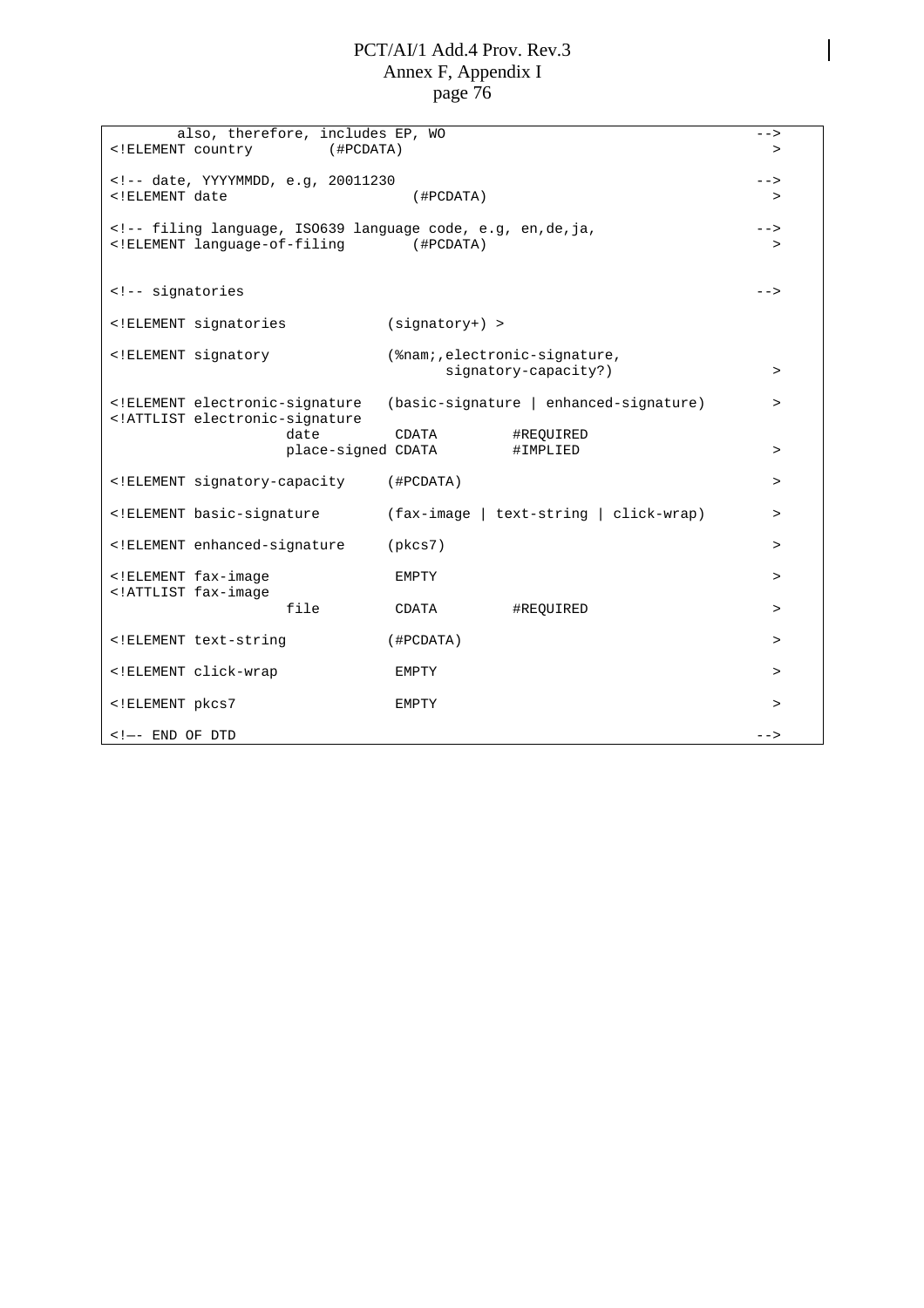```
        also, therefore, includes EP, WO                                        -->
<!ELEMENT country         (#PCDATA)                                              >

<!-- date, YYYYMMDD, e.g, 20011230                                              -->
<!ELEMENT date                      (#PCDATA)                                    >

<!-- filing language, ISO639 language code, e.g, en,de,ja,                      -->
<!ELEMENT language-of-filing        (#PCDATA)                                    >


<!-- signatories                                                                -->

<!ELEMENT signatories            (signatory+) >

<!ELEMENT signatory              (%nam;,electronic-signature,
                                        signatory-capacity?)                     >

<!ELEMENT electronic-signature   (basic-signature | enhanced-signature)          >
<!ATTLIST electronic-signature
                     date         CDATA         #REQUIRED
                     place-signed CDATA         #IMPLIED                         >

<!ELEMENT signatory-capacity     (#PCDATA)                                       >

<!ELEMENT basic-signature        (fax-image | text-string | click-wrap)          >

<!ELEMENT enhanced-signature     (pkcs7)                                         >

<!ELEMENT fax-image               EMPTY                                          >
<!ATTLIST fax-image
                     file         CDATA         #REQUIRED                        >

<!ELEMENT text-string            (#PCDATA)                                       >

<!ELEMENT click-wrap              EMPTY                                          >

<!ELEMENT pkcs7                   EMPTY                                          >

<!—- END OF DTD                                                                 -->
```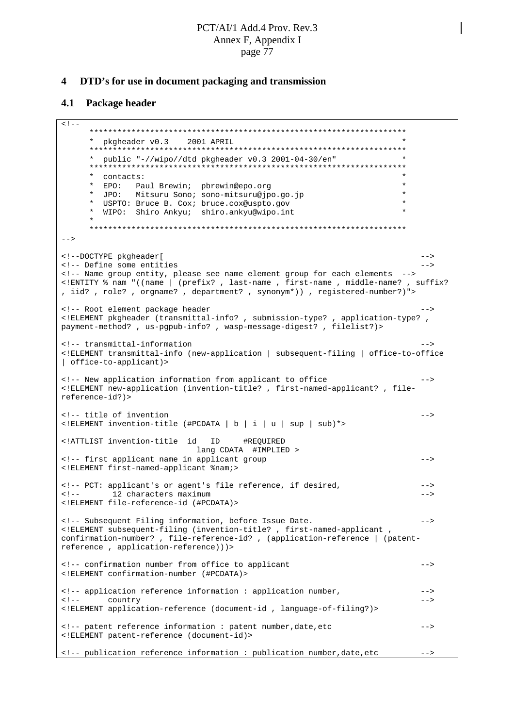## 4 DTD's for use in document packaging and transmission

### 4.1 Package header

```
<!--
      ********************************************************************
      *  pkgheader v0.3    2001 APRIL                                    *
      ********************************************************************
      *  public "-//wipo//dtd pkgheader v0.3 2001-04-30/en"              *
      ********************************************************************
      *  contacts:                                                       *
      *  EPO:   Paul Brewin;  pbrewin@epo.org                            *
      *  JPO:   Mitsuru Sono; sono-mitsuru@jpo.go.jp                     *
      *  USPTO: Bruce B. Cox; bruce.cox@uspto.gov                        *
      *  WIPO:  Shiro Ankyu;  shiro.ankyu@wipo.int                       *
      *
      ********************************************************************
-->

<!--DOCTYPE pkgheader[                                                          -->
<!-- Define some entities                                                       -->
<!-- Name group entity, please see name element group for each elements  -->
<!ENTITY % nam "((name | (prefix? , last-name , first-name , middle-name? , suffix?
, iid? , role? , orgname? , department? , synonym*)) , registered-number?)">

<!-- Root element package header                                                -->
<!ELEMENT pkgheader (transmittal-info? , submission-type? , application-type? ,
payment-method? , us-pgpub-info? , wasp-message-digest? , filelist?)>

<!-- transmittal-information                                                    -->
<!ELEMENT transmittal-info (new-application | subsequent-filing | office-to-office
| office-to-applicant)>

<!-- New application information from applicant to office                     -->
<!ELEMENT new-application (invention-title? , first-named-applicant? , file-
reference-id?)>

<!-- title of invention                                                         -->
<!ELEMENT invention-title (#PCDATA | b | i | u | sup | sub)*>

<!ATTLIST invention-title  id   ID     #REQUIRED
                          lang CDATA  #IMPLIED >
<!-- first applicant name in applicant group                                    -->
<!ELEMENT first-named-applicant %nam;>

<!-- PCT: applicant's or agent's file reference, if desired,                    -->
<!--       12 characters maximum                                                -->
<!ELEMENT file-reference-id (#PCDATA)>

<!-- Subsequent Filing information, before Issue Date.                         -->
<!ELEMENT subsequent-filing (invention-title? , first-named-applicant ,
confirmation-number? , file-reference-id? , (application-reference | (patent-
reference , application-reference)))>

<!-- confirmation number from office to applicant                               -->
<!ELEMENT confirmation-number (#PCDATA)>

<!-- application reference information : application number,                   -->
<!--      country                                                               -->
<!ELEMENT application-reference (document-id , language-of-filing?)>

<!-- patent reference information : patent number,date,etc                      -->
<!ELEMENT patent-reference (document-id)>

<!-- publication reference information : publication number,date,etc           -->
```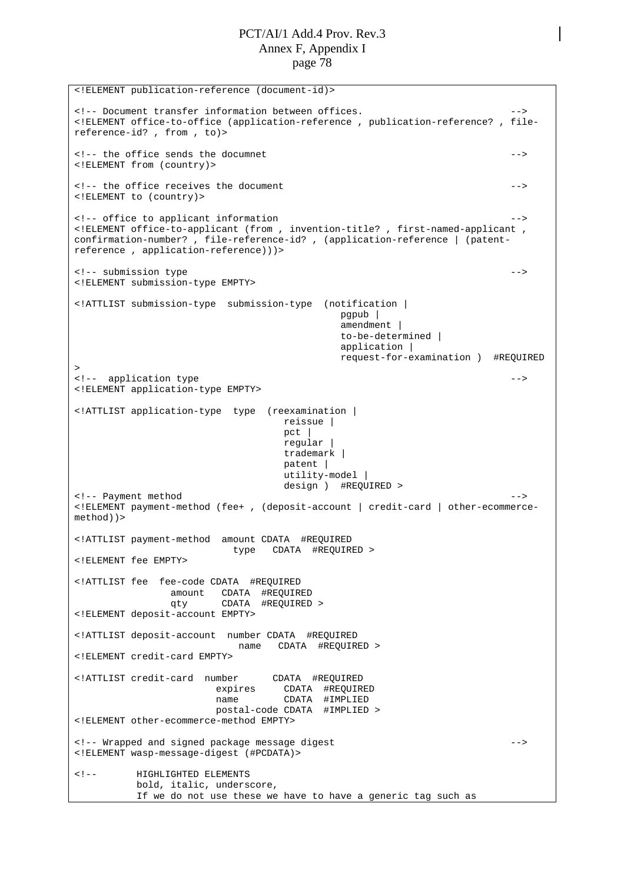```
<!ELEMENT publication-reference (document-id)>

<!-- Document transfer information between offices.                            -->
<!ELEMENT office-to-office (application-reference , publication-reference? , file-
reference-id? , from , to)>

<!-- the office sends the documnet                                             -->
<!ELEMENT from (country)>

<!-- the office receives the document                                          -->
<!ELEMENT to (country)>

<!-- office to applicant information                                           -->
<!ELEMENT office-to-applicant (from , invention-title? , first-named-applicant ,
confirmation-number? , file-reference-id? , (application-reference | (patent-
reference , application-reference)))>

<!-- submission type                                                           -->
<!ELEMENT submission-type EMPTY>

<!ATTLIST submission-type  submission-type  (notification |
                                               pgpub |
                                               amendment |
                                               to-be-determined |
                                               application |
                                               request-for-examination )  #REQUIRED
>
<!--  application type                                                         -->
<!ELEMENT application-type EMPTY>

<!ATTLIST application-type  type  (reexamination |
                                     reissue |
                                     pct |
                                     regular |
                                     trademark |
                                     patent |
                                     utility-model |
                                     design )  #REQUIRED >
<!-- Payment method                                                            -->
<!ELEMENT payment-method (fee+ , (deposit-account | credit-card | other-ecommerce-
method))>

<!ATTLIST payment-method  amount CDATA  #REQUIRED
                            type   CDATA  #REQUIRED >
<!ELEMENT fee EMPTY>

<!ATTLIST fee  fee-code CDATA  #REQUIRED
                 amount   CDATA  #REQUIRED
                 qty      CDATA  #REQUIRED >
<!ELEMENT deposit-account EMPTY>

<!ATTLIST deposit-account  number CDATA  #REQUIRED
                             name   CDATA  #REQUIRED >
<!ELEMENT credit-card EMPTY>

<!ATTLIST credit-card  number      CDATA  #REQUIRED
                         expires     CDATA  #REQUIRED
                         name        CDATA  #IMPLIED
                         postal-code CDATA  #IMPLIED >
<!ELEMENT other-ecommerce-method EMPTY>

<!-- Wrapped and signed package message digest                                 -->
<!ELEMENT wasp-message-digest (#PCDATA)>

<!--       HIGHLIGHTED ELEMENTS
           bold, italic, underscore,
           If we do not use these we have to have a generic tag such as
```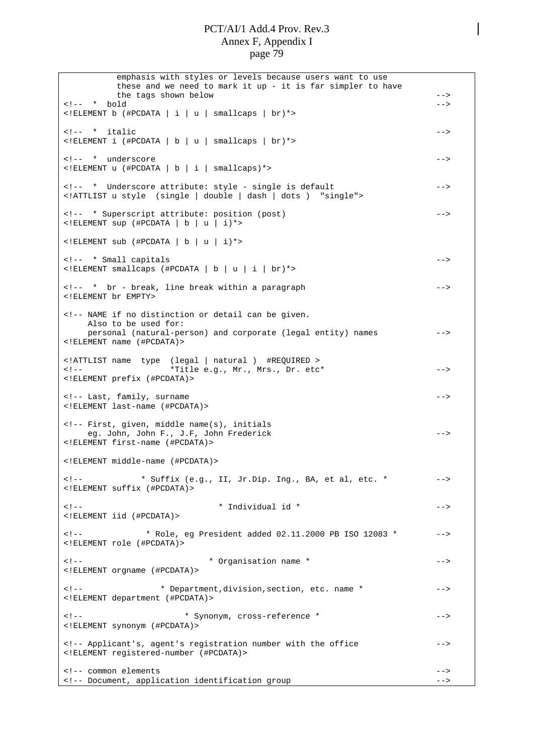```
          emphasis with styles or levels because users want to use
          these and we need to mark it up - it is far simpler to have
          the tags shown below                                              -->
<!--  *  bold                                                              -->
<!ELEMENT b (#PCDATA | i | u | smallcaps | br)*>

<!--  *  italic                                                            -->
<!ELEMENT i (#PCDATA | b | u | smallcaps | br)*>

<!--  *  underscore                                                        -->
<!ELEMENT u (#PCDATA | b | i | smallcaps)*>

<!--  *  Underscore attribute: style - single is default                   -->
<!ATTLIST u style  (single | double | dash | dots )  "single">

<!--  * Superscript attribute: position (post)                             -->
<!ELEMENT sup (#PCDATA | b | u | i)*>

<!ELEMENT sub (#PCDATA | b | u | i)*>

<!--  * Small capitals                                                     -->
<!ELEMENT smallcaps (#PCDATA | b | u | i | br)*>

<!--  *  br - break, line break within a paragraph                         -->
<!ELEMENT br EMPTY>

<!-- NAME if no distinction or detail can be given.
     Also to be used for:
     personal (natural-person) and corporate (legal entity) names         -->
<!ELEMENT name (#PCDATA)>

<!ATTLIST name  type  (legal | natural )  #REQUIRED >
<!--                  *Title e.g., Mr., Mrs., Dr. etc*                     -->
<!ELEMENT prefix (#PCDATA)>

<!-- Last, family, surname                                                 -->
<!ELEMENT last-name (#PCDATA)>

<!-- First, given, middle name(s), initials
     eg. John, John F., J.F, John Frederick                               -->
<!ELEMENT first-name (#PCDATA)>

<!ELEMENT middle-name (#PCDATA)>

<!--            * Suffix (e.g., II, Jr.Dip. Ing., BA, et al, etc. *        -->
<!ELEMENT suffix (#PCDATA)>

<!--                            * Individual id *                          -->
<!ELEMENT iid (#PCDATA)>

<!--             * Role, eg President added 02.11.2000 PB ISO 12083 *      -->
<!ELEMENT role (#PCDATA)>

<!--                          * Organisation name *                        -->
<!ELEMENT orgname (#PCDATA)>

<!--                * Department,division,section, etc. name *             -->
<!ELEMENT department (#PCDATA)>

<!--                     * Synonym, cross-reference *                      -->
<!ELEMENT synonym (#PCDATA)>

<!-- Applicant's, agent's registration number with the office             -->
<!ELEMENT registered-number (#PCDATA)>

<!-- common elements                                                       -->
<!-- Document, application identification group                            -->
```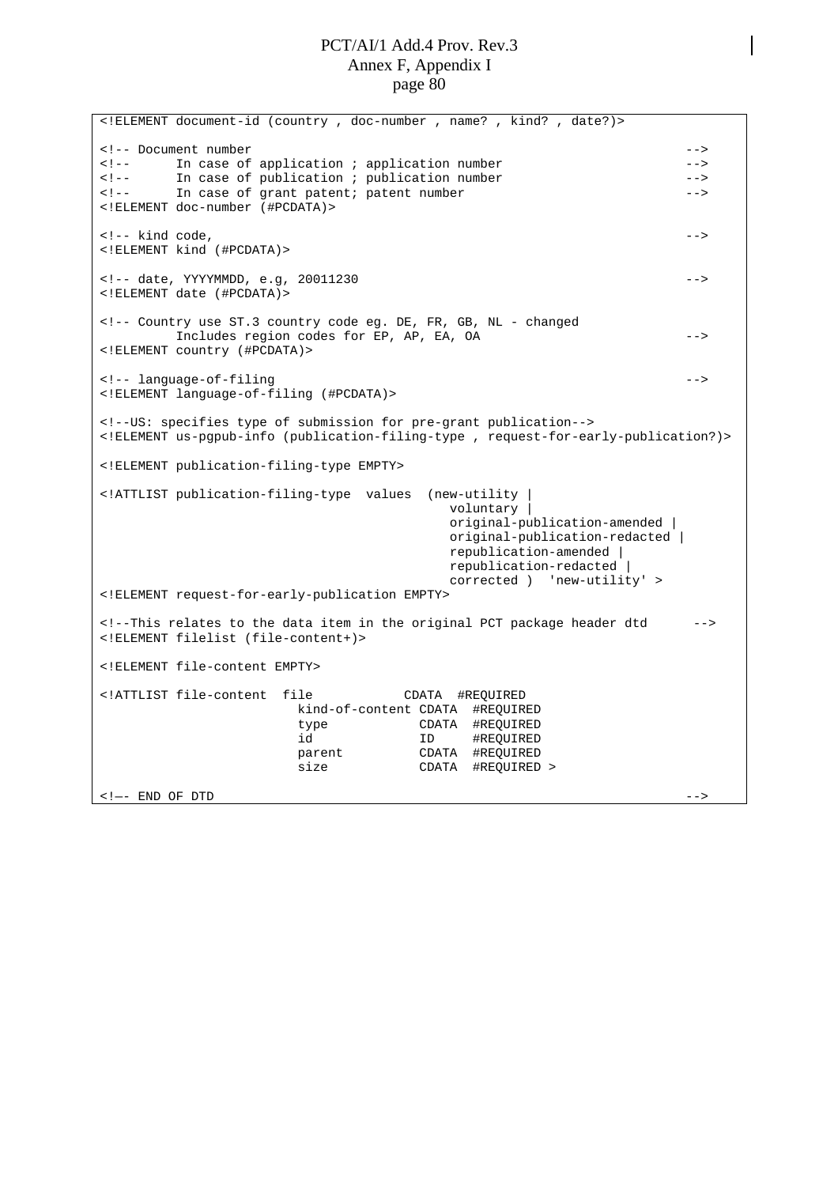```
<!ELEMENT document-id (country , doc-number , name? , kind? , date?)>

<!-- Document number                                                         -->
<!--      In case of application ; application number                        -->
<!--      In case of publication ; publication number                        -->
<!--      In case of grant patent; patent number                             -->
<!ELEMENT doc-number (#PCDATA)>

<!-- kind code,                                                              -->
<!ELEMENT kind (#PCDATA)>

<!-- date, YYYYMMDD, e.g, 20011230                                           -->
<!ELEMENT date (#PCDATA)>

<!-- Country use ST.3 country code eg. DE, FR, GB, NL - changed
        Includes region codes for EP, AP, EA, OA                             -->
<!ELEMENT country (#PCDATA)>

<!-- language-of-filing                                                      -->
<!ELEMENT language-of-filing (#PCDATA)>

<!--US: specifies type of submission for pre-grant publication-->
<!ELEMENT us-pgpub-info (publication-filing-type , request-for-early-publication?)>

<!ELEMENT publication-filing-type EMPTY>

<!ATTLIST publication-filing-type  values  (new-utility |
                                              voluntary |
                                              original-publication-amended |
                                              original-publication-redacted |
                                              republication-amended |
                                              republication-redacted |
                                              corrected )  'new-utility' >
<!ELEMENT request-for-early-publication EMPTY>

<!--This relates to the data item in the original PCT package header dtd      -->
<!ELEMENT filelist (file-content+)>

<!ELEMENT file-content EMPTY>

<!ATTLIST file-content  file            CDATA  #REQUIRED
                        kind-of-content CDATA  #REQUIRED
                        type            CDATA  #REQUIRED
                        id              ID     #REQUIRED
                        parent          CDATA  #REQUIRED
                        size            CDATA  #REQUIRED >

<!—- END OF DTD                                                              -->
```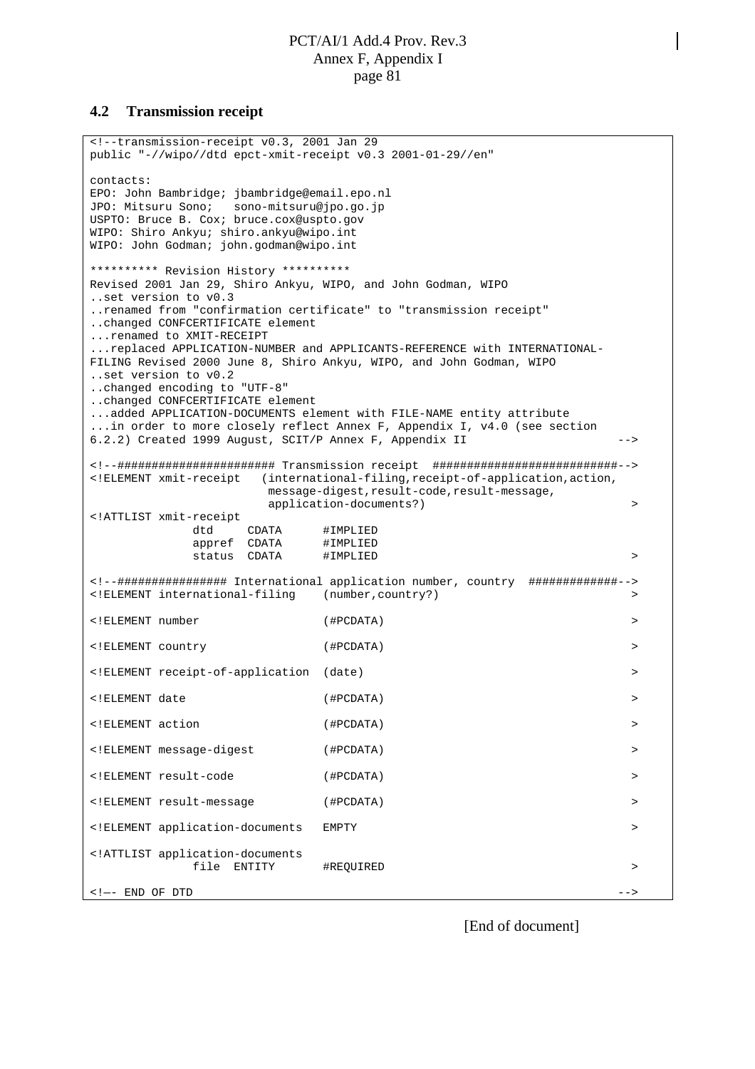### 4.2 Transmission receipt

```
<!--transmission-receipt v0.3, 2001 Jan 29
public "-//wipo//dtd epct-xmit-receipt v0.3 2001-01-29//en"

contacts:
EPO: John Bambridge; jbambridge@email.epo.nl
JPO: Mitsuru Sono;   sono-mitsuru@jpo.go.jp
USPTO: Bruce B. Cox; bruce.cox@uspto.gov
WIPO: Shiro Ankyu; shiro.ankyu@wipo.int
WIPO: John Godman; john.godman@wipo.int

********** Revision History **********
Revised 2001 Jan 29, Shiro Ankyu, WIPO, and John Godman, WIPO
..set version to v0.3
..renamed from "confirmation certificate" to "transmission receipt"
..changed CONFCERTIFICATE element
...renamed to XMIT-RECEIPT
...replaced APPLICATION-NUMBER and APPLICANTS-REFERENCE with INTERNATIONAL-
FILING Revised 2000 June 8, Shiro Ankyu, WIPO, and John Godman, WIPO
..set version to v0.2
..changed encoding to "UTF-8"
..changed CONFCERTIFICATE element
...added APPLICATION-DOCUMENTS element with FILE-NAME entity attribute
...in order to more closely reflect Annex F, Appendix I, v4.0 (see section
6.2.2) Created 1999 August, SCIT/P Annex F, Appendix II                     -->

<!--###################### Transmission receipt  ###########################-->
<!ELEMENT xmit-receipt   (international-filing,receipt-of-application,action,
                          message-digest,result-code,result-message,
                          application-documents?)                            >
<!ATTLIST xmit-receipt
               dtd     CDATA      #IMPLIED
               appref  CDATA      #IMPLIED
               status  CDATA      #IMPLIED                                   >

<!--############### International application number, country  ############-->
<!ELEMENT international-filing    (number,country?)                          >

<!ELEMENT number                  (#PCDATA)                                  >

<!ELEMENT country                 (#PCDATA)                                  >

<!ELEMENT receipt-of-application  (date)                                     >

<!ELEMENT date                    (#PCDATA)                                  >

<!ELEMENT action                  (#PCDATA)                                  >

<!ELEMENT message-digest          (#PCDATA)                                  >

<!ELEMENT result-code             (#PCDATA)                                  >

<!ELEMENT result-message          (#PCDATA)                                  >

<!ELEMENT application-documents   EMPTY                                      >

<!ATTLIST application-documents
               file  ENTITY       #REQUIRED                                  >

<!—- END OF DTD                                                             -->
```

[End of document]